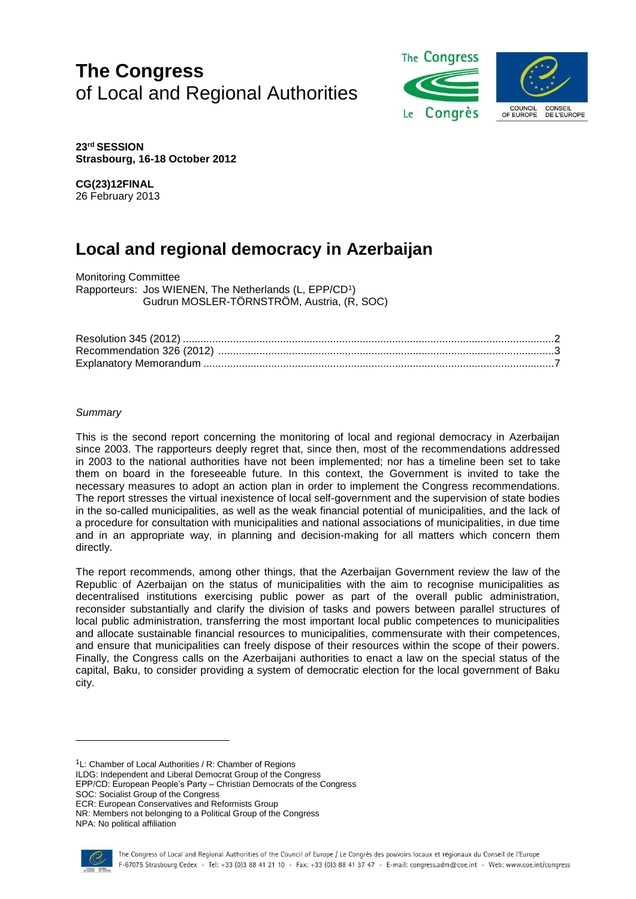# The Congress
of Local and Regional Authorities

**23rd SESSION**
**Strasbourg, 16-18 October 2012**

**CG(23)12FINAL**
26 February 2013

## Local and regional democracy in Azerbaijan

Monitoring Committee
Rapporteurs: Jos WIENEN, The Netherlands (L, EPP/CD[1])
Gudrun MOSLER-TÖRNSTRÖM, Austria, (R, SOC)

Resolution 345 (2012) ....................................................................2
Recommendation 326 (2012) ..........................................................3
Explanatory Memorandum ...............................................................7

*Summary*

This is the second report concerning the monitoring of local and regional democracy in Azerbaijan since 2003. The rapporteurs deeply regret that, since then, most of the recommendations addressed in 2003 to the national authorities have not been implemented; nor has a timeline been set to take them on board in the foreseeable future. In this context, the Government is invited to take the necessary measures to adopt an action plan in order to implement the Congress recommendations. The report stresses the virtual inexistence of local self-government and the supervision of state bodies in the so-called municipalities, as well as the weak financial potential of municipalities, and the lack of a procedure for consultation with municipalities and national associations of municipalities, in due time and in an appropriate way, in planning and decision-making for all matters which concern them directly.

The report recommends, among other things, that the Azerbaijan Government review the law of the Republic of Azerbaijan on the status of municipalities with the aim to recognise municipalities as decentralised institutions exercising public power as part of the overall public administration, reconsider substantially and clarify the division of tasks and powers between parallel structures of local public administration, transferring the most important local public competences to municipalities and allocate sustainable financial resources to municipalities, commensurate with their competences, and ensure that municipalities can freely dispose of their resources within the scope of their powers. Finally, the Congress calls on the Azerbaijani authorities to enact a law on the special status of the capital, Baku, to consider providing a system of democratic election for the local government of Baku city.

---

[1]L: Chamber of Local Authorities / R: Chamber of Regions
ILDG: Independent and Liberal Democrat Group of the Congress
EPP/CD: European People's Party – Christian Democrats of the Congress
SOC: Socialist Group of the Congress
ECR: European Conservatives and Reformists Group
NR: Members not belonging to a Political Group of the Congress
NPA: No political affiliation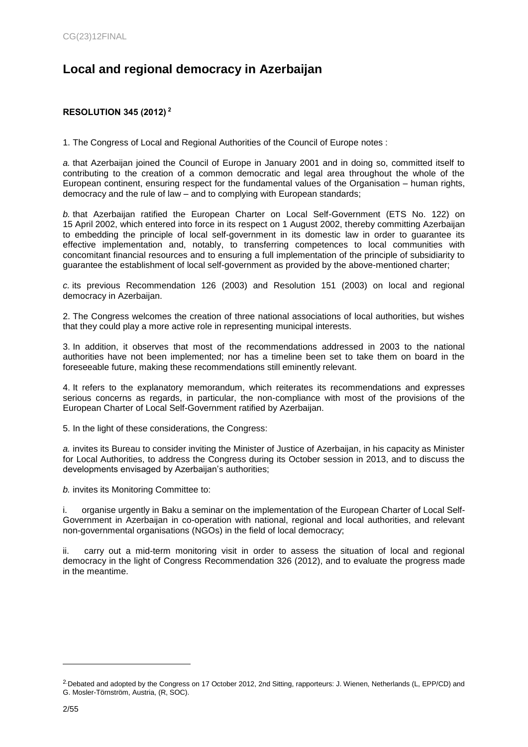# Local and regional democracy in Azerbaijan

**RESOLUTION 345 (2012)** [2]

1. The Congress of Local and Regional Authorities of the Council of Europe notes :

*a.* that Azerbaijan joined the Council of Europe in January 2001 and in doing so, committed itself to contributing to the creation of a common democratic and legal area throughout the whole of the European continent, ensuring respect for the fundamental values of the Organisation – human rights, democracy and the rule of law – and to complying with European standards;

*b.* that Azerbaijan ratified the European Charter on Local Self-Government (ETS No. 122) on 15 April 2002, which entered into force in its respect on 1 August 2002, thereby committing Azerbaijan to embedding the principle of local self-government in its domestic law in order to guarantee its effective implementation and, notably, to transferring competences to local communities with concomitant financial resources and to ensuring a full implementation of the principle of subsidiarity to guarantee the establishment of local self-government as provided by the above-mentioned charter;

*c.* its previous Recommendation 126 (2003) and Resolution 151 (2003) on local and regional democracy in Azerbaijan.

2. The Congress welcomes the creation of three national associations of local authorities, but wishes that they could play a more active role in representing municipal interests.

3. In addition, it observes that most of the recommendations addressed in 2003 to the national authorities have not been implemented; nor has a timeline been set to take them on board in the foreseeable future, making these recommendations still eminently relevant.

4. It refers to the explanatory memorandum, which reiterates its recommendations and expresses serious concerns as regards, in particular, the non-compliance with most of the provisions of the European Charter of Local Self-Government ratified by Azerbaijan.

5. In the light of these considerations, the Congress:

*a.* invites its Bureau to consider inviting the Minister of Justice of Azerbaijan, in his capacity as Minister for Local Authorities, to address the Congress during its October session in 2013, and to discuss the developments envisaged by Azerbaijan's authorities;

*b.* invites its Monitoring Committee to:

i. organise urgently in Baku a seminar on the implementation of the European Charter of Local Self-Government in Azerbaijan in co-operation with national, regional and local authorities, and relevant non-governmental organisations (NGOs) in the field of local democracy;

ii. carry out a mid-term monitoring visit in order to assess the situation of local and regional democracy in the light of Congress Recommendation 326 (2012), and to evaluate the progress made in the meantime.

---

[2] Debated and adopted by the Congress on 17 October 2012, 2nd Sitting, rapporteurs: J. Wienen, Netherlands (L, EPP/CD) and G. Mosler-Törnström, Austria, (R, SOC).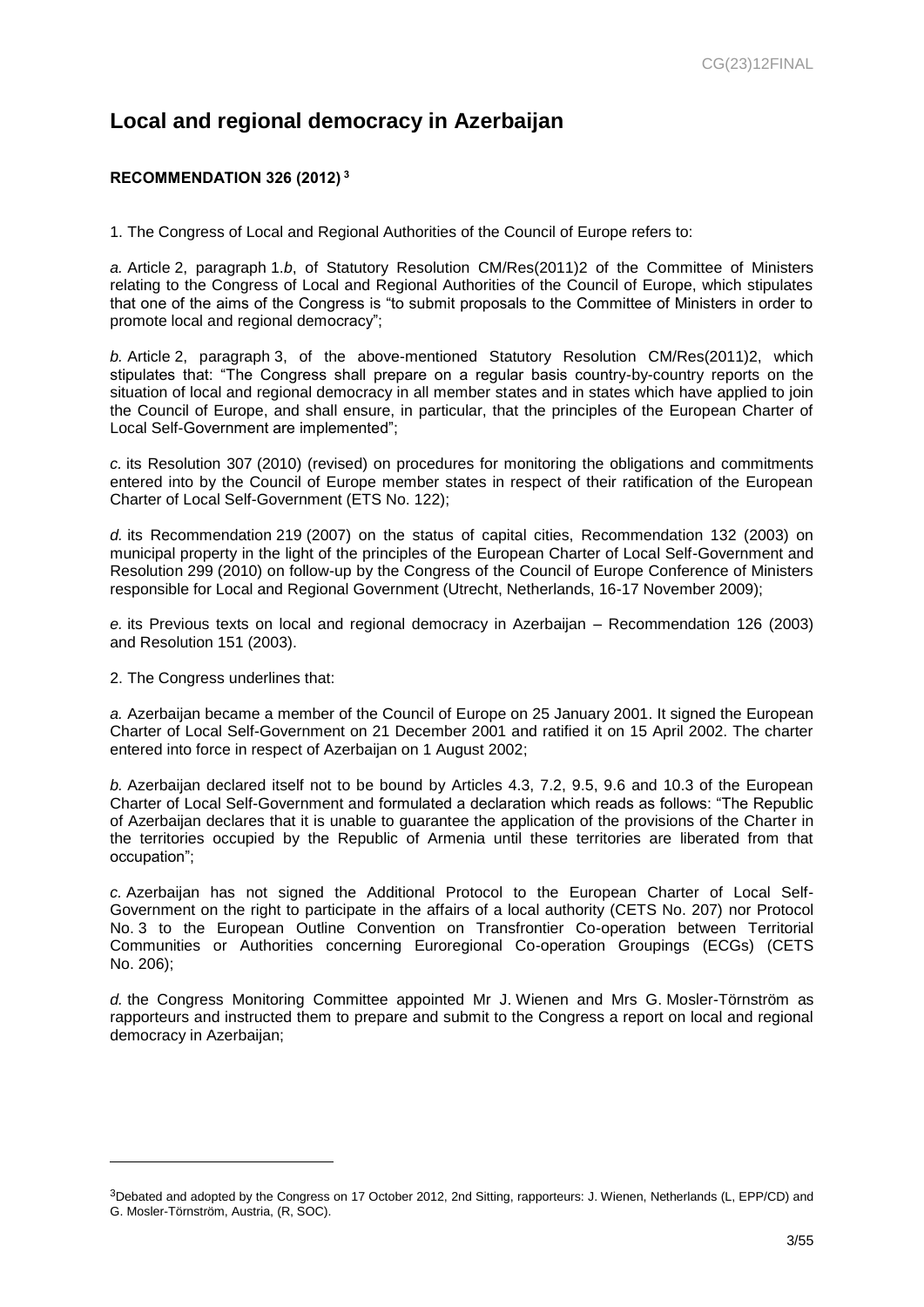# Local and regional democracy in Azerbaijan

### RECOMMENDATION 326 (2012) [3]

1. The Congress of Local and Regional Authorities of the Council of Europe refers to:

*a.* Article 2, paragraph 1.*b*, of Statutory Resolution CM/Res(2011)2 of the Committee of Ministers relating to the Congress of Local and Regional Authorities of the Council of Europe, which stipulates that one of the aims of the Congress is "to submit proposals to the Committee of Ministers in order to promote local and regional democracy";

*b.* Article 2, paragraph 3, of the above-mentioned Statutory Resolution CM/Res(2011)2, which stipulates that: "The Congress shall prepare on a regular basis country-by-country reports on the situation of local and regional democracy in all member states and in states which have applied to join the Council of Europe, and shall ensure, in particular, that the principles of the European Charter of Local Self-Government are implemented";

*c.* its Resolution 307 (2010) (revised) on procedures for monitoring the obligations and commitments entered into by the Council of Europe member states in respect of their ratification of the European Charter of Local Self-Government (ETS No. 122);

*d.* its Recommendation 219 (2007) on the status of capital cities, Recommendation 132 (2003) on municipal property in the light of the principles of the European Charter of Local Self-Government and Resolution 299 (2010) on follow-up by the Congress of the Council of Europe Conference of Ministers responsible for Local and Regional Government (Utrecht, Netherlands, 16-17 November 2009);

*e.* its Previous texts on local and regional democracy in Azerbaijan – Recommendation 126 (2003) and Resolution 151 (2003).

2. The Congress underlines that:

*a.* Azerbaijan became a member of the Council of Europe on 25 January 2001. It signed the European Charter of Local Self-Government on 21 December 2001 and ratified it on 15 April 2002. The charter entered into force in respect of Azerbaijan on 1 August 2002;

*b.* Azerbaijan declared itself not to be bound by Articles 4.3, 7.2, 9.5, 9.6 and 10.3 of the European Charter of Local Self-Government and formulated a declaration which reads as follows: "The Republic of Azerbaijan declares that it is unable to guarantee the application of the provisions of the Charter in the territories occupied by the Republic of Armenia until these territories are liberated from that occupation";

*c.* Azerbaijan has not signed the Additional Protocol to the European Charter of Local Self-Government on the right to participate in the affairs of a local authority (CETS No. 207) nor Protocol No. 3 to the European Outline Convention on Transfrontier Co-operation between Territorial Communities or Authorities concerning Euroregional Co-operation Groupings (ECGs) (CETS No. 206);

*d.* the Congress Monitoring Committee appointed Mr J. Wienen and Mrs G. Mosler-Törnström as rapporteurs and instructed them to prepare and submit to the Congress a report on local and regional democracy in Azerbaijan;

---

[3] Debated and adopted by the Congress on 17 October 2012, 2nd Sitting, rapporteurs: J. Wienen, Netherlands (L, EPP/CD) and G. Mosler-Törnström, Austria, (R, SOC).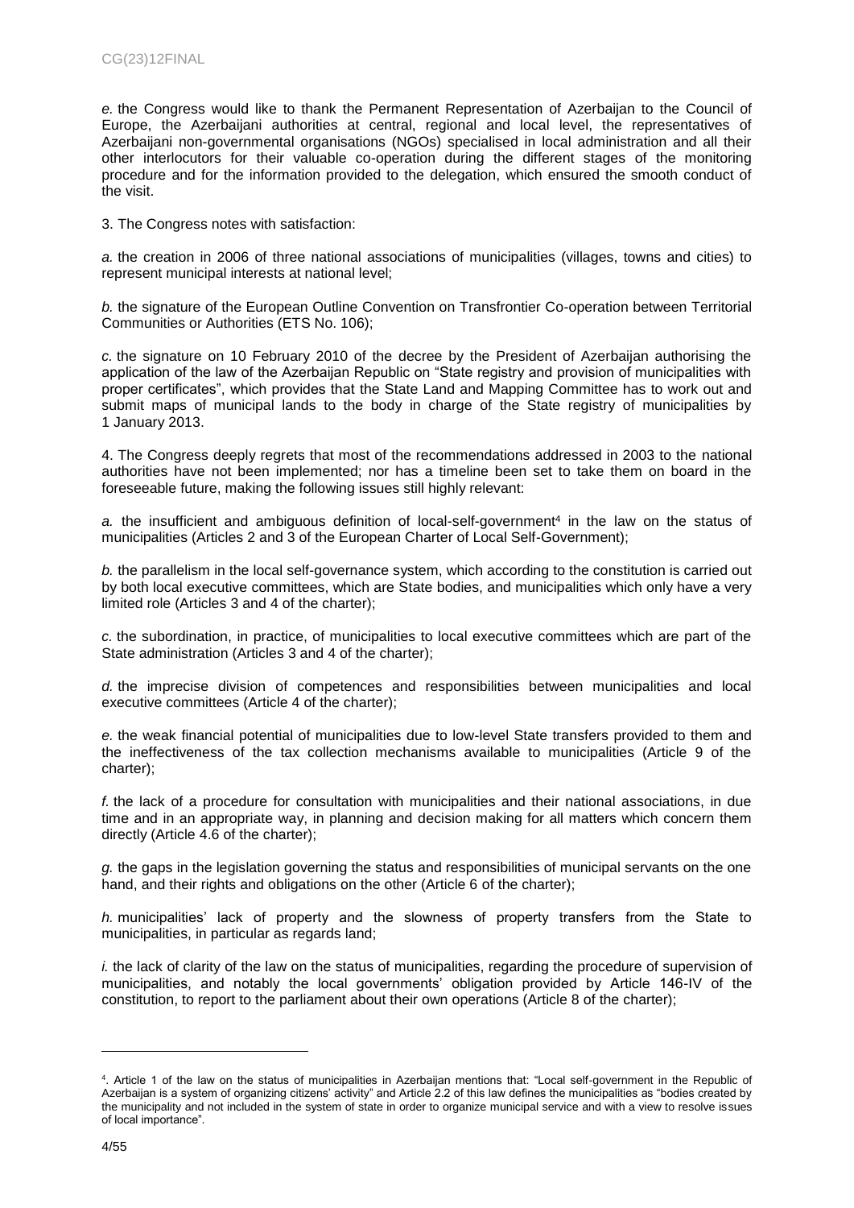*e.* the Congress would like to thank the Permanent Representation of Azerbaijan to the Council of Europe, the Azerbaijani authorities at central, regional and local level, the representatives of Azerbaijani non-governmental organisations (NGOs) specialised in local administration and all their other interlocutors for their valuable co-operation during the different stages of the monitoring procedure and for the information provided to the delegation, which ensured the smooth conduct of the visit.

3. The Congress notes with satisfaction:

*a.* the creation in 2006 of three national associations of municipalities (villages, towns and cities) to represent municipal interests at national level;

*b.* the signature of the European Outline Convention on Transfrontier Co-operation between Territorial Communities or Authorities (ETS No. 106);

*c.* the signature on 10 February 2010 of the decree by the President of Azerbaijan authorising the application of the law of the Azerbaijan Republic on "State registry and provision of municipalities with proper certificates", which provides that the State Land and Mapping Committee has to work out and submit maps of municipal lands to the body in charge of the State registry of municipalities by 1 January 2013.

4. The Congress deeply regrets that most of the recommendations addressed in 2003 to the national authorities have not been implemented; nor has a timeline been set to take them on board in the foreseeable future, making the following issues still highly relevant:

*a.* the insufficient and ambiguous definition of local-self-government[4] in the law on the status of municipalities (Articles 2 and 3 of the European Charter of Local Self-Government);

*b.* the parallelism in the local self-governance system, which according to the constitution is carried out by both local executive committees, which are State bodies, and municipalities which only have a very limited role (Articles 3 and 4 of the charter);

*c.* the subordination, in practice, of municipalities to local executive committees which are part of the State administration (Articles 3 and 4 of the charter);

*d.* the imprecise division of competences and responsibilities between municipalities and local executive committees (Article 4 of the charter);

*e.* the weak financial potential of municipalities due to low-level State transfers provided to them and the ineffectiveness of the tax collection mechanisms available to municipalities (Article 9 of the charter);

*f.* the lack of a procedure for consultation with municipalities and their national associations, in due time and in an appropriate way, in planning and decision making for all matters which concern them directly (Article 4.6 of the charter);

*g.* the gaps in the legislation governing the status and responsibilities of municipal servants on the one hand, and their rights and obligations on the other (Article 6 of the charter);

*h.* municipalities' lack of property and the slowness of property transfers from the State to municipalities, in particular as regards land;

*i.* the lack of clarity of the law on the status of municipalities, regarding the procedure of supervision of municipalities, and notably the local governments' obligation provided by Article 146-IV of the constitution, to report to the parliament about their own operations (Article 8 of the charter);

---

[4]. Article 1 of the law on the status of municipalities in Azerbaijan mentions that: "Local self-government in the Republic of Azerbaijan is a system of organizing citizens' activity" and Article 2.2 of this law defines the municipalities as "bodies created by the municipality and not included in the system of state in order to organize municipal service and with a view to resolve issues of local importance".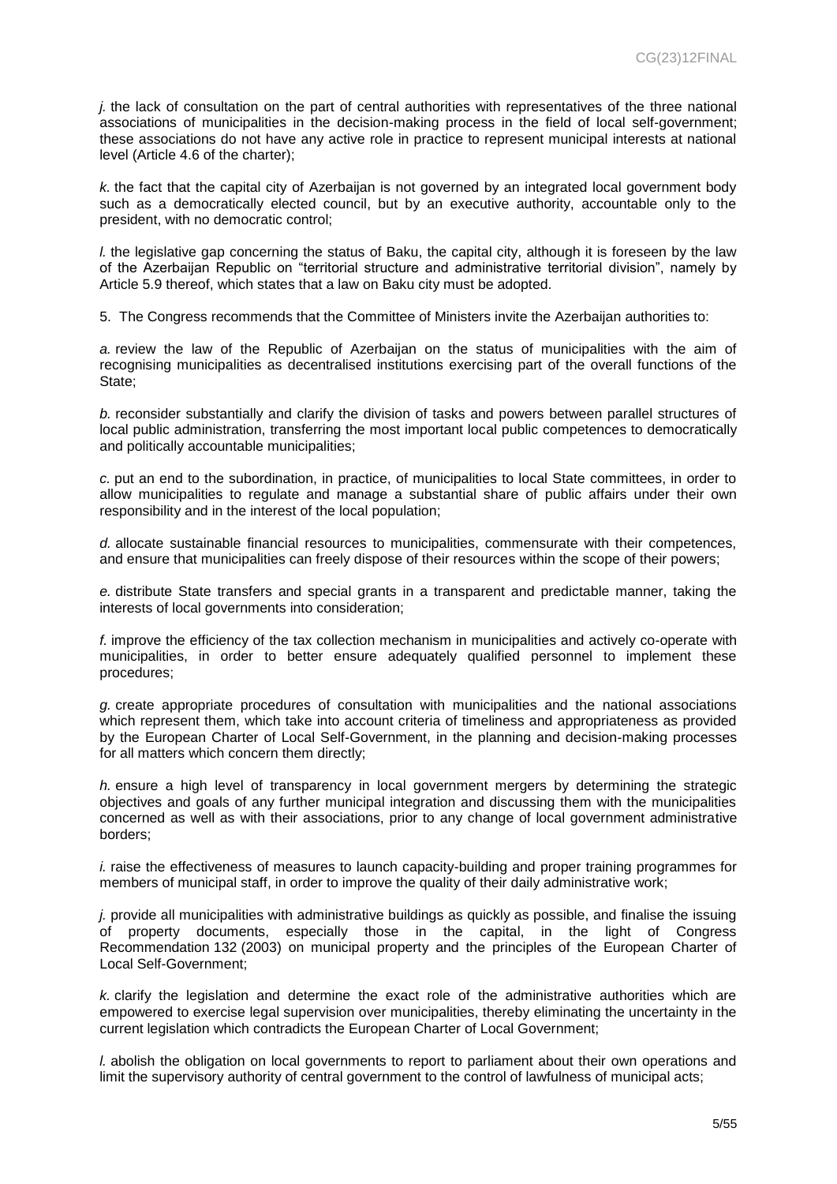*j.* the lack of consultation on the part of central authorities with representatives of the three national associations of municipalities in the decision-making process in the field of local self-government; these associations do not have any active role in practice to represent municipal interests at national level (Article 4.6 of the charter);

*k.* the fact that the capital city of Azerbaijan is not governed by an integrated local government body such as a democratically elected council, but by an executive authority, accountable only to the president, with no democratic control;

*l.* the legislative gap concerning the status of Baku, the capital city, although it is foreseen by the law of the Azerbaijan Republic on "territorial structure and administrative territorial division", namely by Article 5.9 thereof, which states that a law on Baku city must be adopted.

5. The Congress recommends that the Committee of Ministers invite the Azerbaijan authorities to:

*a.* review the law of the Republic of Azerbaijan on the status of municipalities with the aim of recognising municipalities as decentralised institutions exercising part of the overall functions of the State;

*b.* reconsider substantially and clarify the division of tasks and powers between parallel structures of local public administration, transferring the most important local public competences to democratically and politically accountable municipalities;

*c.* put an end to the subordination, in practice, of municipalities to local State committees, in order to allow municipalities to regulate and manage a substantial share of public affairs under their own responsibility and in the interest of the local population;

*d.* allocate sustainable financial resources to municipalities, commensurate with their competences, and ensure that municipalities can freely dispose of their resources within the scope of their powers;

*e.* distribute State transfers and special grants in a transparent and predictable manner, taking the interests of local governments into consideration;

*f.* improve the efficiency of the tax collection mechanism in municipalities and actively co-operate with municipalities, in order to better ensure adequately qualified personnel to implement these procedures;

*g.* create appropriate procedures of consultation with municipalities and the national associations which represent them, which take into account criteria of timeliness and appropriateness as provided by the European Charter of Local Self-Government, in the planning and decision-making processes for all matters which concern them directly;

*h.* ensure a high level of transparency in local government mergers by determining the strategic objectives and goals of any further municipal integration and discussing them with the municipalities concerned as well as with their associations, prior to any change of local government administrative borders;

*i.* raise the effectiveness of measures to launch capacity-building and proper training programmes for members of municipal staff, in order to improve the quality of their daily administrative work;

*j.* provide all municipalities with administrative buildings as quickly as possible, and finalise the issuing of property documents, especially those in the capital, in the light of Congress Recommendation 132 (2003) on municipal property and the principles of the European Charter of Local Self-Government;

*k.* clarify the legislation and determine the exact role of the administrative authorities which are empowered to exercise legal supervision over municipalities, thereby eliminating the uncertainty in the current legislation which contradicts the European Charter of Local Government;

*l.* abolish the obligation on local governments to report to parliament about their own operations and limit the supervisory authority of central government to the control of lawfulness of municipal acts;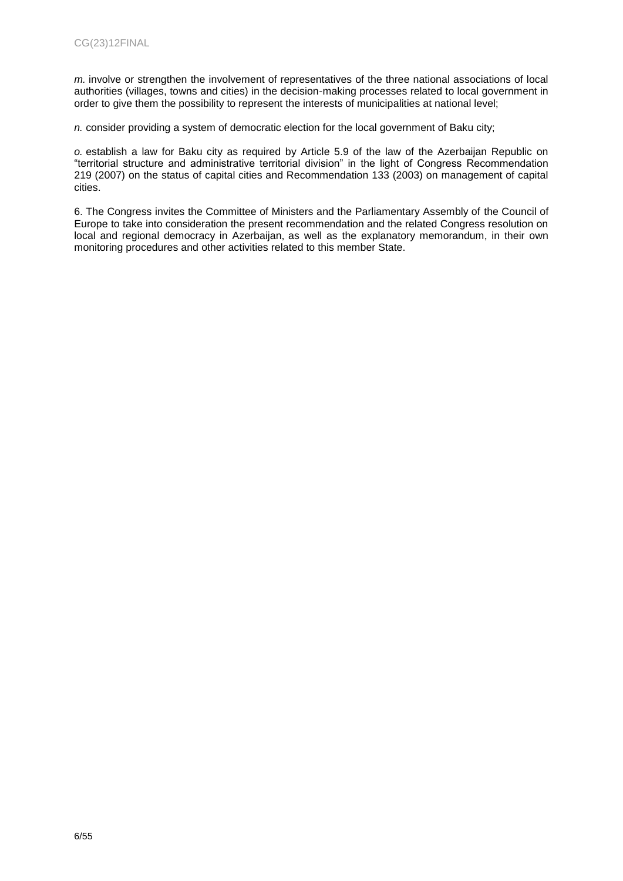*m.* involve or strengthen the involvement of representatives of the three national associations of local authorities (villages, towns and cities) in the decision-making processes related to local government in order to give them the possibility to represent the interests of municipalities at national level;

*n.* consider providing a system of democratic election for the local government of Baku city;

*o.* establish a law for Baku city as required by Article 5.9 of the law of the Azerbaijan Republic on "territorial structure and administrative territorial division" in the light of Congress Recommendation 219 (2007) on the status of capital cities and Recommendation 133 (2003) on management of capital cities.

6. The Congress invites the Committee of Ministers and the Parliamentary Assembly of the Council of Europe to take into consideration the present recommendation and the related Congress resolution on local and regional democracy in Azerbaijan, as well as the explanatory memorandum, in their own monitoring procedures and other activities related to this member State.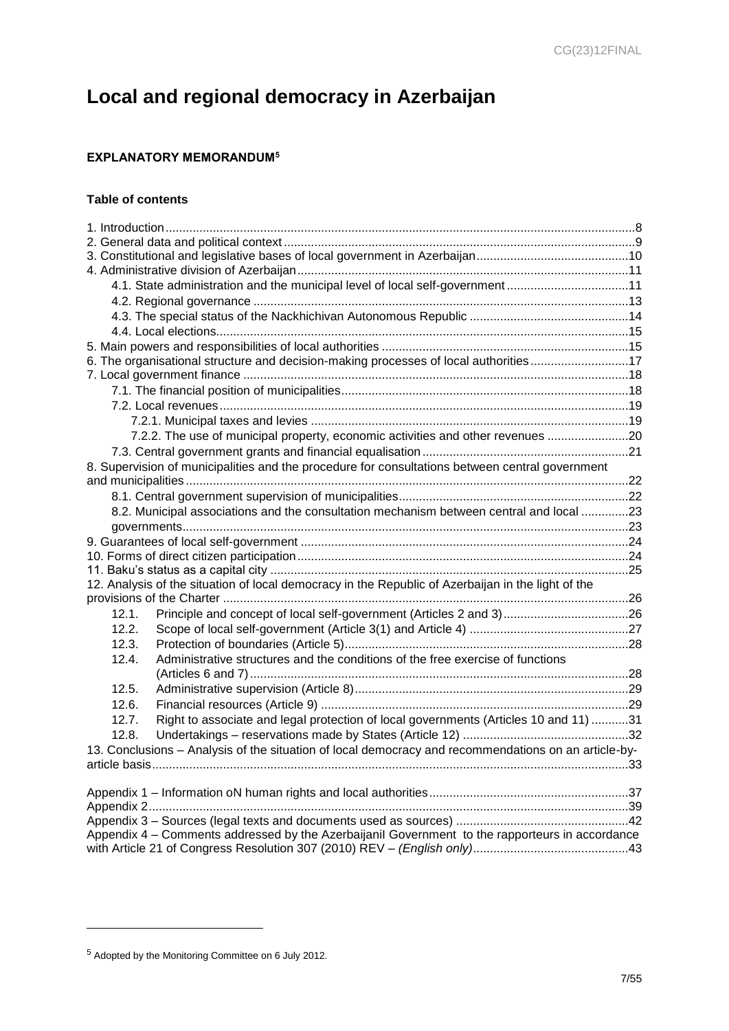# Local and regional democracy in Azerbaijan

**EXPLANATORY MEMORANDUM**[5]

**Table of contents**

1. Introduction ... 8
2. General data and political context ... 9
3. Constitutional and legislative bases of local government in Azerbaijan ... 10
4. Administrative division of Azerbaijan ... 11
   - 4.1. State administration and the municipal level of local self-government ... 11
   - 4.2. Regional governance ... 13
   - 4.3. The special status of the Nackhichivan Autonomous Republic ... 14
   - 4.4. Local elections ... 15
5. Main powers and responsibilities of local authorities ... 15
6. The organisational structure and decision-making processes of local authorities ... 17
7. Local government finance ... 18
   - 7.1. The financial position of municipalities ... 18
   - 7.2. Local revenues ... 19
     - 7.2.1. Municipal taxes and levies ... 19
     - 7.2.2. The use of municipal property, economic activities and other revenues ... 20
   - 7.3. Central government grants and financial equalisation ... 21
8. Supervision of municipalities and the procedure for consultations between central government and municipalities ... 22
   - 8.1. Central government supervision of municipalities ... 22
   - 8.2. Municipal associations and the consultation mechanism between central and local governments ... 23
9. Guarantees of local self-government ... 24
10. Forms of direct citizen participation ... 24
11. Baku's status as a capital city ... 25
12. Analysis of the situation of local democracy in the Republic of Azerbaijan in the light of the provisions of the Charter ... 26
    - 12.1. Principle and concept of local self-government (Articles 2 and 3) ... 26
    - 12.2. Scope of local self-government (Article 3(1) and Article 4) ... 27
    - 12.3. Protection of boundaries (Article 5) ... 28
    - 12.4. Administrative structures and the conditions of the free exercise of functions (Articles 6 and 7) ... 28
    - 12.5. Administrative supervision (Article 8) ... 29
    - 12.6. Financial resources (Article 9) ... 29
    - 12.7. Right to associate and legal protection of local governments (Articles 10 and 11) ... 31
    - 12.8. Undertakings – reservations made by States (Article 12) ... 32
13. Conclusions – Analysis of the situation of local democracy and recommendations on an article-by-article basis ... 33

Appendix 1 – Information oN human rights and local authorities ... 37
Appendix 2 ... 39
Appendix 3 – Sources (legal texts and documents used as sources) ... 42
Appendix 4 – Comments addressed by the Azerbaijanil Government to the rapporteurs in accordance with Article 21 of Congress Resolution 307 (2010) REV – *(English only)* ... 43

---

[5] Adopted by the Monitoring Committee on 6 July 2012.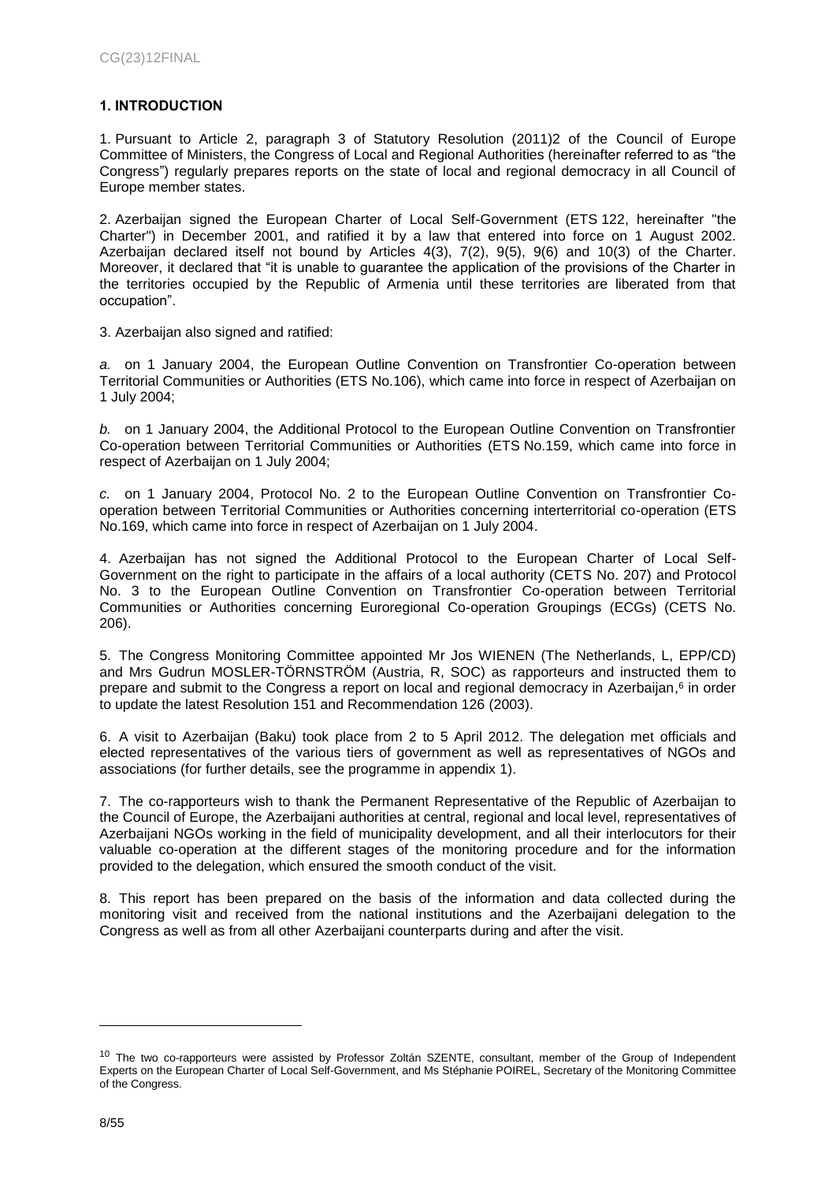## 1. INTRODUCTION

1. Pursuant to Article 2, paragraph 3 of Statutory Resolution (2011)2 of the Council of Europe Committee of Ministers, the Congress of Local and Regional Authorities (hereinafter referred to as "the Congress") regularly prepares reports on the state of local and regional democracy in all Council of Europe member states.

2. Azerbaijan signed the European Charter of Local Self-Government (ETS 122, hereinafter "the Charter") in December 2001, and ratified it by a law that entered into force on 1 August 2002. Azerbaijan declared itself not bound by Articles 4(3), 7(2), 9(5), 9(6) and 10(3) of the Charter. Moreover, it declared that "it is unable to guarantee the application of the provisions of the Charter in the territories occupied by the Republic of Armenia until these territories are liberated from that occupation".

3. Azerbaijan also signed and ratified:

*a.* on 1 January 2004, the European Outline Convention on Transfrontier Co-operation between Territorial Communities or Authorities (ETS No.106), which came into force in respect of Azerbaijan on 1 July 2004;

*b.* on 1 January 2004, the Additional Protocol to the European Outline Convention on Transfrontier Co-operation between Territorial Communities or Authorities (ETS No.159, which came into force in respect of Azerbaijan on 1 July 2004;

*c.* on 1 January 2004, Protocol No. 2 to the European Outline Convention on Transfrontier Co-operation between Territorial Communities or Authorities concerning interterritorial co-operation (ETS No.169, which came into force in respect of Azerbaijan on 1 July 2004.

4. Azerbaijan has not signed the Additional Protocol to the European Charter of Local Self-Government on the right to participate in the affairs of a local authority (CETS No. 207) and Protocol No. 3 to the European Outline Convention on Transfrontier Co-operation between Territorial Communities or Authorities concerning Euroregional Co-operation Groupings (ECGs) (CETS No. 206).

5. The Congress Monitoring Committee appointed Mr Jos WIENEN (The Netherlands, L, EPP/CD) and Mrs Gudrun MOSLER-TÖRNSTRÖM (Austria, R, SOC) as rapporteurs and instructed them to prepare and submit to the Congress a report on local and regional democracy in Azerbaijan,[6] in order to update the latest Resolution 151 and Recommendation 126 (2003).

6. A visit to Azerbaijan (Baku) took place from 2 to 5 April 2012. The delegation met officials and elected representatives of the various tiers of government as well as representatives of NGOs and associations (for further details, see the programme in appendix 1).

7. The co-rapporteurs wish to thank the Permanent Representative of the Republic of Azerbaijan to the Council of Europe, the Azerbaijani authorities at central, regional and local level, representatives of Azerbaijani NGOs working in the field of municipality development, and all their interlocutors for their valuable co-operation at the different stages of the monitoring procedure and for the information provided to the delegation, which ensured the smooth conduct of the visit.

8. This report has been prepared on the basis of the information and data collected during the monitoring visit and received from the national institutions and the Azerbaijani delegation to the Congress as well as from all other Azerbaijani counterparts during and after the visit.

---

[10] The two co-rapporteurs were assisted by Professor Zoltán SZENTE, consultant, member of the Group of Independent Experts on the European Charter of Local Self-Government, and Ms Stéphanie POIREL, Secretary of the Monitoring Committee of the Congress.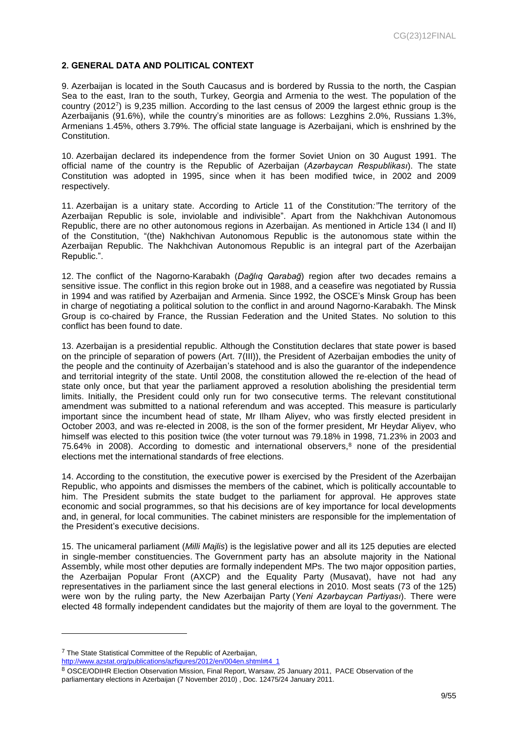## 2. GENERAL DATA AND POLITICAL CONTEXT

9. Azerbaijan is located in the South Caucasus and is bordered by Russia to the north, the Caspian Sea to the east, Iran to the south, Turkey, Georgia and Armenia to the west. The population of the country (2012[7]) is 9,235 million. According to the last census of 2009 the largest ethnic group is the Azerbaijanis (91.6%), while the country's minorities are as follows: Lezghins 2.0%, Russians 1.3%, Armenians 1.45%, others 3.79%. The official state language is Azerbaijani, which is enshrined by the Constitution.

10. Azerbaijan declared its independence from the former Soviet Union on 30 August 1991. The official name of the country is the Republic of Azerbaijan (*Azərbaycan Respublikası*). The state Constitution was adopted in 1995, since when it has been modified twice, in 2002 and 2009 respectively.

11. Azerbaijan is a unitary state. According to Article 11 of the Constitution*:"*The territory of the Azerbaijan Republic is sole, inviolable and indivisible". Apart from the Nakhchivan Autonomous Republic, there are no other autonomous regions in Azerbaijan. As mentioned in Article 134 (I and II) of the Constitution, "(the) Nakhchivan Autonomous Republic is the autonomous state within the Azerbaijan Republic. The Nakhchivan Autonomous Republic is an integral part of the Azerbaijan Republic.".

12. The conflict of the Nagorno-Karabakh (*Dağlıq Qarabağ*) region after two decades remains a sensitive issue. The conflict in this region broke out in 1988, and a ceasefire was negotiated by Russia in 1994 and was ratified by Azerbaijan and Armenia. Since 1992, the OSCE's Minsk Group has been in charge of negotiating a political solution to the conflict in and around Nagorno-Karabakh. The Minsk Group is co-chaired by France, the Russian Federation and the United States. No solution to this conflict has been found to date.

13. Azerbaijan is a presidential republic. Although the Constitution declares that state power is based on the principle of separation of powers (Art. 7(III)), the President of Azerbaijan embodies the unity of the people and the continuity of Azerbaijan's statehood and is also the guarantor of the independence and territorial integrity of the state. Until 2008, the constitution allowed the re-election of the head of state only once, but that year the parliament approved a resolution abolishing the presidential term limits. Initially, the President could only run for two consecutive terms. The relevant constitutional amendment was submitted to a national referendum and was accepted. This measure is particularly important since the incumbent head of state, Mr Ilham Aliyev, who was firstly elected president in October 2003, and was re-elected in 2008, is the son of the former president, Mr Heydar Aliyev, who himself was elected to this position twice (the voter turnout was 79.18% in 1998, 71.23% in 2003 and 75.64% in 2008). According to domestic and international observers,[8] none of the presidential elections met the international standards of free elections.

14. According to the constitution, the executive power is exercised by the President of the Azerbaijan Republic, who appoints and dismisses the members of the cabinet, which is politically accountable to him. The President submits the state budget to the parliament for approval. He approves state economic and social programmes, so that his decisions are of key importance for local developments and, in general, for local communities. The cabinet ministers are responsible for the implementation of the President's executive decisions.

15. The unicameral parliament (*Milli Majlis*) is the legislative power and all its 125 deputies are elected in single-member constituencies. The Government party has an absolute majority in the National Assembly, while most other deputies are formally independent MPs. The two major opposition parties, the Azerbaijan Popular Front (AXCP) and the Equality Party (Musavat), have not had any representatives in the parliament since the last general elections in 2010. Most seats (73 of the 125) were won by the ruling party, the New Azerbaijan Party (*Yeni Azərbaycan Partiyası*). There were elected 48 formally independent candidates but the majority of them are loyal to the government. The

---

[7] The State Statistical Committee of the Republic of Azerbaijan, http://www.azstat.org/publications/azfigures/2012/en/004en.shtml#t4_1

[8] OSCE/ODIHR Election Observation Mission, Final Report, Warsaw, 25 January 2011, PACE Observation of the parliamentary elections in Azerbaijan (7 November 2010) , Doc. 12475/24 January 2011.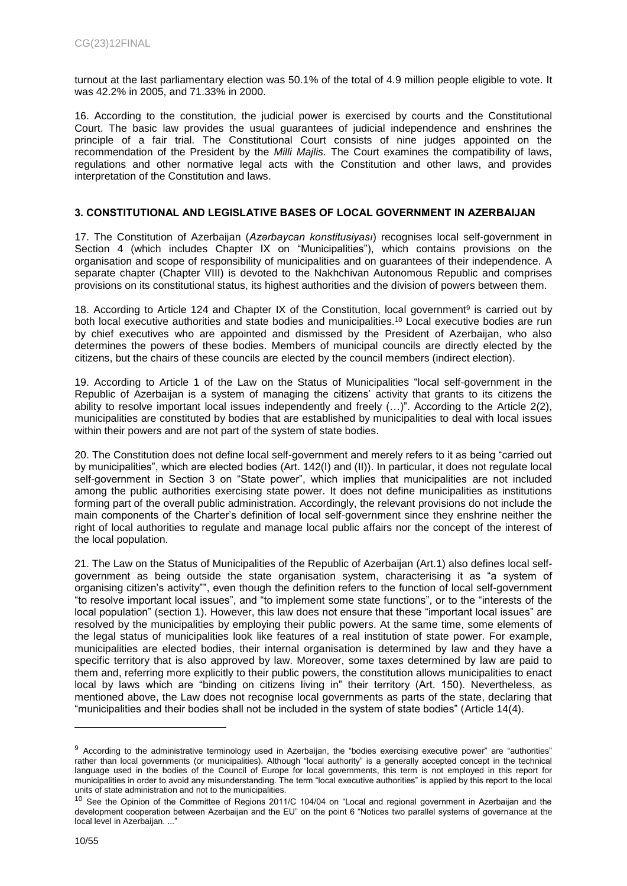turnout at the last parliamentary election was 50.1% of the total of 4.9 million people eligible to vote. It was 42.2% in 2005, and 71.33% in 2000.

16. According to the constitution, the judicial power is exercised by courts and the Constitutional Court. The basic law provides the usual guarantees of judicial independence and enshrines the principle of a fair trial. The Constitutional Court consists of nine judges appointed on the recommendation of the President by the *Milli Majlis.* The Court examines the compatibility of laws, regulations and other normative legal acts with the Constitution and other laws, and provides interpretation of the Constitution and laws.

### 3. CONSTITUTIONAL AND LEGISLATIVE BASES OF LOCAL GOVERNMENT IN AZERBAIJAN

17. The Constitution of Azerbaijan (*Azərbaycan konstitusiyası*) recognises local self-government in Section 4 (which includes Chapter IX on "Municipalities"), which contains provisions on the organisation and scope of responsibility of municipalities and on guarantees of their independence. A separate chapter (Chapter VIII) is devoted to the Nakhchivan Autonomous Republic and comprises provisions on its constitutional status, its highest authorities and the division of powers between them.

18. According to Article 124 and Chapter IX of the Constitution, local government[9] is carried out by both local executive authorities and state bodies and municipalities.[10] Local executive bodies are run by chief executives who are appointed and dismissed by the President of Azerbaijan, who also determines the powers of these bodies. Members of municipal councils are directly elected by the citizens, but the chairs of these councils are elected by the council members (indirect election).

19. According to Article 1 of the Law on the Status of Municipalities "local self-government in the Republic of Azerbaijan is a system of managing the citizens' activity that grants to its citizens the ability to resolve important local issues independently and freely (…)". According to the Article 2(2), municipalities are constituted by bodies that are established by municipalities to deal with local issues within their powers and are not part of the system of state bodies.

20. The Constitution does not define local self-government and merely refers to it as being "carried out by municipalities", which are elected bodies (Art. 142(I) and (II)). In particular, it does not regulate local self-government in Section 3 on "State power", which implies that municipalities are not included among the public authorities exercising state power. It does not define municipalities as institutions forming part of the overall public administration. Accordingly, the relevant provisions do not include the main components of the Charter's definition of local self-government since they enshrine neither the right of local authorities to regulate and manage local public affairs nor the concept of the interest of the local population.

21. The Law on the Status of Municipalities of the Republic of Azerbaijan (Art.1) also defines local self-government as being outside the state organisation system, characterising it as "a system of organising citizen's activity"", even though the definition refers to the function of local self-government "to resolve important local issues", and "to implement some state functions", or to the "interests of the local population" (section 1). However, this law does not ensure that these "important local issues" are resolved by the municipalities by employing their public powers. At the same time, some elements of the legal status of municipalities look like features of a real institution of state power. For example, municipalities are elected bodies, their internal organisation is determined by law and they have a specific territory that is also approved by law. Moreover, some taxes determined by law are paid to them and, referring more explicitly to their public powers, the constitution allows municipalities to enact local by laws which are "binding on citizens living in" their territory (Art. 150). Nevertheless, as mentioned above, the Law does not recognise local governments as parts of the state, declaring that "municipalities and their bodies shall not be included in the system of state bodies" (Article 14(4).

---

[9] According to the administrative terminology used in Azerbaijan, the "bodies exercising executive power" are "authorities" rather than local governments (or municipalities). Although "local authority" is a generally accepted concept in the technical language used in the bodies of the Council of Europe for local governments, this term is not employed in this report for municipalities in order to avoid any misunderstanding. The term "local executive authorities" is applied by this report to the local units of state administration and not to the municipalities.

[10] See the Opinion of the Committee of Regions 2011/C 104/04 on "Local and regional government in Azerbaijan and the development cooperation between Azerbaijan and the EU" on the point 6 "Notices two parallel systems of governance at the local level in Azerbaijan. ..."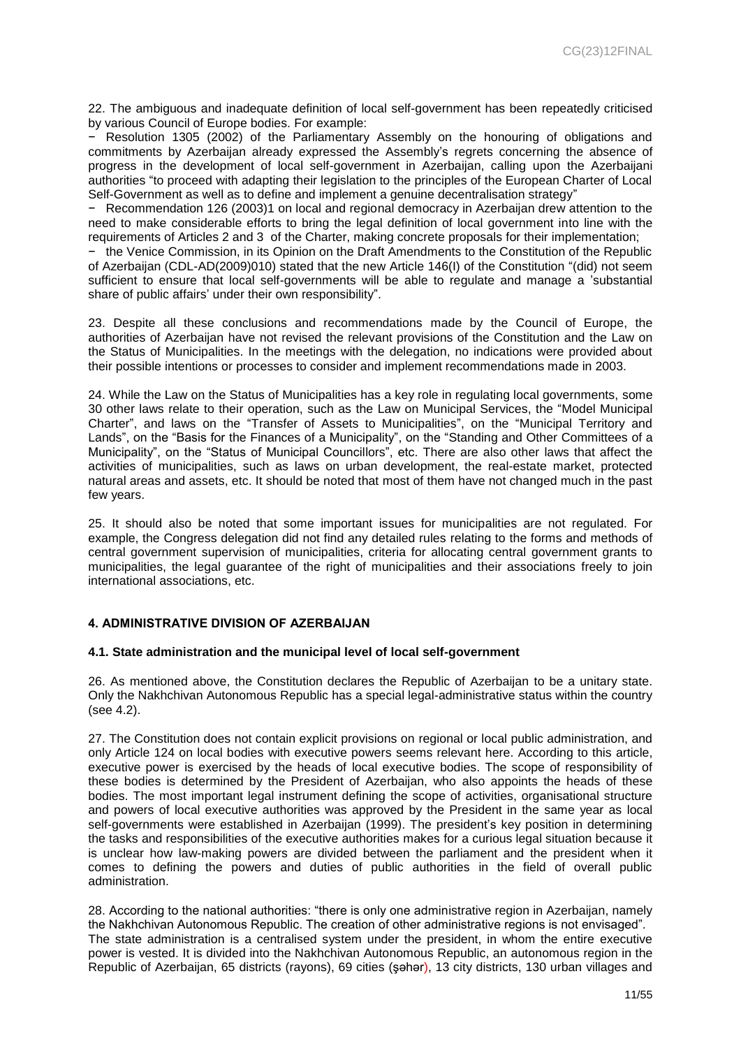22. The ambiguous and inadequate definition of local self-government has been repeatedly criticised by various Council of Europe bodies. For example:

− Resolution 1305 (2002) of the Parliamentary Assembly on the honouring of obligations and commitments by Azerbaijan already expressed the Assembly's regrets concerning the absence of progress in the development of local self-government in Azerbaijan, calling upon the Azerbaijani authorities "to proceed with adapting their legislation to the principles of the European Charter of Local Self-Government as well as to define and implement a genuine decentralisation strategy"

− Recommendation 126 (2003)1 on local and regional democracy in Azerbaijan drew attention to the need to make considerable efforts to bring the legal definition of local government into line with the requirements of Articles 2 and 3 of the Charter, making concrete proposals for their implementation;

− the Venice Commission, in its Opinion on the Draft Amendments to the Constitution of the Republic of Azerbaijan (CDL-AD(2009)010) stated that the new Article 146(I) of the Constitution "(did) not seem sufficient to ensure that local self-governments will be able to regulate and manage a 'substantial share of public affairs' under their own responsibility".

23. Despite all these conclusions and recommendations made by the Council of Europe, the authorities of Azerbaijan have not revised the relevant provisions of the Constitution and the Law on the Status of Municipalities. In the meetings with the delegation, no indications were provided about their possible intentions or processes to consider and implement recommendations made in 2003.

24. While the Law on the Status of Municipalities has a key role in regulating local governments, some 30 other laws relate to their operation, such as the Law on Municipal Services, the "Model Municipal Charter", and laws on the "Transfer of Assets to Municipalities", on the "Municipal Territory and Lands", on the "Basis for the Finances of a Municipality", on the "Standing and Other Committees of a Municipality", on the "Status of Municipal Councillors", etc. There are also other laws that affect the activities of municipalities, such as laws on urban development, the real-estate market, protected natural areas and assets, etc. It should be noted that most of them have not changed much in the past few years.

25. It should also be noted that some important issues for municipalities are not regulated. For example, the Congress delegation did not find any detailed rules relating to the forms and methods of central government supervision of municipalities, criteria for allocating central government grants to municipalities, the legal guarantee of the right of municipalities and their associations freely to join international associations, etc.

## 4. ADMINISTRATIVE DIVISION OF AZERBAIJAN

### 4.1. State administration and the municipal level of local self-government

26. As mentioned above, the Constitution declares the Republic of Azerbaijan to be a unitary state. Only the Nakhchivan Autonomous Republic has a special legal-administrative status within the country (see 4.2).

27. The Constitution does not contain explicit provisions on regional or local public administration, and only Article 124 on local bodies with executive powers seems relevant here. According to this article, executive power is exercised by the heads of local executive bodies. The scope of responsibility of these bodies is determined by the President of Azerbaijan, who also appoints the heads of these bodies. The most important legal instrument defining the scope of activities, organisational structure and powers of local executive authorities was approved by the President in the same year as local self-governments were established in Azerbaijan (1999). The president's key position in determining the tasks and responsibilities of the executive authorities makes for a curious legal situation because it is unclear how law-making powers are divided between the parliament and the president when it comes to defining the powers and duties of public authorities in the field of overall public administration.

28. According to the national authorities: "there is only one administrative region in Azerbaijan, namely the Nakhchivan Autonomous Republic. The creation of other administrative regions is not envisaged". The state administration is a centralised system under the president, in whom the entire executive power is vested. It is divided into the Nakhchivan Autonomous Republic, an autonomous region in the Republic of Azerbaijan, 65 districts (rayons), 69 cities (şəhər), 13 city districts, 130 urban villages and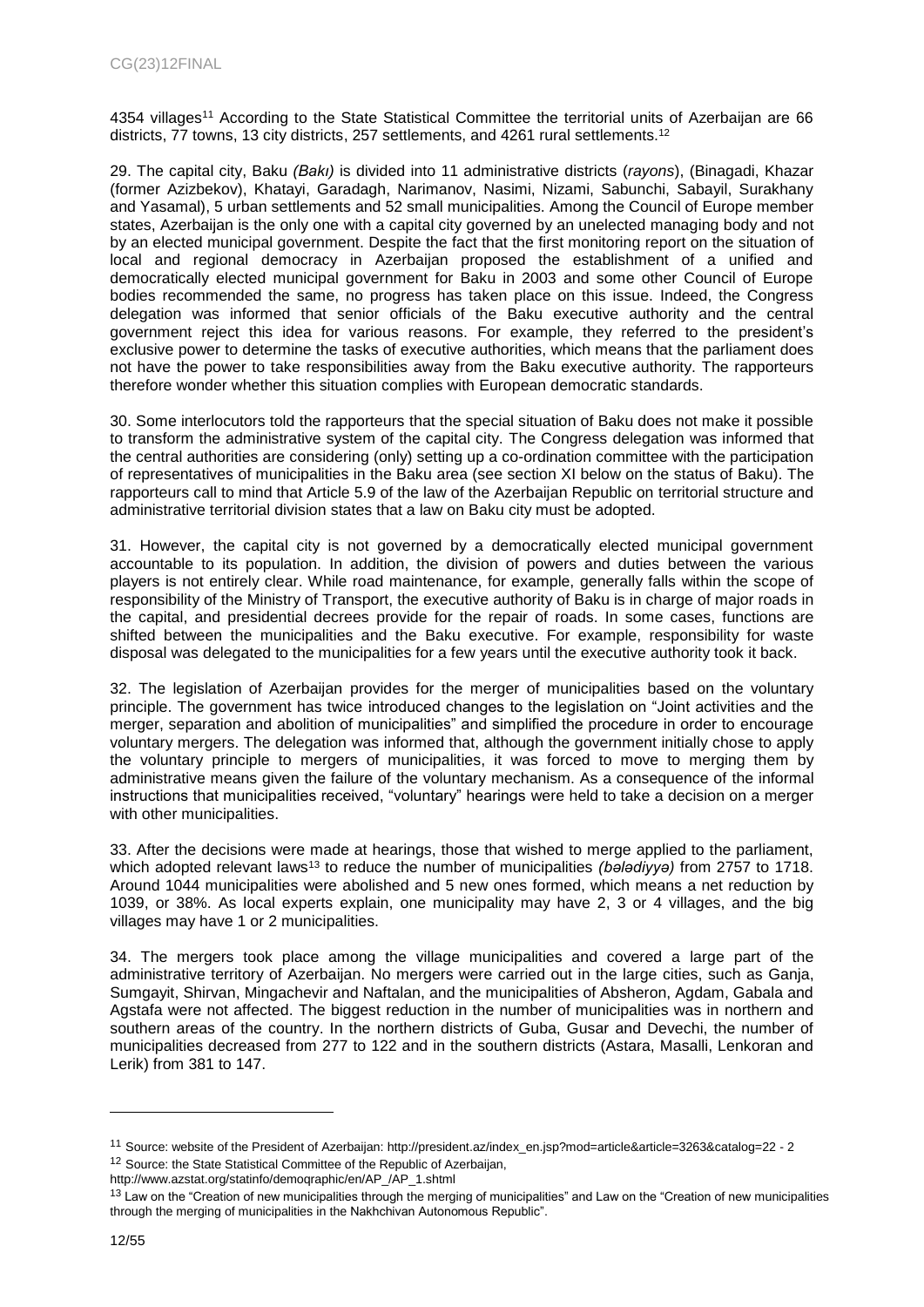4354 villages[11] According to the State Statistical Committee the territorial units of Azerbaijan are 66 districts, 77 towns, 13 city districts, 257 settlements, and 4261 rural settlements.[12]

29. The capital city, Baku *(Bakı)* is divided into 11 administrative districts (*rayons*), (Binagadi, Khazar (former Azizbekov), Khatayi, Garadagh, Narimanov, Nasimi, Nizami, Sabunchi, Sabayil, Surakhany and Yasamal), 5 urban settlements and 52 small municipalities. Among the Council of Europe member states, Azerbaijan is the only one with a capital city governed by an unelected managing body and not by an elected municipal government. Despite the fact that the first monitoring report on the situation of local and regional democracy in Azerbaijan proposed the establishment of a unified and democratically elected municipal government for Baku in 2003 and some other Council of Europe bodies recommended the same, no progress has taken place on this issue. Indeed, the Congress delegation was informed that senior officials of the Baku executive authority and the central government reject this idea for various reasons. For example, they referred to the president's exclusive power to determine the tasks of executive authorities, which means that the parliament does not have the power to take responsibilities away from the Baku executive authority. The rapporteurs therefore wonder whether this situation complies with European democratic standards.

30. Some interlocutors told the rapporteurs that the special situation of Baku does not make it possible to transform the administrative system of the capital city. The Congress delegation was informed that the central authorities are considering (only) setting up a co-ordination committee with the participation of representatives of municipalities in the Baku area (see section XI below on the status of Baku). The rapporteurs call to mind that Article 5.9 of the law of the Azerbaijan Republic on territorial structure and administrative territorial division states that a law on Baku city must be adopted.

31. However, the capital city is not governed by a democratically elected municipal government accountable to its population. In addition, the division of powers and duties between the various players is not entirely clear. While road maintenance, for example, generally falls within the scope of responsibility of the Ministry of Transport, the executive authority of Baku is in charge of major roads in the capital, and presidential decrees provide for the repair of roads. In some cases, functions are shifted between the municipalities and the Baku executive. For example, responsibility for waste disposal was delegated to the municipalities for a few years until the executive authority took it back.

32. The legislation of Azerbaijan provides for the merger of municipalities based on the voluntary principle. The government has twice introduced changes to the legislation on "Joint activities and the merger, separation and abolition of municipalities" and simplified the procedure in order to encourage voluntary mergers. The delegation was informed that, although the government initially chose to apply the voluntary principle to mergers of municipalities, it was forced to move to merging them by administrative means given the failure of the voluntary mechanism. As a consequence of the informal instructions that municipalities received, "voluntary" hearings were held to take a decision on a merger with other municipalities.

33. After the decisions were made at hearings, those that wished to merge applied to the parliament, which adopted relevant laws[13] to reduce the number of municipalities *(bələdiyyə)* from 2757 to 1718. Around 1044 municipalities were abolished and 5 new ones formed, which means a net reduction by 1039, or 38%. As local experts explain, one municipality may have 2, 3 or 4 villages, and the big villages may have 1 or 2 municipalities.

34. The mergers took place among the village municipalities and covered a large part of the administrative territory of Azerbaijan. No mergers were carried out in the large cities, such as Ganja, Sumgayit, Shirvan, Mingachevir and Naftalan, and the municipalities of Absheron, Agdam, Gabala and Agstafa were not affected. The biggest reduction in the number of municipalities was in northern and southern areas of the country. In the northern districts of Guba, Gusar and Devechi, the number of municipalities decreased from 277 to 122 and in the southern districts (Astara, Masalli, Lenkoran and Lerik) from 381 to 147.

---

[11] Source: website of the President of Azerbaijan: http://president.az/index_en.jsp?mod=article&article=3263&catalog=22 - 2

[12] Source: the State Statistical Committee of the Republic of Azerbaijan, http://www.azstat.org/statinfo/demoqraphic/en/AP_/AP_1.shtml

[13] Law on the "Creation of new municipalities through the merging of municipalities" and Law on the "Creation of new municipalities through the merging of municipalities in the Nakhchivan Autonomous Republic".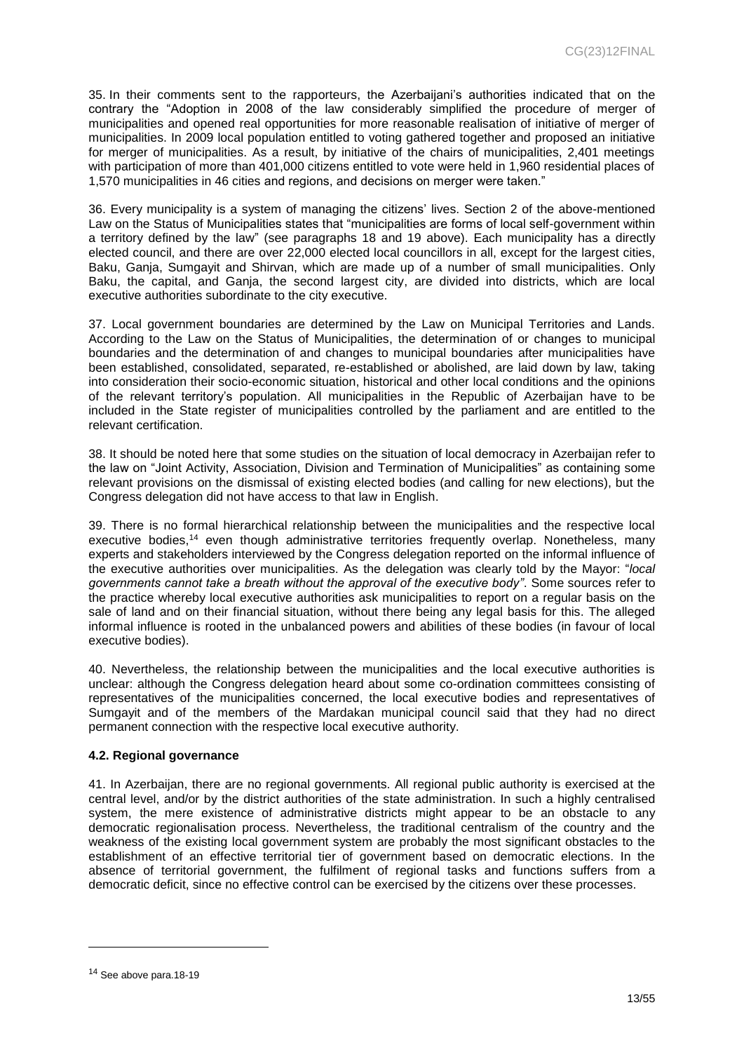35. In their comments sent to the rapporteurs, the Azerbaijani's authorities indicated that on the contrary the "Adoption in 2008 of the law considerably simplified the procedure of merger of municipalities and opened real opportunities for more reasonable realisation of initiative of merger of municipalities. In 2009 local population entitled to voting gathered together and proposed an initiative for merger of municipalities. As a result, by initiative of the chairs of municipalities, 2,401 meetings with participation of more than 401,000 citizens entitled to vote were held in 1,960 residential places of 1,570 municipalities in 46 cities and regions, and decisions on merger were taken."

36. Every municipality is a system of managing the citizens' lives. Section 2 of the above-mentioned Law on the Status of Municipalities states that "municipalities are forms of local self-government within a territory defined by the law" (see paragraphs 18 and 19 above). Each municipality has a directly elected council, and there are over 22,000 elected local councillors in all, except for the largest cities, Baku, Ganja, Sumgayit and Shirvan, which are made up of a number of small municipalities. Only Baku, the capital, and Ganja, the second largest city, are divided into districts, which are local executive authorities subordinate to the city executive.

37. Local government boundaries are determined by the Law on Municipal Territories and Lands. According to the Law on the Status of Municipalities, the determination of or changes to municipal boundaries and the determination of and changes to municipal boundaries after municipalities have been established, consolidated, separated, re-established or abolished, are laid down by law, taking into consideration their socio-economic situation, historical and other local conditions and the opinions of the relevant territory's population. All municipalities in the Republic of Azerbaijan have to be included in the State register of municipalities controlled by the parliament and are entitled to the relevant certification.

38. It should be noted here that some studies on the situation of local democracy in Azerbaijan refer to the law on "Joint Activity, Association, Division and Termination of Municipalities" as containing some relevant provisions on the dismissal of existing elected bodies (and calling for new elections), but the Congress delegation did not have access to that law in English.

39. There is no formal hierarchical relationship between the municipalities and the respective local executive bodies,[14] even though administrative territories frequently overlap. Nonetheless, many experts and stakeholders interviewed by the Congress delegation reported on the informal influence of the executive authorities over municipalities. As the delegation was clearly told by the Mayor: "*local governments cannot take a breath without the approval of the executive body"*. Some sources refer to the practice whereby local executive authorities ask municipalities to report on a regular basis on the sale of land and on their financial situation, without there being any legal basis for this. The alleged informal influence is rooted in the unbalanced powers and abilities of these bodies (in favour of local executive bodies).

40. Nevertheless, the relationship between the municipalities and the local executive authorities is unclear: although the Congress delegation heard about some co-ordination committees consisting of representatives of the municipalities concerned, the local executive bodies and representatives of Sumgayit and of the members of the Mardakan municipal council said that they had no direct permanent connection with the respective local executive authority.

### 4.2. Regional governance

41. In Azerbaijan, there are no regional governments. All regional public authority is exercised at the central level, and/or by the district authorities of the state administration. In such a highly centralised system, the mere existence of administrative districts might appear to be an obstacle to any democratic regionalisation process. Nevertheless, the traditional centralism of the country and the weakness of the existing local government system are probably the most significant obstacles to the establishment of an effective territorial tier of government based on democratic elections. In the absence of territorial government, the fulfilment of regional tasks and functions suffers from a democratic deficit, since no effective control can be exercised by the citizens over these processes.

---

[14] See above para.18-19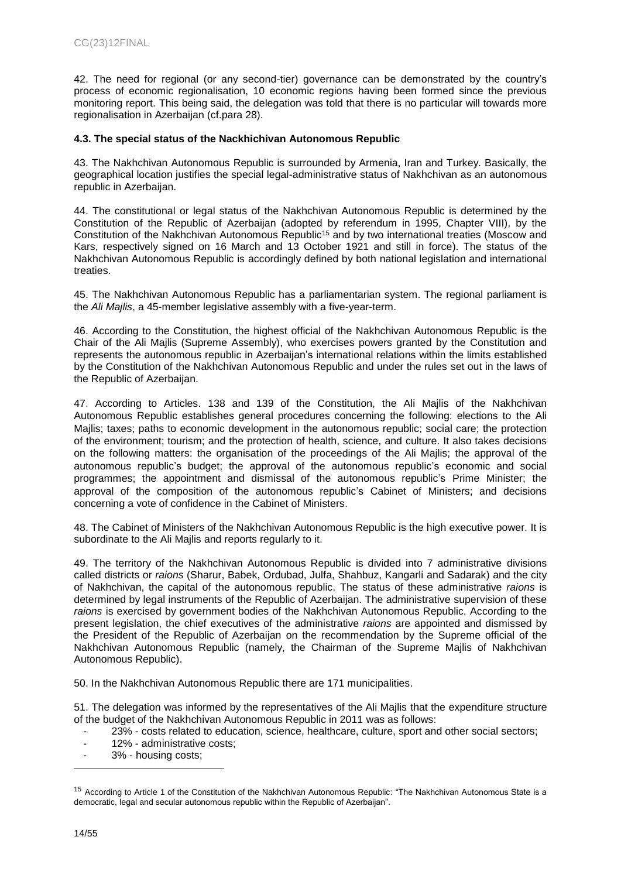42. The need for regional (or any second-tier) governance can be demonstrated by the country's process of economic regionalisation, 10 economic regions having been formed since the previous monitoring report. This being said, the delegation was told that there is no particular will towards more regionalisation in Azerbaijan (cf.para 28).

### 4.3. The special status of the Nackhichivan Autonomous Republic

43. The Nakhchivan Autonomous Republic is surrounded by Armenia, Iran and Turkey. Basically, the geographical location justifies the special legal-administrative status of Nakhchivan as an autonomous republic in Azerbaijan.

44. The constitutional or legal status of the Nakhchivan Autonomous Republic is determined by the Constitution of the Republic of Azerbaijan (adopted by referendum in 1995, Chapter VIII), by the Constitution of the Nakhchivan Autonomous Republic[15] and by two international treaties (Moscow and Kars, respectively signed on 16 March and 13 October 1921 and still in force). The status of the Nakhchivan Autonomous Republic is accordingly defined by both national legislation and international treaties.

45. The Nakhchivan Autonomous Republic has a parliamentarian system. The regional parliament is the *Ali Majlis*, a 45-member legislative assembly with a five-year-term.

46. According to the Constitution, the highest official of the Nakhchivan Autonomous Republic is the Chair of the Ali Majlis (Supreme Assembly), who exercises powers granted by the Constitution and represents the autonomous republic in Azerbaijan's international relations within the limits established by the Constitution of the Nakhchivan Autonomous Republic and under the rules set out in the laws of the Republic of Azerbaijan.

47. According to Articles. 138 and 139 of the Constitution, the Ali Majlis of the Nakhchivan Autonomous Republic establishes general procedures concerning the following: elections to the Ali Majlis; taxes; paths to economic development in the autonomous republic; social care; the protection of the environment; tourism; and the protection of health, science, and culture. It also takes decisions on the following matters: the organisation of the proceedings of the Ali Majlis; the approval of the autonomous republic's budget; the approval of the autonomous republic's economic and social programmes; the appointment and dismissal of the autonomous republic's Prime Minister; the approval of the composition of the autonomous republic's Cabinet of Ministers; and decisions concerning a vote of confidence in the Cabinet of Ministers.

48. The Cabinet of Ministers of the Nakhchivan Autonomous Republic is the high executive power. It is subordinate to the Ali Majlis and reports regularly to it.

49. The territory of the Nakhchivan Autonomous Republic is divided into 7 administrative divisions called districts or *raions* (Sharur, Babek, Ordubad, Julfa, Shahbuz, Kangarli and Sadarak) and the city of Nakhchivan, the capital of the autonomous republic. The status of these administrative *raions* is determined by legal instruments of the Republic of Azerbaijan. The administrative supervision of these *raions* is exercised by government bodies of the Nakhchivan Autonomous Republic. According to the present legislation, the chief executives of the administrative *raions* are appointed and dismissed by the President of the Republic of Azerbaijan on the recommendation by the Supreme official of the Nakhchivan Autonomous Republic (namely, the Chairman of the Supreme Majlis of Nakhchivan Autonomous Republic).

50. In the Nakhchivan Autonomous Republic there are 171 municipalities.

51. The delegation was informed by the representatives of the Ali Majlis that the expenditure structure of the budget of the Nakhchivan Autonomous Republic in 2011 was as follows:

- 23% - costs related to education, science, healthcare, culture, sport and other social sectors;
- 12% - administrative costs;
- 3% - housing costs;

---

[15] According to Article 1 of the Constitution of the Nakhchivan Autonomous Republic: "The Nakhchivan Autonomous State is a democratic, legal and secular autonomous republic within the Republic of Azerbaijan".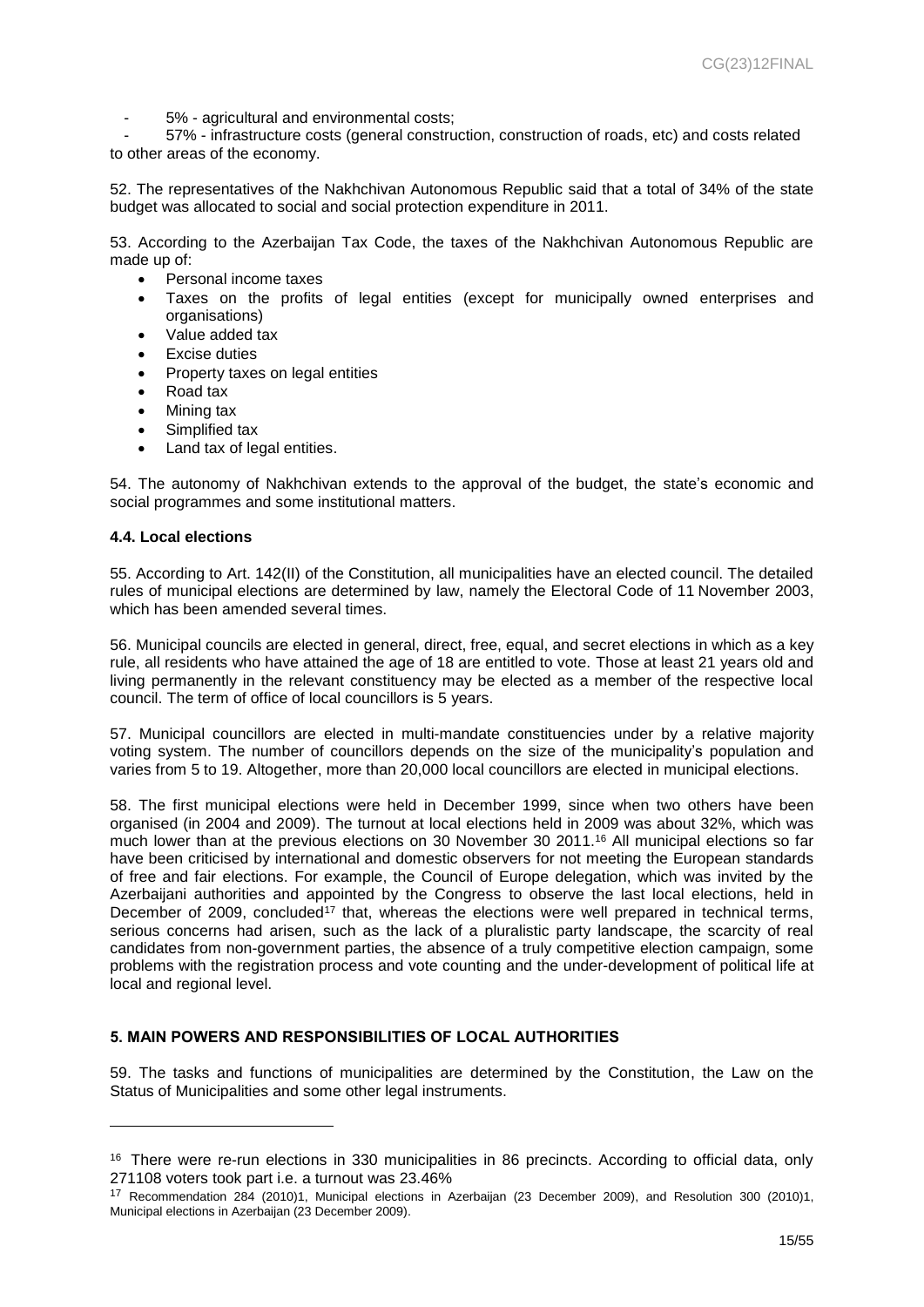- 5% - agricultural and environmental costs;
- 57% - infrastructure costs (general construction, construction of roads, etc) and costs related to other areas of the economy.

52. The representatives of the Nakhchivan Autonomous Republic said that a total of 34% of the state budget was allocated to social and social protection expenditure in 2011.

53. According to the Azerbaijan Tax Code, the taxes of the Nakhchivan Autonomous Republic are made up of:

- Personal income taxes
- Taxes on the profits of legal entities (except for municipally owned enterprises and organisations)
- Value added tax
- Excise duties
- Property taxes on legal entities
- Road tax
- Mining tax
- Simplified tax
- Land tax of legal entities.

54. The autonomy of Nakhchivan extends to the approval of the budget, the state's economic and social programmes and some institutional matters.

### 4.4. Local elections

55. According to Art. 142(II) of the Constitution, all municipalities have an elected council. The detailed rules of municipal elections are determined by law, namely the Electoral Code of 11 November 2003, which has been amended several times.

56. Municipal councils are elected in general, direct, free, equal, and secret elections in which as a key rule, all residents who have attained the age of 18 are entitled to vote. Those at least 21 years old and living permanently in the relevant constituency may be elected as a member of the respective local council. The term of office of local councillors is 5 years.

57. Municipal councillors are elected in multi-mandate constituencies under by a relative majority voting system. The number of councillors depends on the size of the municipality's population and varies from 5 to 19. Altogether, more than 20,000 local councillors are elected in municipal elections.

58. The first municipal elections were held in December 1999, since when two others have been organised (in 2004 and 2009). The turnout at local elections held in 2009 was about 32%, which was much lower than at the previous elections on 30 November 30 2011.[16] All municipal elections so far have been criticised by international and domestic observers for not meeting the European standards of free and fair elections. For example, the Council of Europe delegation, which was invited by the Azerbaijani authorities and appointed by the Congress to observe the last local elections, held in December of 2009, concluded[17] that, whereas the elections were well prepared in technical terms, serious concerns had arisen, such as the lack of a pluralistic party landscape, the scarcity of real candidates from non-government parties, the absence of a truly competitive election campaign, some problems with the registration process and vote counting and the under-development of political life at local and regional level.

## 5. MAIN POWERS AND RESPONSIBILITIES OF LOCAL AUTHORITIES

59. The tasks and functions of municipalities are determined by the Constitution, the Law on the Status of Municipalities and some other legal instruments.

---

[16] There were re-run elections in 330 municipalities in 86 precincts. According to official data, only 271108 voters took part i.e. a turnout was 23.46%

[17] Recommendation 284 (2010)1, Municipal elections in Azerbaijan (23 December 2009), and Resolution 300 (2010)1, Municipal elections in Azerbaijan (23 December 2009).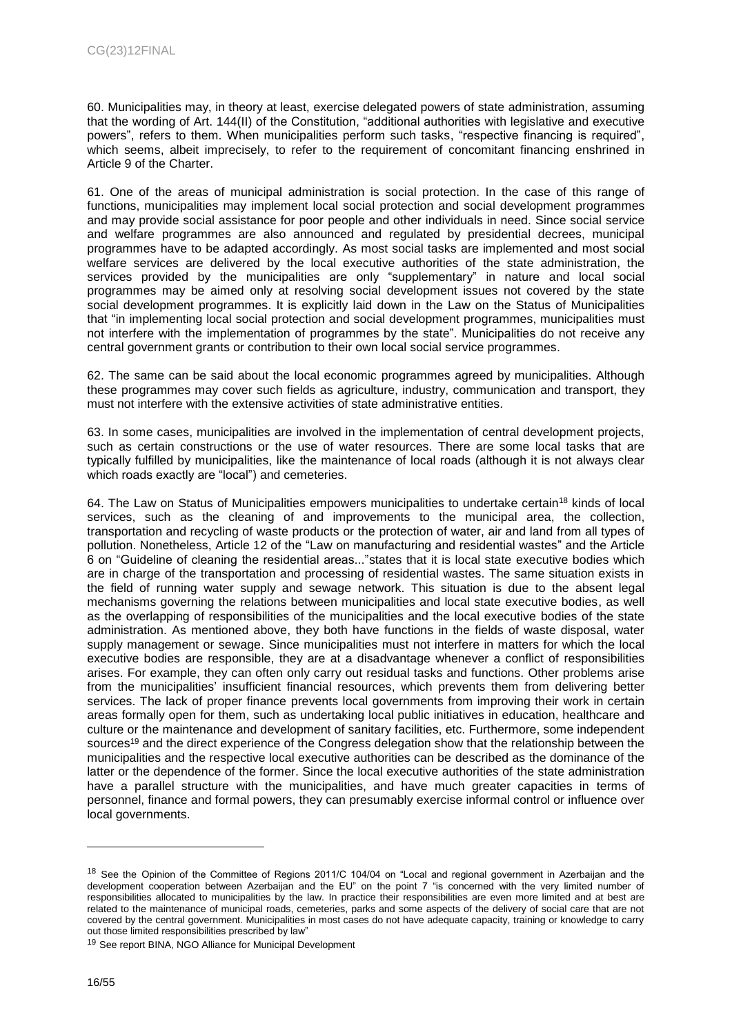60. Municipalities may, in theory at least, exercise delegated powers of state administration, assuming that the wording of Art. 144(II) of the Constitution, "additional authorities with legislative and executive powers", refers to them. When municipalities perform such tasks, "respective financing is required", which seems, albeit imprecisely, to refer to the requirement of concomitant financing enshrined in Article 9 of the Charter.

61. One of the areas of municipal administration is social protection. In the case of this range of functions, municipalities may implement local social protection and social development programmes and may provide social assistance for poor people and other individuals in need. Since social service and welfare programmes are also announced and regulated by presidential decrees, municipal programmes have to be adapted accordingly. As most social tasks are implemented and most social welfare services are delivered by the local executive authorities of the state administration, the services provided by the municipalities are only "supplementary" in nature and local social programmes may be aimed only at resolving social development issues not covered by the state social development programmes. It is explicitly laid down in the Law on the Status of Municipalities that "in implementing local social protection and social development programmes, municipalities must not interfere with the implementation of programmes by the state". Municipalities do not receive any central government grants or contribution to their own local social service programmes.

62. The same can be said about the local economic programmes agreed by municipalities. Although these programmes may cover such fields as agriculture, industry, communication and transport, they must not interfere with the extensive activities of state administrative entities.

63. In some cases, municipalities are involved in the implementation of central development projects, such as certain constructions or the use of water resources. There are some local tasks that are typically fulfilled by municipalities, like the maintenance of local roads (although it is not always clear which roads exactly are "local") and cemeteries.

64. The Law on Status of Municipalities empowers municipalities to undertake certain[18] kinds of local services, such as the cleaning of and improvements to the municipal area, the collection, transportation and recycling of waste products or the protection of water, air and land from all types of pollution. Nonetheless, Article 12 of the "Law on manufacturing and residential wastes" and the Article 6 on "Guideline of cleaning the residential areas..."states that it is local state executive bodies which are in charge of the transportation and processing of residential wastes. The same situation exists in the field of running water supply and sewage network. This situation is due to the absent legal mechanisms governing the relations between municipalities and local state executive bodies, as well as the overlapping of responsibilities of the municipalities and the local executive bodies of the state administration. As mentioned above, they both have functions in the fields of waste disposal, water supply management or sewage. Since municipalities must not interfere in matters for which the local executive bodies are responsible, they are at a disadvantage whenever a conflict of responsibilities arises. For example, they can often only carry out residual tasks and functions. Other problems arise from the municipalities' insufficient financial resources, which prevents them from delivering better services. The lack of proper finance prevents local governments from improving their work in certain areas formally open for them, such as undertaking local public initiatives in education, healthcare and culture or the maintenance and development of sanitary facilities, etc. Furthermore, some independent sources[19] and the direct experience of the Congress delegation show that the relationship between the municipalities and the respective local executive authorities can be described as the dominance of the latter or the dependence of the former. Since the local executive authorities of the state administration have a parallel structure with the municipalities, and have much greater capacities in terms of personnel, finance and formal powers, they can presumably exercise informal control or influence over local governments.

---

[18] See the Opinion of the Committee of Regions 2011/C 104/04 on "Local and regional government in Azerbaijan and the development cooperation between Azerbaijan and the EU" on the point 7 "is concerned with the very limited number of responsibilities allocated to municipalities by the law. In practice their responsibilities are even more limited and at best are related to the maintenance of municipal roads, cemeteries, parks and some aspects of the delivery of social care that are not covered by the central government. Municipalities in most cases do not have adequate capacity, training or knowledge to carry out those limited responsibilities prescribed by law"

[19] See report BINA, NGO Alliance for Municipal Development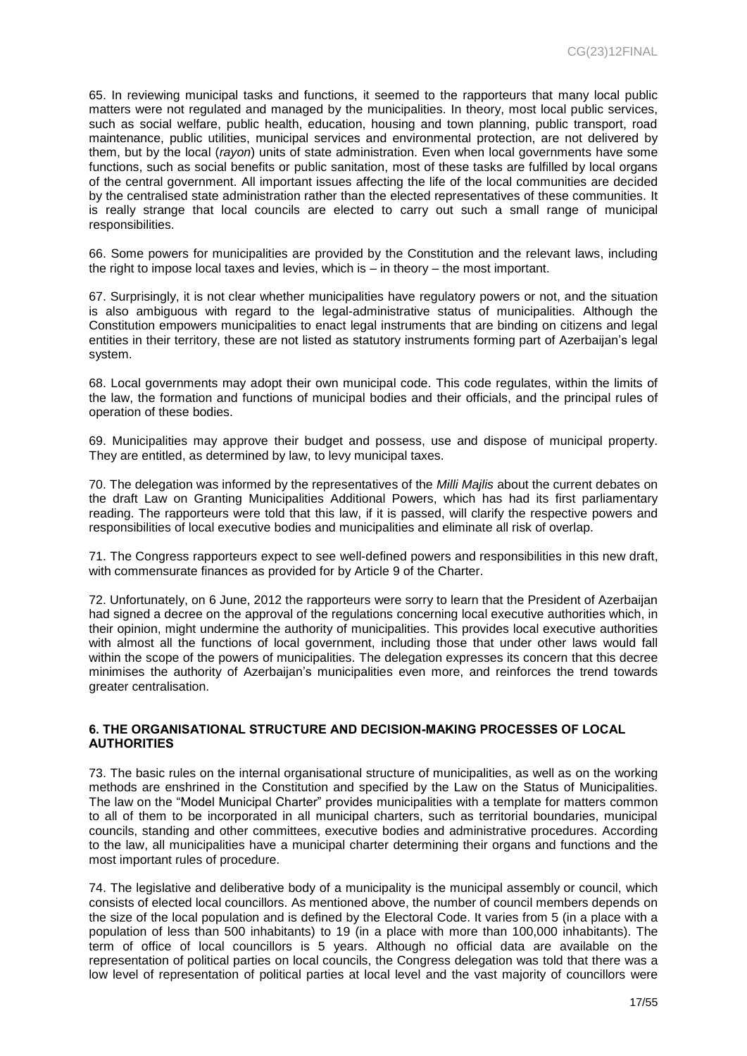65. In reviewing municipal tasks and functions, it seemed to the rapporteurs that many local public matters were not regulated and managed by the municipalities. In theory, most local public services, such as social welfare, public health, education, housing and town planning, public transport, road maintenance, public utilities, municipal services and environmental protection, are not delivered by them, but by the local (*rayon*) units of state administration. Even when local governments have some functions, such as social benefits or public sanitation, most of these tasks are fulfilled by local organs of the central government. All important issues affecting the life of the local communities are decided by the centralised state administration rather than the elected representatives of these communities. It is really strange that local councils are elected to carry out such a small range of municipal responsibilities.

66. Some powers for municipalities are provided by the Constitution and the relevant laws, including the right to impose local taxes and levies, which is – in theory – the most important.

67. Surprisingly, it is not clear whether municipalities have regulatory powers or not, and the situation is also ambiguous with regard to the legal-administrative status of municipalities. Although the Constitution empowers municipalities to enact legal instruments that are binding on citizens and legal entities in their territory, these are not listed as statutory instruments forming part of Azerbaijan's legal system.

68. Local governments may adopt their own municipal code. This code regulates, within the limits of the law, the formation and functions of municipal bodies and their officials, and the principal rules of operation of these bodies.

69. Municipalities may approve their budget and possess, use and dispose of municipal property. They are entitled, as determined by law, to levy municipal taxes.

70. The delegation was informed by the representatives of the *Milli Majlis* about the current debates on the draft Law on Granting Municipalities Additional Powers, which has had its first parliamentary reading. The rapporteurs were told that this law, if it is passed, will clarify the respective powers and responsibilities of local executive bodies and municipalities and eliminate all risk of overlap.

71. The Congress rapporteurs expect to see well-defined powers and responsibilities in this new draft, with commensurate finances as provided for by Article 9 of the Charter.

72. Unfortunately, on 6 June, 2012 the rapporteurs were sorry to learn that the President of Azerbaijan had signed a decree on the approval of the regulations concerning local executive authorities which, in their opinion, might undermine the authority of municipalities. This provides local executive authorities with almost all the functions of local government, including those that under other laws would fall within the scope of the powers of municipalities. The delegation expresses its concern that this decree minimises the authority of Azerbaijan's municipalities even more, and reinforces the trend towards greater centralisation.

## 6. THE ORGANISATIONAL STRUCTURE AND DECISION-MAKING PROCESSES OF LOCAL AUTHORITIES

73. The basic rules on the internal organisational structure of municipalities, as well as on the working methods are enshrined in the Constitution and specified by the Law on the Status of Municipalities. The law on the "Model Municipal Charter" provides municipalities with a template for matters common to all of them to be incorporated in all municipal charters, such as territorial boundaries, municipal councils, standing and other committees, executive bodies and administrative procedures. According to the law, all municipalities have a municipal charter determining their organs and functions and the most important rules of procedure.

74. The legislative and deliberative body of a municipality is the municipal assembly or council, which consists of elected local councillors. As mentioned above, the number of council members depends on the size of the local population and is defined by the Electoral Code. It varies from 5 (in a place with a population of less than 500 inhabitants) to 19 (in a place with more than 100,000 inhabitants). The term of office of local councillors is 5 years. Although no official data are available on the representation of political parties on local councils, the Congress delegation was told that there was a low level of representation of political parties at local level and the vast majority of councillors were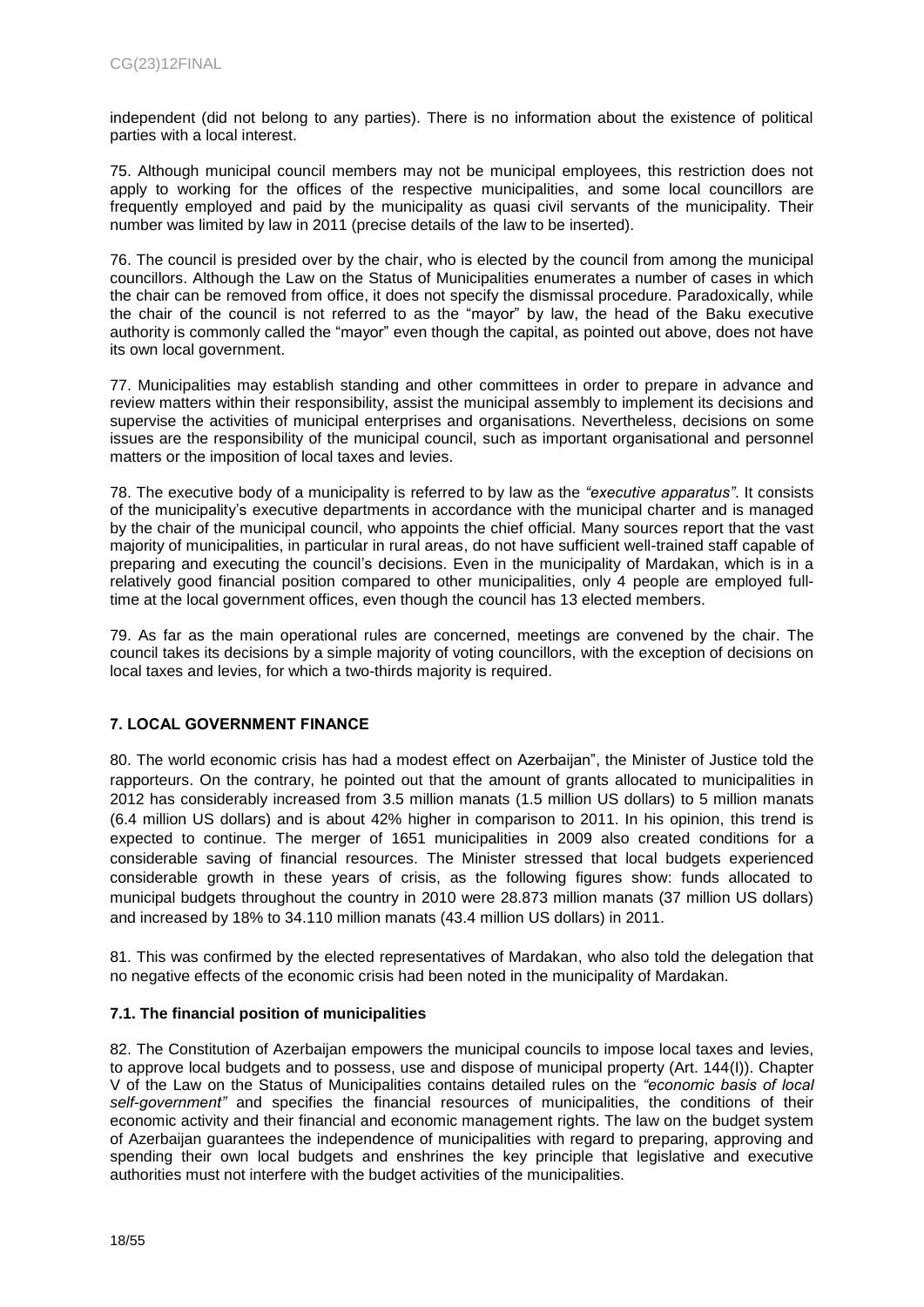independent (did not belong to any parties). There is no information about the existence of political parties with a local interest.

75. Although municipal council members may not be municipal employees, this restriction does not apply to working for the offices of the respective municipalities, and some local councillors are frequently employed and paid by the municipality as quasi civil servants of the municipality. Their number was limited by law in 2011 (precise details of the law to be inserted).

76. The council is presided over by the chair, who is elected by the council from among the municipal councillors. Although the Law on the Status of Municipalities enumerates a number of cases in which the chair can be removed from office, it does not specify the dismissal procedure. Paradoxically, while the chair of the council is not referred to as the "mayor" by law, the head of the Baku executive authority is commonly called the "mayor" even though the capital, as pointed out above, does not have its own local government.

77. Municipalities may establish standing and other committees in order to prepare in advance and review matters within their responsibility, assist the municipal assembly to implement its decisions and supervise the activities of municipal enterprises and organisations. Nevertheless, decisions on some issues are the responsibility of the municipal council, such as important organisational and personnel matters or the imposition of local taxes and levies.

78. The executive body of a municipality is referred to by law as the *"executive apparatus"*. It consists of the municipality's executive departments in accordance with the municipal charter and is managed by the chair of the municipal council, who appoints the chief official. Many sources report that the vast majority of municipalities, in particular in rural areas, do not have sufficient well-trained staff capable of preparing and executing the council's decisions. Even in the municipality of Mardakan, which is in a relatively good financial position compared to other municipalities, only 4 people are employed full-time at the local government offices, even though the council has 13 elected members.

79. As far as the main operational rules are concerned, meetings are convened by the chair. The council takes its decisions by a simple majority of voting councillors, with the exception of decisions on local taxes and levies, for which a two-thirds majority is required.

## 7. LOCAL GOVERNMENT FINANCE

80. The world economic crisis has had a modest effect on Azerbaijan", the Minister of Justice told the rapporteurs. On the contrary, he pointed out that the amount of grants allocated to municipalities in 2012 has considerably increased from 3.5 million manats (1.5 million US dollars) to 5 million manats (6.4 million US dollars) and is about 42% higher in comparison to 2011. In his opinion, this trend is expected to continue. The merger of 1651 municipalities in 2009 also created conditions for a considerable saving of financial resources. The Minister stressed that local budgets experienced considerable growth in these years of crisis, as the following figures show: funds allocated to municipal budgets throughout the country in 2010 were 28.873 million manats (37 million US dollars) and increased by 18% to 34.110 million manats (43.4 million US dollars) in 2011.

81. This was confirmed by the elected representatives of Mardakan, who also told the delegation that no negative effects of the economic crisis had been noted in the municipality of Mardakan.

### 7.1. The financial position of municipalities

82. The Constitution of Azerbaijan empowers the municipal councils to impose local taxes and levies, to approve local budgets and to possess, use and dispose of municipal property (Art. 144(I)). Chapter V of the Law on the Status of Municipalities contains detailed rules on the *"economic basis of local self-government"* and specifies the financial resources of municipalities, the conditions of their economic activity and their financial and economic management rights. The law on the budget system of Azerbaijan guarantees the independence of municipalities with regard to preparing, approving and spending their own local budgets and enshrines the key principle that legislative and executive authorities must not interfere with the budget activities of the municipalities.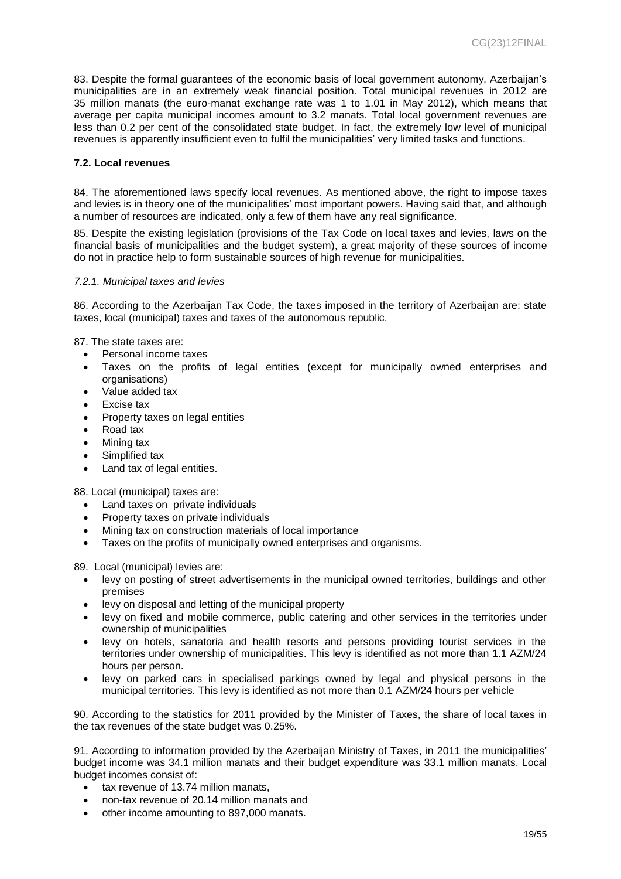83. Despite the formal guarantees of the economic basis of local government autonomy, Azerbaijan's municipalities are in an extremely weak financial position. Total municipal revenues in 2012 are 35 million manats (the euro-manat exchange rate was 1 to 1.01 in May 2012), which means that average per capita municipal incomes amount to 3.2 manats. Total local government revenues are less than 0.2 per cent of the consolidated state budget. In fact, the extremely low level of municipal revenues is apparently insufficient even to fulfil the municipalities' very limited tasks and functions.

### 7.2. Local revenues

84. The aforementioned laws specify local revenues. As mentioned above, the right to impose taxes and levies is in theory one of the municipalities' most important powers. Having said that, and although a number of resources are indicated, only a few of them have any real significance.

85. Despite the existing legislation (provisions of the Tax Code on local taxes and levies, laws on the financial basis of municipalities and the budget system), a great majority of these sources of income do not in practice help to form sustainable sources of high revenue for municipalities.

#### *7.2.1. Municipal taxes and levies*

86. According to the Azerbaijan Tax Code, the taxes imposed in the territory of Azerbaijan are: state taxes, local (municipal) taxes and taxes of the autonomous republic.

87. The state taxes are:

- Personal income taxes
- Taxes on the profits of legal entities (except for municipally owned enterprises and organisations)
- Value added tax
- Excise tax
- Property taxes on legal entities
- Road tax
- Mining tax
- Simplified tax
- Land tax of legal entities.

88. Local (municipal) taxes are:

- Land taxes on private individuals
- Property taxes on private individuals
- Mining tax on construction materials of local importance
- Taxes on the profits of municipally owned enterprises and organisms.

89. Local (municipal) levies are:

- levy on posting of street advertisements in the municipal owned territories, buildings and other premises
- levy on disposal and letting of the municipal property
- levy on fixed and mobile commerce, public catering and other services in the territories under ownership of municipalities
- levy on hotels, sanatoria and health resorts and persons providing tourist services in the territories under ownership of municipalities. This levy is identified as not more than 1.1 AZM/24 hours per person.
- levy on parked cars in specialised parkings owned by legal and physical persons in the municipal territories. This levy is identified as not more than 0.1 AZM/24 hours per vehicle

90. According to the statistics for 2011 provided by the Minister of Taxes, the share of local taxes in the tax revenues of the state budget was 0.25%.

91. According to information provided by the Azerbaijan Ministry of Taxes, in 2011 the municipalities' budget income was 34.1 million manats and their budget expenditure was 33.1 million manats. Local budget incomes consist of:

- tax revenue of 13.74 million manats,
- non-tax revenue of 20.14 million manats and
- other income amounting to 897,000 manats.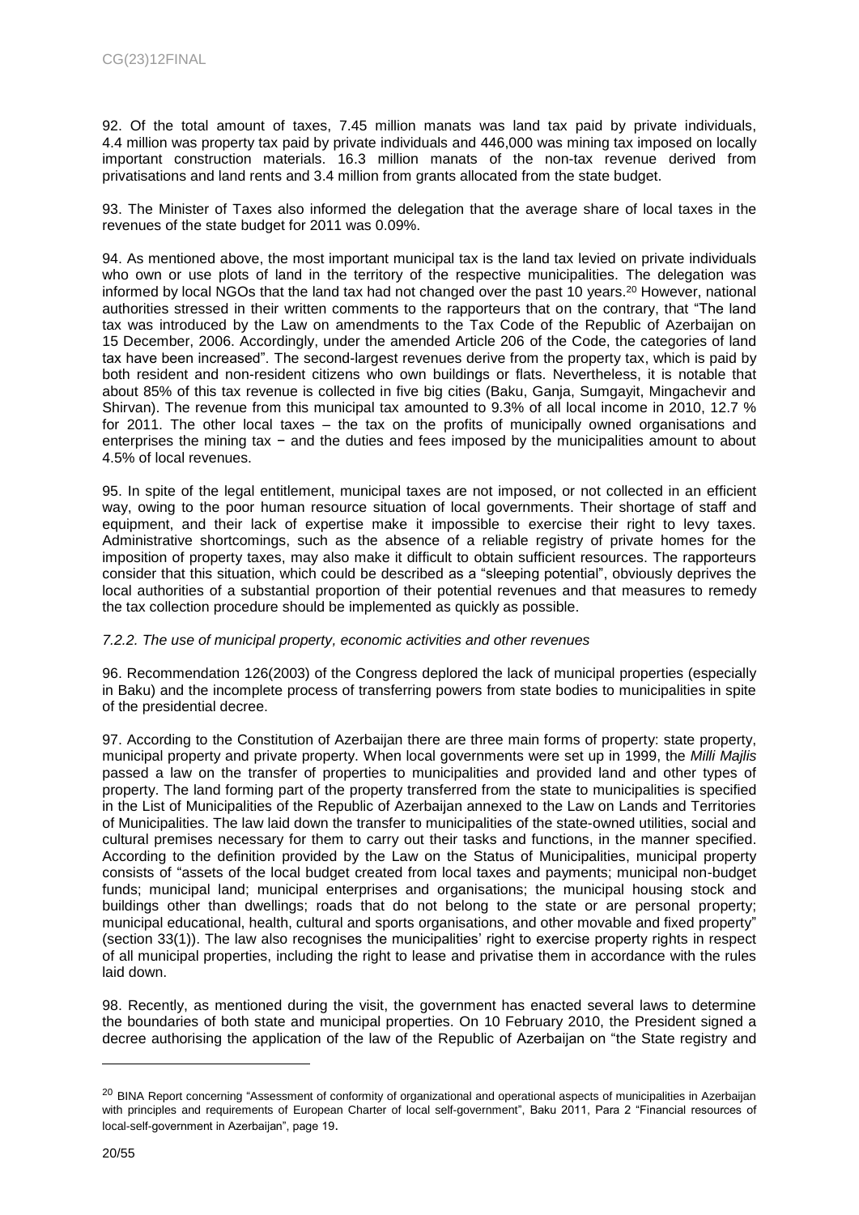92. Of the total amount of taxes, 7.45 million manats was land tax paid by private individuals, 4.4 million was property tax paid by private individuals and 446,000 was mining tax imposed on locally important construction materials. 16.3 million manats of the non-tax revenue derived from privatisations and land rents and 3.4 million from grants allocated from the state budget.

93. The Minister of Taxes also informed the delegation that the average share of local taxes in the revenues of the state budget for 2011 was 0.09%.

94. As mentioned above, the most important municipal tax is the land tax levied on private individuals who own or use plots of land in the territory of the respective municipalities. The delegation was informed by local NGOs that the land tax had not changed over the past 10 years.[20] However, national authorities stressed in their written comments to the rapporteurs that on the contrary, that "The land tax was introduced by the Law on amendments to the Tax Code of the Republic of Azerbaijan on 15 December, 2006. Accordingly, under the amended Article 206 of the Code, the categories of land tax have been increased". The second-largest revenues derive from the property tax, which is paid by both resident and non-resident citizens who own buildings or flats. Nevertheless, it is notable that about 85% of this tax revenue is collected in five big cities (Baku, Ganja, Sumgayit, Mingachevir and Shirvan). The revenue from this municipal tax amounted to 9.3% of all local income in 2010, 12.7 % for 2011. The other local taxes – the tax on the profits of municipally owned organisations and enterprises the mining tax − and the duties and fees imposed by the municipalities amount to about 4.5% of local revenues.

95. In spite of the legal entitlement, municipal taxes are not imposed, or not collected in an efficient way, owing to the poor human resource situation of local governments. Their shortage of staff and equipment, and their lack of expertise make it impossible to exercise their right to levy taxes. Administrative shortcomings, such as the absence of a reliable registry of private homes for the imposition of property taxes, may also make it difficult to obtain sufficient resources. The rapporteurs consider that this situation, which could be described as a "sleeping potential", obviously deprives the local authorities of a substantial proportion of their potential revenues and that measures to remedy the tax collection procedure should be implemented as quickly as possible.

*7.2.2. The use of municipal property, economic activities and other revenues*

96. Recommendation 126(2003) of the Congress deplored the lack of municipal properties (especially in Baku) and the incomplete process of transferring powers from state bodies to municipalities in spite of the presidential decree.

97. According to the Constitution of Azerbaijan there are three main forms of property: state property, municipal property and private property. When local governments were set up in 1999, the *Milli Majlis* passed a law on the transfer of properties to municipalities and provided land and other types of property. The land forming part of the property transferred from the state to municipalities is specified in the List of Municipalities of the Republic of Azerbaijan annexed to the Law on Lands and Territories of Municipalities. The law laid down the transfer to municipalities of the state-owned utilities, social and cultural premises necessary for them to carry out their tasks and functions, in the manner specified. According to the definition provided by the Law on the Status of Municipalities, municipal property consists of "assets of the local budget created from local taxes and payments; municipal non-budget funds; municipal land; municipal enterprises and organisations; the municipal housing stock and buildings other than dwellings; roads that do not belong to the state or are personal property; municipal educational, health, cultural and sports organisations, and other movable and fixed property" (section 33(1)). The law also recognises the municipalities' right to exercise property rights in respect of all municipal properties, including the right to lease and privatise them in accordance with the rules laid down.

98. Recently, as mentioned during the visit, the government has enacted several laws to determine the boundaries of both state and municipal properties. On 10 February 2010, the President signed a decree authorising the application of the law of the Republic of Azerbaijan on "the State registry and

[20] BINA Report concerning "Assessment of conformity of organizational and operational aspects of municipalities in Azerbaijan with principles and requirements of European Charter of local self-government", Baku 2011, Para 2 "Financial resources of local-self-government in Azerbaijan", page 19.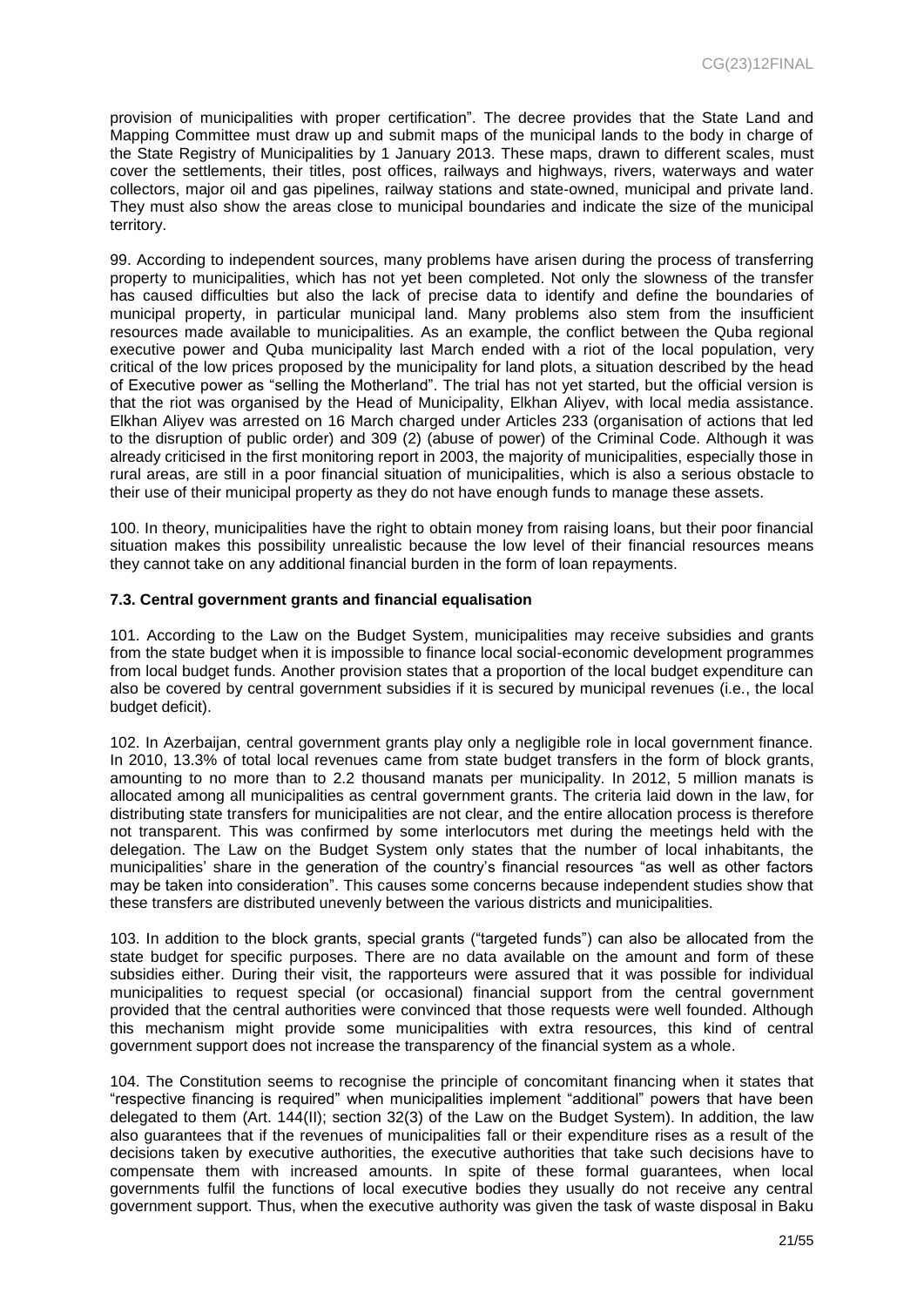provision of municipalities with proper certification". The decree provides that the State Land and Mapping Committee must draw up and submit maps of the municipal lands to the body in charge of the State Registry of Municipalities by 1 January 2013. These maps, drawn to different scales, must cover the settlements, their titles, post offices, railways and highways, rivers, waterways and water collectors, major oil and gas pipelines, railway stations and state-owned, municipal and private land. They must also show the areas close to municipal boundaries and indicate the size of the municipal territory.

99. According to independent sources, many problems have arisen during the process of transferring property to municipalities, which has not yet been completed. Not only the slowness of the transfer has caused difficulties but also the lack of precise data to identify and define the boundaries of municipal property, in particular municipal land. Many problems also stem from the insufficient resources made available to municipalities. As an example, the conflict between the Quba regional executive power and Quba municipality last March ended with a riot of the local population, very critical of the low prices proposed by the municipality for land plots, a situation described by the head of Executive power as "selling the Motherland". The trial has not yet started, but the official version is that the riot was organised by the Head of Municipality, Elkhan Aliyev, with local media assistance. Elkhan Aliyev was arrested on 16 March charged under Articles 233 (organisation of actions that led to the disruption of public order) and 309 (2) (abuse of power) of the Criminal Code. Although it was already criticised in the first monitoring report in 2003, the majority of municipalities, especially those in rural areas, are still in a poor financial situation of municipalities, which is also a serious obstacle to their use of their municipal property as they do not have enough funds to manage these assets.

100. In theory, municipalities have the right to obtain money from raising loans, but their poor financial situation makes this possibility unrealistic because the low level of their financial resources means they cannot take on any additional financial burden in the form of loan repayments.

### 7.3. Central government grants and financial equalisation

101. According to the Law on the Budget System, municipalities may receive subsidies and grants from the state budget when it is impossible to finance local social-economic development programmes from local budget funds. Another provision states that a proportion of the local budget expenditure can also be covered by central government subsidies if it is secured by municipal revenues (i.e., the local budget deficit).

102. In Azerbaijan, central government grants play only a negligible role in local government finance. In 2010, 13.3% of total local revenues came from state budget transfers in the form of block grants, amounting to no more than to 2.2 thousand manats per municipality. In 2012, 5 million manats is allocated among all municipalities as central government grants. The criteria laid down in the law, for distributing state transfers for municipalities are not clear, and the entire allocation process is therefore not transparent. This was confirmed by some interlocutors met during the meetings held with the delegation. The Law on the Budget System only states that the number of local inhabitants, the municipalities' share in the generation of the country's financial resources "as well as other factors may be taken into consideration". This causes some concerns because independent studies show that these transfers are distributed unevenly between the various districts and municipalities.

103. In addition to the block grants, special grants ("targeted funds") can also be allocated from the state budget for specific purposes. There are no data available on the amount and form of these subsidies either. During their visit, the rapporteurs were assured that it was possible for individual municipalities to request special (or occasional) financial support from the central government provided that the central authorities were convinced that those requests were well founded. Although this mechanism might provide some municipalities with extra resources, this kind of central government support does not increase the transparency of the financial system as a whole.

104. The Constitution seems to recognise the principle of concomitant financing when it states that "respective financing is required" when municipalities implement "additional" powers that have been delegated to them (Art. 144(II); section 32(3) of the Law on the Budget System). In addition, the law also guarantees that if the revenues of municipalities fall or their expenditure rises as a result of the decisions taken by executive authorities, the executive authorities that take such decisions have to compensate them with increased amounts. In spite of these formal guarantees, when local governments fulfil the functions of local executive bodies they usually do not receive any central government support. Thus, when the executive authority was given the task of waste disposal in Baku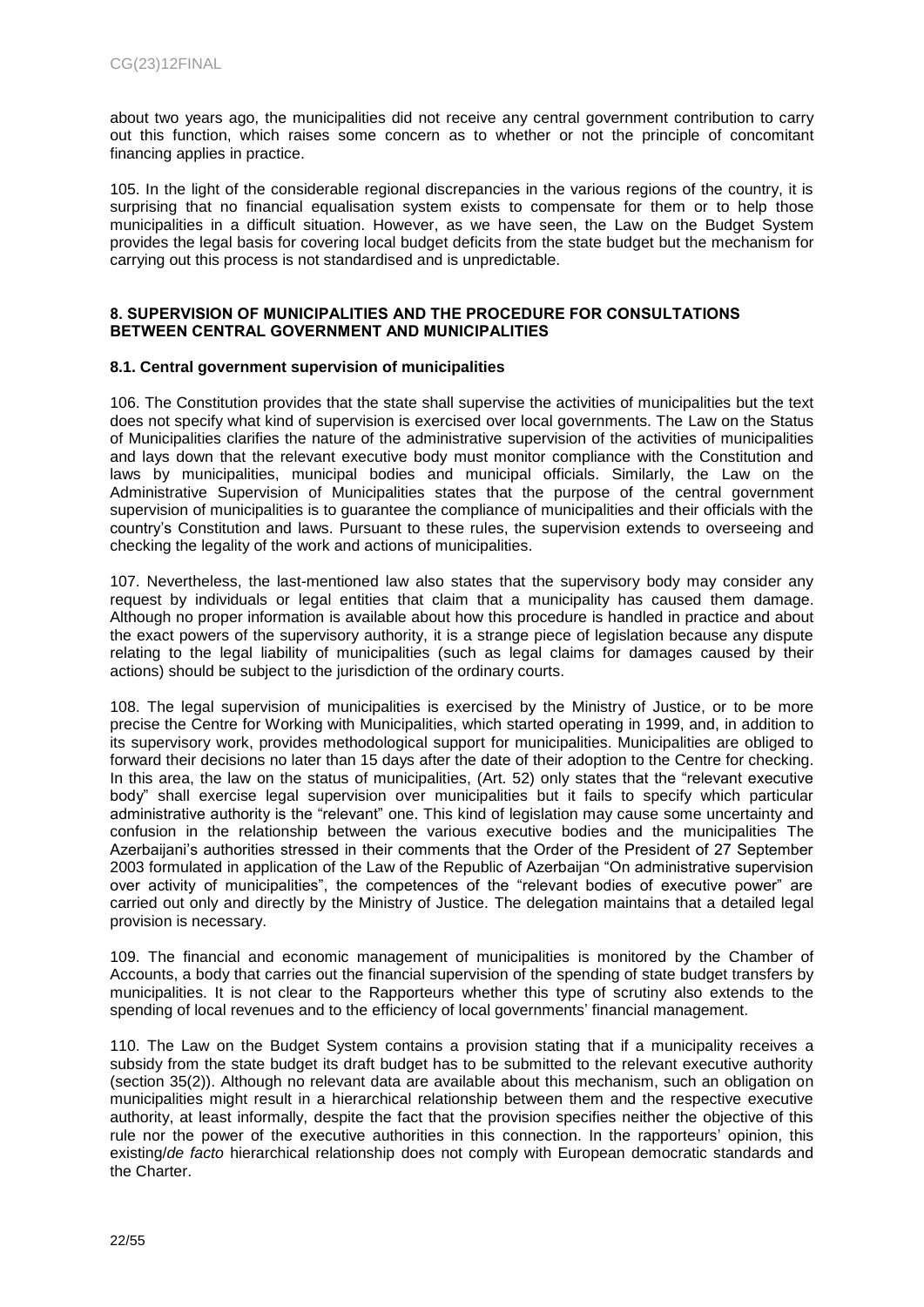about two years ago, the municipalities did not receive any central government contribution to carry out this function, which raises some concern as to whether or not the principle of concomitant financing applies in practice.

105. In the light of the considerable regional discrepancies in the various regions of the country, it is surprising that no financial equalisation system exists to compensate for them or to help those municipalities in a difficult situation. However, as we have seen, the Law on the Budget System provides the legal basis for covering local budget deficits from the state budget but the mechanism for carrying out this process is not standardised and is unpredictable.

## 8. SUPERVISION OF MUNICIPALITIES AND THE PROCEDURE FOR CONSULTATIONS BETWEEN CENTRAL GOVERNMENT AND MUNICIPALITIES

### 8.1. Central government supervision of municipalities

106. The Constitution provides that the state shall supervise the activities of municipalities but the text does not specify what kind of supervision is exercised over local governments. The Law on the Status of Municipalities clarifies the nature of the administrative supervision of the activities of municipalities and lays down that the relevant executive body must monitor compliance with the Constitution and laws by municipalities, municipal bodies and municipal officials. Similarly, the Law on the Administrative Supervision of Municipalities states that the purpose of the central government supervision of municipalities is to guarantee the compliance of municipalities and their officials with the country's Constitution and laws. Pursuant to these rules, the supervision extends to overseeing and checking the legality of the work and actions of municipalities.

107. Nevertheless, the last-mentioned law also states that the supervisory body may consider any request by individuals or legal entities that claim that a municipality has caused them damage. Although no proper information is available about how this procedure is handled in practice and about the exact powers of the supervisory authority, it is a strange piece of legislation because any dispute relating to the legal liability of municipalities (such as legal claims for damages caused by their actions) should be subject to the jurisdiction of the ordinary courts.

108. The legal supervision of municipalities is exercised by the Ministry of Justice, or to be more precise the Centre for Working with Municipalities, which started operating in 1999, and, in addition to its supervisory work, provides methodological support for municipalities. Municipalities are obliged to forward their decisions no later than 15 days after the date of their adoption to the Centre for checking. In this area, the law on the status of municipalities, (Art. 52) only states that the "relevant executive body" shall exercise legal supervision over municipalities but it fails to specify which particular administrative authority is the "relevant" one. This kind of legislation may cause some uncertainty and confusion in the relationship between the various executive bodies and the municipalities The Azerbaijani's authorities stressed in their comments that the Order of the President of 27 September 2003 formulated in application of the Law of the Republic of Azerbaijan "On administrative supervision over activity of municipalities", the competences of the "relevant bodies of executive power" are carried out only and directly by the Ministry of Justice. The delegation maintains that a detailed legal provision is necessary.

109. The financial and economic management of municipalities is monitored by the Chamber of Accounts, a body that carries out the financial supervision of the spending of state budget transfers by municipalities. It is not clear to the Rapporteurs whether this type of scrutiny also extends to the spending of local revenues and to the efficiency of local governments' financial management.

110. The Law on the Budget System contains a provision stating that if a municipality receives a subsidy from the state budget its draft budget has to be submitted to the relevant executive authority (section 35(2)). Although no relevant data are available about this mechanism, such an obligation on municipalities might result in a hierarchical relationship between them and the respective executive authority, at least informally, despite the fact that the provision specifies neither the objective of this rule nor the power of the executive authorities in this connection. In the rapporteurs' opinion, this existing/*de facto* hierarchical relationship does not comply with European democratic standards and the Charter.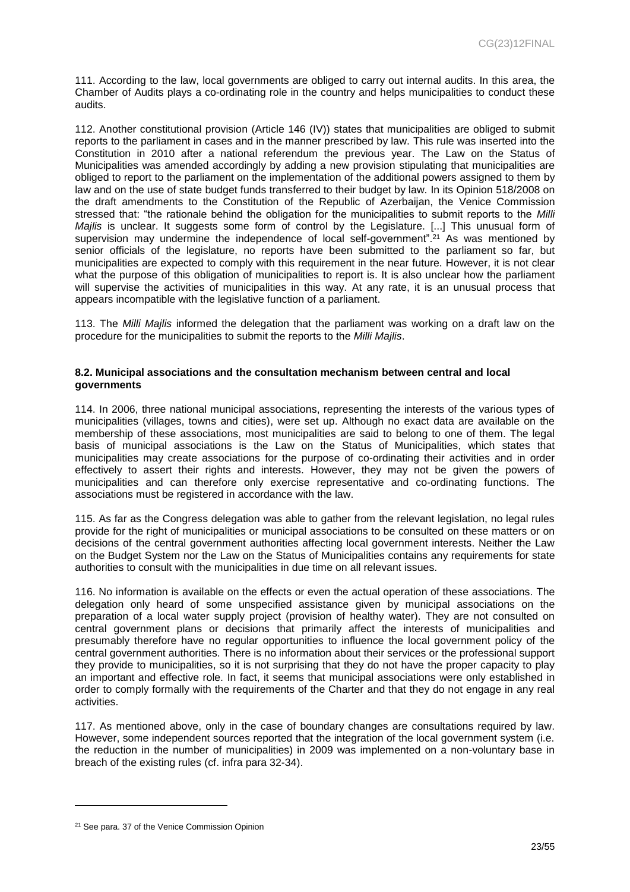111. According to the law, local governments are obliged to carry out internal audits. In this area, the Chamber of Audits plays a co-ordinating role in the country and helps municipalities to conduct these audits.

112. Another constitutional provision (Article 146 (IV)) states that municipalities are obliged to submit reports to the parliament in cases and in the manner prescribed by law. This rule was inserted into the Constitution in 2010 after a national referendum the previous year. The Law on the Status of Municipalities was amended accordingly by adding a new provision stipulating that municipalities are obliged to report to the parliament on the implementation of the additional powers assigned to them by law and on the use of state budget funds transferred to their budget by law. In its Opinion 518/2008 on the draft amendments to the Constitution of the Republic of Azerbaijan, the Venice Commission stressed that: "the rationale behind the obligation for the municipalities to submit reports to the *Milli Majlis* is unclear. It suggests some form of control by the Legislature. [...] This unusual form of supervision may undermine the independence of local self-government".[21] As was mentioned by senior officials of the legislature, no reports have been submitted to the parliament so far, but municipalities are expected to comply with this requirement in the near future. However, it is not clear what the purpose of this obligation of municipalities to report is. It is also unclear how the parliament will supervise the activities of municipalities in this way. At any rate, it is an unusual process that appears incompatible with the legislative function of a parliament.

113. The *Milli Majlis* informed the delegation that the parliament was working on a draft law on the procedure for the municipalities to submit the reports to the *Milli Majlis*.

### 8.2. Municipal associations and the consultation mechanism between central and local governments

114. In 2006, three national municipal associations, representing the interests of the various types of municipalities (villages, towns and cities), were set up. Although no exact data are available on the membership of these associations, most municipalities are said to belong to one of them. The legal basis of municipal associations is the Law on the Status of Municipalities, which states that municipalities may create associations for the purpose of co-ordinating their activities and in order effectively to assert their rights and interests. However, they may not be given the powers of municipalities and can therefore only exercise representative and co-ordinating functions. The associations must be registered in accordance with the law.

115. As far as the Congress delegation was able to gather from the relevant legislation, no legal rules provide for the right of municipalities or municipal associations to be consulted on these matters or on decisions of the central government authorities affecting local government interests. Neither the Law on the Budget System nor the Law on the Status of Municipalities contains any requirements for state authorities to consult with the municipalities in due time on all relevant issues.

116. No information is available on the effects or even the actual operation of these associations. The delegation only heard of some unspecified assistance given by municipal associations on the preparation of a local water supply project (provision of healthy water). They are not consulted on central government plans or decisions that primarily affect the interests of municipalities and presumably therefore have no regular opportunities to influence the local government policy of the central government authorities. There is no information about their services or the professional support they provide to municipalities, so it is not surprising that they do not have the proper capacity to play an important and effective role. In fact, it seems that municipal associations were only established in order to comply formally with the requirements of the Charter and that they do not engage in any real activities.

117. As mentioned above, only in the case of boundary changes are consultations required by law. However, some independent sources reported that the integration of the local government system (i.e. the reduction in the number of municipalities) in 2009 was implemented on a non-voluntary base in breach of the existing rules (cf. infra para 32-34).

[21] See para. 37 of the Venice Commission Opinion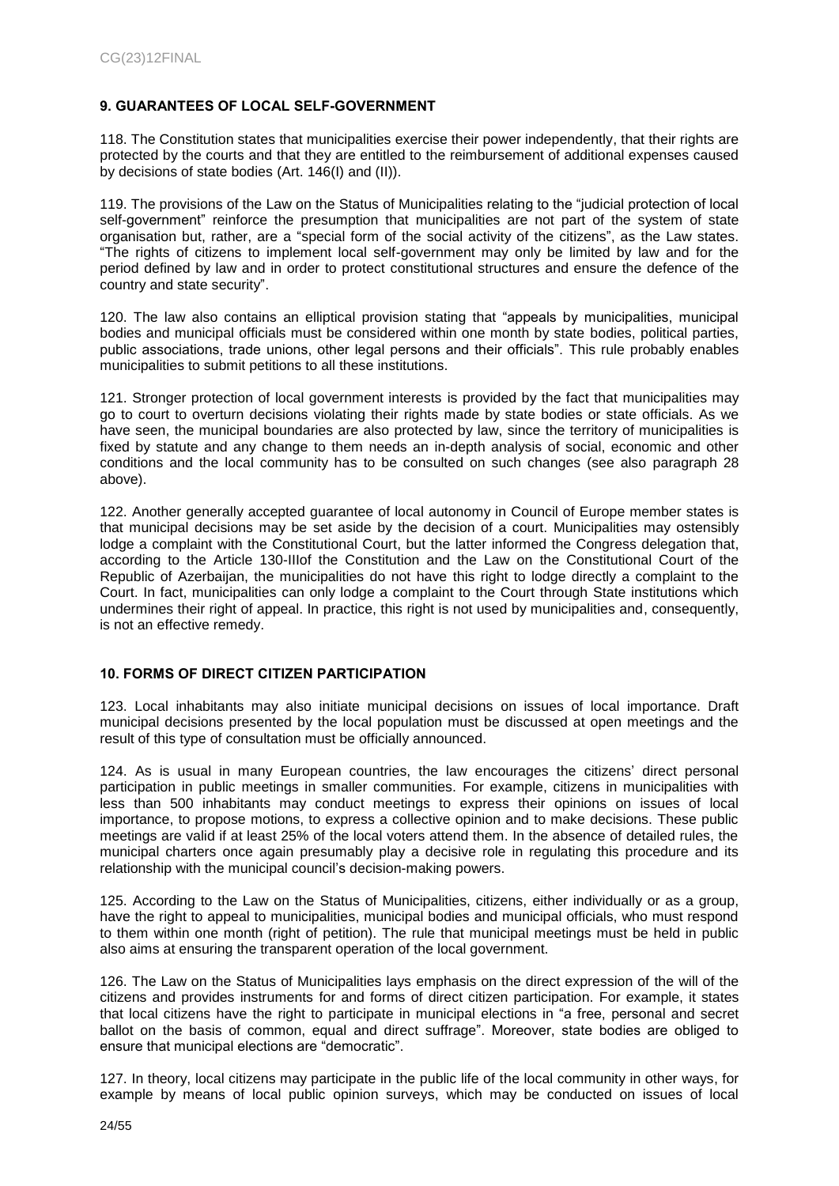## 9. GUARANTEES OF LOCAL SELF-GOVERNMENT

118. The Constitution states that municipalities exercise their power independently, that their rights are protected by the courts and that they are entitled to the reimbursement of additional expenses caused by decisions of state bodies (Art. 146(I) and (II)).

119. The provisions of the Law on the Status of Municipalities relating to the "judicial protection of local self-government" reinforce the presumption that municipalities are not part of the system of state organisation but, rather, are a "special form of the social activity of the citizens", as the Law states. "The rights of citizens to implement local self-government may only be limited by law and for the period defined by law and in order to protect constitutional structures and ensure the defence of the country and state security".

120. The law also contains an elliptical provision stating that "appeals by municipalities, municipal bodies and municipal officials must be considered within one month by state bodies, political parties, public associations, trade unions, other legal persons and their officials". This rule probably enables municipalities to submit petitions to all these institutions.

121. Stronger protection of local government interests is provided by the fact that municipalities may go to court to overturn decisions violating their rights made by state bodies or state officials. As we have seen, the municipal boundaries are also protected by law, since the territory of municipalities is fixed by statute and any change to them needs an in-depth analysis of social, economic and other conditions and the local community has to be consulted on such changes (see also paragraph 28 above).

122. Another generally accepted guarantee of local autonomy in Council of Europe member states is that municipal decisions may be set aside by the decision of a court. Municipalities may ostensibly lodge a complaint with the Constitutional Court, but the latter informed the Congress delegation that, according to the Article 130-IIIof the Constitution and the Law on the Constitutional Court of the Republic of Azerbaijan, the municipalities do not have this right to lodge directly a complaint to the Court. In fact, municipalities can only lodge a complaint to the Court through State institutions which undermines their right of appeal. In practice, this right is not used by municipalities and, consequently, is not an effective remedy.

## 10. FORMS OF DIRECT CITIZEN PARTICIPATION

123. Local inhabitants may also initiate municipal decisions on issues of local importance. Draft municipal decisions presented by the local population must be discussed at open meetings and the result of this type of consultation must be officially announced.

124. As is usual in many European countries, the law encourages the citizens' direct personal participation in public meetings in smaller communities. For example, citizens in municipalities with less than 500 inhabitants may conduct meetings to express their opinions on issues of local importance, to propose motions, to express a collective opinion and to make decisions. These public meetings are valid if at least 25% of the local voters attend them. In the absence of detailed rules, the municipal charters once again presumably play a decisive role in regulating this procedure and its relationship with the municipal council's decision-making powers.

125. According to the Law on the Status of Municipalities, citizens, either individually or as a group, have the right to appeal to municipalities, municipal bodies and municipal officials, who must respond to them within one month (right of petition). The rule that municipal meetings must be held in public also aims at ensuring the transparent operation of the local government.

126. The Law on the Status of Municipalities lays emphasis on the direct expression of the will of the citizens and provides instruments for and forms of direct citizen participation. For example, it states that local citizens have the right to participate in municipal elections in "a free, personal and secret ballot on the basis of common, equal and direct suffrage". Moreover, state bodies are obliged to ensure that municipal elections are "democratic".

127. In theory, local citizens may participate in the public life of the local community in other ways, for example by means of local public opinion surveys, which may be conducted on issues of local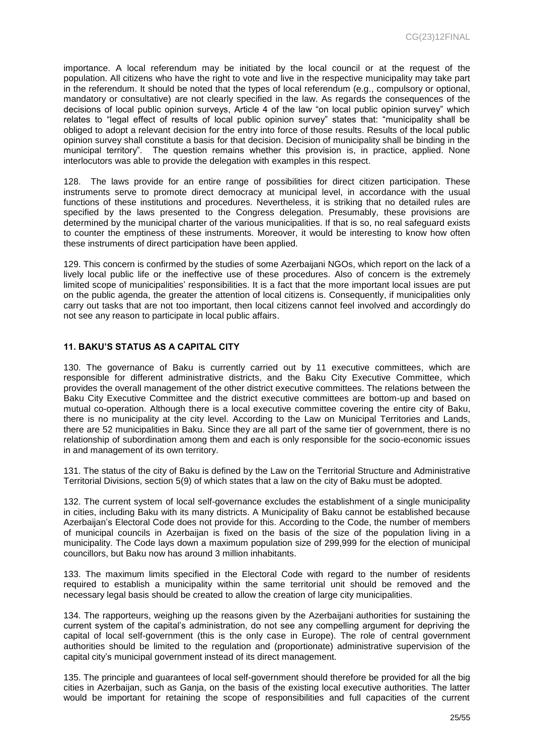importance. A local referendum may be initiated by the local council or at the request of the population. All citizens who have the right to vote and live in the respective municipality may take part in the referendum. It should be noted that the types of local referendum (e.g., compulsory or optional, mandatory or consultative) are not clearly specified in the law. As regards the consequences of the decisions of local public opinion surveys, Article 4 of the law "on local public opinion survey" which relates to "legal effect of results of local public opinion survey" states that: "municipality shall be obliged to adopt a relevant decision for the entry into force of those results. Results of the local public opinion survey shall constitute a basis for that decision. Decision of municipality shall be binding in the municipal territory". The question remains whether this provision is, in practice, applied. None interlocutors was able to provide the delegation with examples in this respect.

128. The laws provide for an entire range of possibilities for direct citizen participation. These instruments serve to promote direct democracy at municipal level, in accordance with the usual functions of these institutions and procedures. Nevertheless, it is striking that no detailed rules are specified by the laws presented to the Congress delegation. Presumably, these provisions are determined by the municipal charter of the various municipalities. If that is so, no real safeguard exists to counter the emptiness of these instruments. Moreover, it would be interesting to know how often these instruments of direct participation have been applied.

129. This concern is confirmed by the studies of some Azerbaijani NGOs, which report on the lack of a lively local public life or the ineffective use of these procedures. Also of concern is the extremely limited scope of municipalities' responsibilities. It is a fact that the more important local issues are put on the public agenda, the greater the attention of local citizens is. Consequently, if municipalities only carry out tasks that are not too important, then local citizens cannot feel involved and accordingly do not see any reason to participate in local public affairs.

## 11. BAKU'S STATUS AS A CAPITAL CITY

130. The governance of Baku is currently carried out by 11 executive committees, which are responsible for different administrative districts, and the Baku City Executive Committee, which provides the overall management of the other district executive committees. The relations between the Baku City Executive Committee and the district executive committees are bottom-up and based on mutual co-operation. Although there is a local executive committee covering the entire city of Baku, there is no municipality at the city level. According to the Law on Municipal Territories and Lands, there are 52 municipalities in Baku. Since they are all part of the same tier of government, there is no relationship of subordination among them and each is only responsible for the socio-economic issues in and management of its own territory.

131. The status of the city of Baku is defined by the Law on the Territorial Structure and Administrative Territorial Divisions, section 5(9) of which states that a law on the city of Baku must be adopted.

132. The current system of local self-governance excludes the establishment of a single municipality in cities, including Baku with its many districts. A Municipality of Baku cannot be established because Azerbaijan's Electoral Code does not provide for this. According to the Code, the number of members of municipal councils in Azerbaijan is fixed on the basis of the size of the population living in a municipality. The Code lays down a maximum population size of 299,999 for the election of municipal councillors, but Baku now has around 3 million inhabitants.

133. The maximum limits specified in the Electoral Code with regard to the number of residents required to establish a municipality within the same territorial unit should be removed and the necessary legal basis should be created to allow the creation of large city municipalities.

134. The rapporteurs, weighing up the reasons given by the Azerbaijani authorities for sustaining the current system of the capital's administration, do not see any compelling argument for depriving the capital of local self-government (this is the only case in Europe). The role of central government authorities should be limited to the regulation and (proportionate) administrative supervision of the capital city's municipal government instead of its direct management.

135. The principle and guarantees of local self-government should therefore be provided for all the big cities in Azerbaijan, such as Ganja, on the basis of the existing local executive authorities. The latter would be important for retaining the scope of responsibilities and full capacities of the current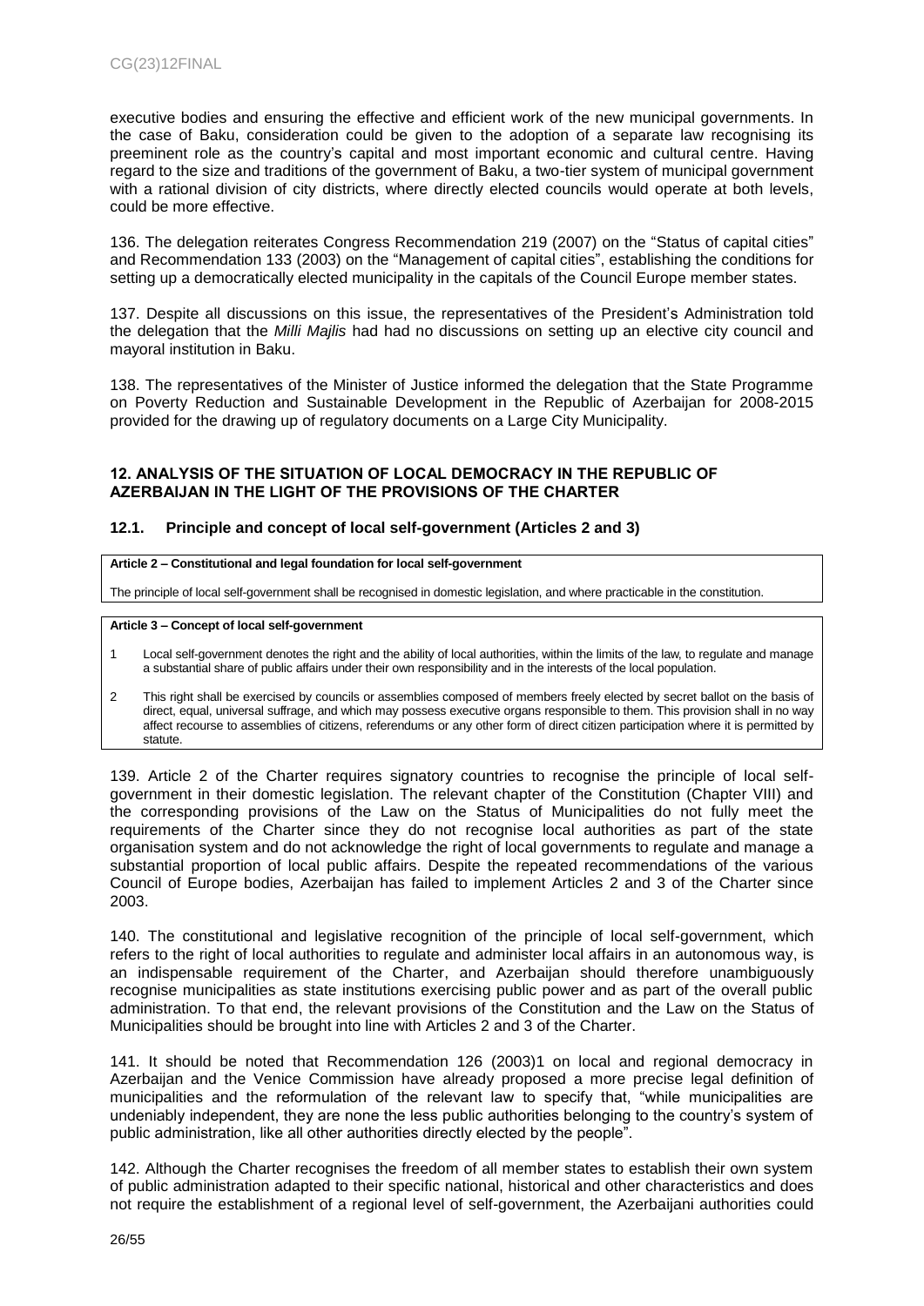executive bodies and ensuring the effective and efficient work of the new municipal governments. In the case of Baku, consideration could be given to the adoption of a separate law recognising its preeminent role as the country's capital and most important economic and cultural centre. Having regard to the size and traditions of the government of Baku, a two-tier system of municipal government with a rational division of city districts, where directly elected councils would operate at both levels, could be more effective.

136. The delegation reiterates Congress Recommendation 219 (2007) on the "Status of capital cities" and Recommendation 133 (2003) on the "Management of capital cities", establishing the conditions for setting up a democratically elected municipality in the capitals of the Council Europe member states.

137. Despite all discussions on this issue, the representatives of the President's Administration told the delegation that the *Milli Majlis* had had no discussions on setting up an elective city council and mayoral institution in Baku.

138. The representatives of the Minister of Justice informed the delegation that the State Programme on Poverty Reduction and Sustainable Development in the Republic of Azerbaijan for 2008-2015 provided for the drawing up of regulatory documents on a Large City Municipality.

## 12. ANALYSIS OF THE SITUATION OF LOCAL DEMOCRACY IN THE REPUBLIC OF AZERBAIJAN IN THE LIGHT OF THE PROVISIONS OF THE CHARTER

### 12.1. Principle and concept of local self-government (Articles 2 and 3)

**Article 2 – Constitutional and legal foundation for local self-government**

The principle of local self-government shall be recognised in domestic legislation, and where practicable in the constitution.

**Article 3 – Concept of local self-government**

1 Local self-government denotes the right and the ability of local authorities, within the limits of the law, to regulate and manage a substantial share of public affairs under their own responsibility and in the interests of the local population.

2 This right shall be exercised by councils or assemblies composed of members freely elected by secret ballot on the basis of direct, equal, universal suffrage, and which may possess executive organs responsible to them. This provision shall in no way affect recourse to assemblies of citizens, referendums or any other form of direct citizen participation where it is permitted by statute.

139. Article 2 of the Charter requires signatory countries to recognise the principle of local self-government in their domestic legislation. The relevant chapter of the Constitution (Chapter VIII) and the corresponding provisions of the Law on the Status of Municipalities do not fully meet the requirements of the Charter since they do not recognise local authorities as part of the state organisation system and do not acknowledge the right of local governments to regulate and manage a substantial proportion of local public affairs. Despite the repeated recommendations of the various Council of Europe bodies, Azerbaijan has failed to implement Articles 2 and 3 of the Charter since 2003.

140. The constitutional and legislative recognition of the principle of local self-government, which refers to the right of local authorities to regulate and administer local affairs in an autonomous way, is an indispensable requirement of the Charter, and Azerbaijan should therefore unambiguously recognise municipalities as state institutions exercising public power and as part of the overall public administration. To that end, the relevant provisions of the Constitution and the Law on the Status of Municipalities should be brought into line with Articles 2 and 3 of the Charter.

141. It should be noted that Recommendation 126 (2003)1 on local and regional democracy in Azerbaijan and the Venice Commission have already proposed a more precise legal definition of municipalities and the reformulation of the relevant law to specify that, "while municipalities are undeniably independent, they are none the less public authorities belonging to the country's system of public administration, like all other authorities directly elected by the people".

142. Although the Charter recognises the freedom of all member states to establish their own system of public administration adapted to their specific national, historical and other characteristics and does not require the establishment of a regional level of self-government, the Azerbaijani authorities could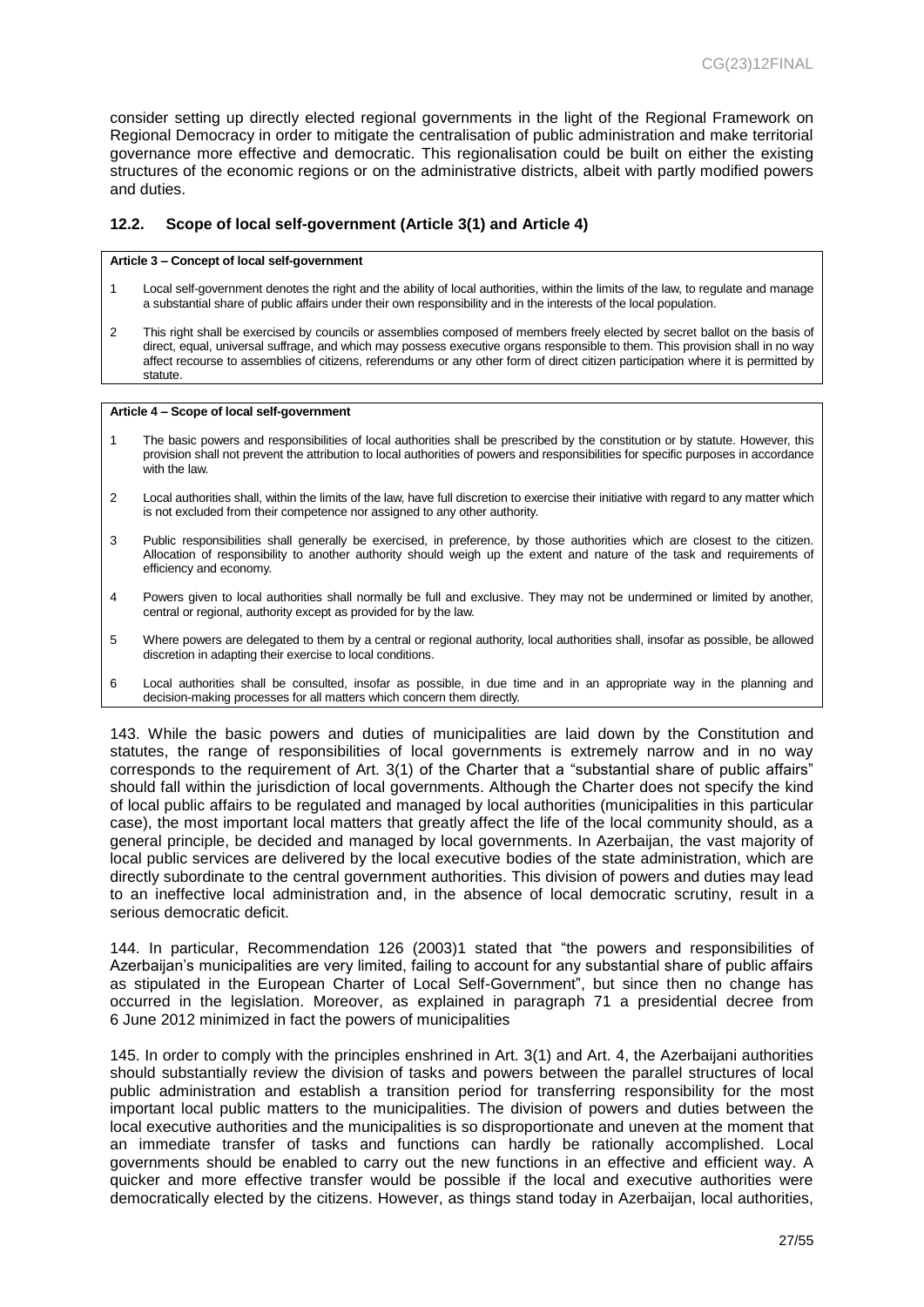consider setting up directly elected regional governments in the light of the Regional Framework on Regional Democracy in order to mitigate the centralisation of public administration and make territorial governance more effective and democratic. This regionalisation could be built on either the existing structures of the economic regions or on the administrative districts, albeit with partly modified powers and duties.

### 12.2. Scope of local self-government (Article 3(1) and Article 4)

**Article 3 – Concept of local self-government**

1 Local self-government denotes the right and the ability of local authorities, within the limits of the law, to regulate and manage a substantial share of public affairs under their own responsibility and in the interests of the local population.

2 This right shall be exercised by councils or assemblies composed of members freely elected by secret ballot on the basis of direct, equal, universal suffrage, and which may possess executive organs responsible to them. This provision shall in no way affect recourse to assemblies of citizens, referendums or any other form of direct citizen participation where it is permitted by statute.

**Article 4 – Scope of local self-government**

1 The basic powers and responsibilities of local authorities shall be prescribed by the constitution or by statute. However, this provision shall not prevent the attribution to local authorities of powers and responsibilities for specific purposes in accordance with the law.

2 Local authorities shall, within the limits of the law, have full discretion to exercise their initiative with regard to any matter which is not excluded from their competence nor assigned to any other authority.

3 Public responsibilities shall generally be exercised, in preference, by those authorities which are closest to the citizen. Allocation of responsibility to another authority should weigh up the extent and nature of the task and requirements of efficiency and economy.

4 Powers given to local authorities shall normally be full and exclusive. They may not be undermined or limited by another, central or regional, authority except as provided for by the law.

5 Where powers are delegated to them by a central or regional authority, local authorities shall, insofar as possible, be allowed discretion in adapting their exercise to local conditions.

6 Local authorities shall be consulted, insofar as possible, in due time and in an appropriate way in the planning and decision-making processes for all matters which concern them directly.

143. While the basic powers and duties of municipalities are laid down by the Constitution and statutes, the range of responsibilities of local governments is extremely narrow and in no way corresponds to the requirement of Art. 3(1) of the Charter that a "substantial share of public affairs" should fall within the jurisdiction of local governments. Although the Charter does not specify the kind of local public affairs to be regulated and managed by local authorities (municipalities in this particular case), the most important local matters that greatly affect the life of the local community should, as a general principle, be decided and managed by local governments. In Azerbaijan, the vast majority of local public services are delivered by the local executive bodies of the state administration, which are directly subordinate to the central government authorities. This division of powers and duties may lead to an ineffective local administration and, in the absence of local democratic scrutiny, result in a serious democratic deficit.

144. In particular, Recommendation 126 (2003)1 stated that "the powers and responsibilities of Azerbaijan's municipalities are very limited, failing to account for any substantial share of public affairs as stipulated in the European Charter of Local Self-Government", but since then no change has occurred in the legislation. Moreover, as explained in paragraph 71 a presidential decree from 6 June 2012 minimized in fact the powers of municipalities

145. In order to comply with the principles enshrined in Art. 3(1) and Art. 4, the Azerbaijani authorities should substantially review the division of tasks and powers between the parallel structures of local public administration and establish a transition period for transferring responsibility for the most important local public matters to the municipalities. The division of powers and duties between the local executive authorities and the municipalities is so disproportionate and uneven at the moment that an immediate transfer of tasks and functions can hardly be rationally accomplished. Local governments should be enabled to carry out the new functions in an effective and efficient way. A quicker and more effective transfer would be possible if the local and executive authorities were democratically elected by the citizens. However, as things stand today in Azerbaijan, local authorities,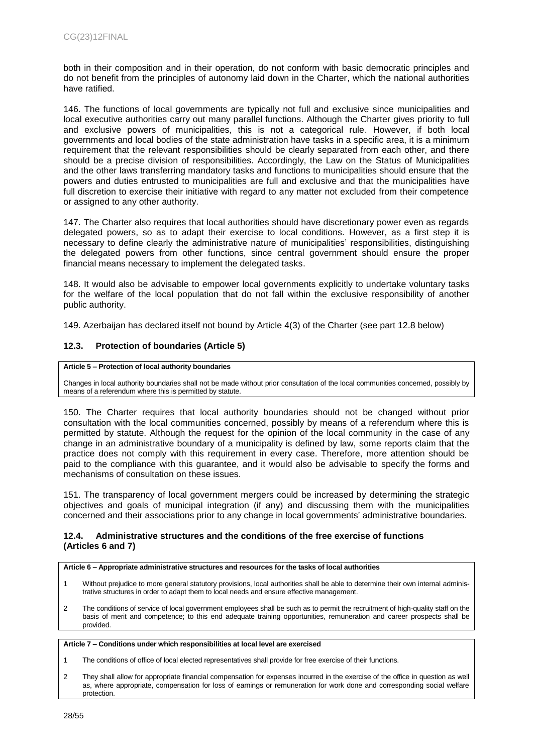both in their composition and in their operation, do not conform with basic democratic principles and do not benefit from the principles of autonomy laid down in the Charter, which the national authorities have ratified.

146. The functions of local governments are typically not full and exclusive since municipalities and local executive authorities carry out many parallel functions. Although the Charter gives priority to full and exclusive powers of municipalities, this is not a categorical rule. However, if both local governments and local bodies of the state administration have tasks in a specific area, it is a minimum requirement that the relevant responsibilities should be clearly separated from each other, and there should be a precise division of responsibilities. Accordingly, the Law on the Status of Municipalities and the other laws transferring mandatory tasks and functions to municipalities should ensure that the powers and duties entrusted to municipalities are full and exclusive and that the municipalities have full discretion to exercise their initiative with regard to any matter not excluded from their competence or assigned to any other authority.

147. The Charter also requires that local authorities should have discretionary power even as regards delegated powers, so as to adapt their exercise to local conditions. However, as a first step it is necessary to define clearly the administrative nature of municipalities' responsibilities, distinguishing the delegated powers from other functions, since central government should ensure the proper financial means necessary to implement the delegated tasks.

148. It would also be advisable to empower local governments explicitly to undertake voluntary tasks for the welfare of the local population that do not fall within the exclusive responsibility of another public authority.

149. Azerbaijan has declared itself not bound by Article 4(3) of the Charter (see part 12.8 below)

### 12.3. Protection of boundaries (Article 5)

**Article 5 – Protection of local authority boundaries**

Changes in local authority boundaries shall not be made without prior consultation of the local communities concerned, possibly by means of a referendum where this is permitted by statute.

150. The Charter requires that local authority boundaries should not be changed without prior consultation with the local communities concerned, possibly by means of a referendum where this is permitted by statute. Although the request for the opinion of the local community in the case of any change in an administrative boundary of a municipality is defined by law, some reports claim that the practice does not comply with this requirement in every case. Therefore, more attention should be paid to the compliance with this guarantee, and it would also be advisable to specify the forms and mechanisms of consultation on these issues.

151. The transparency of local government mergers could be increased by determining the strategic objectives and goals of municipal integration (if any) and discussing them with the municipalities concerned and their associations prior to any change in local governments' administrative boundaries.

### 12.4. Administrative structures and the conditions of the free exercise of functions (Articles 6 and 7)

**Article 6 – Appropriate administrative structures and resources for the tasks of local authorities**

1. Without prejudice to more general statutory provisions, local authorities shall be able to determine their own internal administrative structures in order to adapt them to local needs and ensure effective management.
2. The conditions of service of local government employees shall be such as to permit the recruitment of high-quality staff on the basis of merit and competence; to this end adequate training opportunities, remuneration and career prospects shall be provided.

**Article 7 – Conditions under which responsibilities at local level are exercised**

1. The conditions of office of local elected representatives shall provide for free exercise of their functions.
2. They shall allow for appropriate financial compensation for expenses incurred in the exercise of the office in question as well as, where appropriate, compensation for loss of earnings or remuneration for work done and corresponding social welfare protection.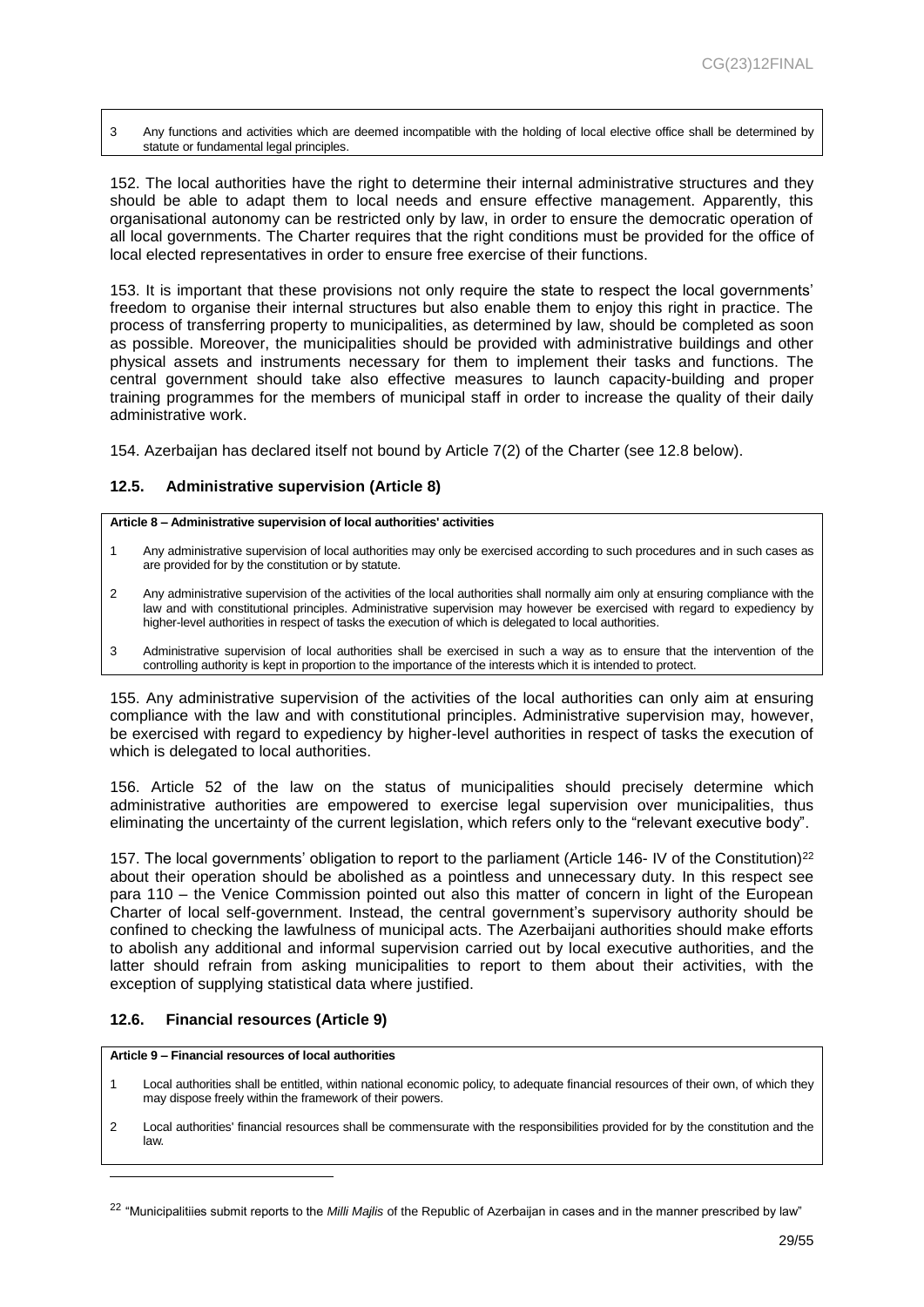3 Any functions and activities which are deemed incompatible with the holding of local elective office shall be determined by statute or fundamental legal principles.

152. The local authorities have the right to determine their internal administrative structures and they should be able to adapt them to local needs and ensure effective management. Apparently, this organisational autonomy can be restricted only by law, in order to ensure the democratic operation of all local governments. The Charter requires that the right conditions must be provided for the office of local elected representatives in order to ensure free exercise of their functions.

153. It is important that these provisions not only require the state to respect the local governments' freedom to organise their internal structures but also enable them to enjoy this right in practice. The process of transferring property to municipalities, as determined by law, should be completed as soon as possible. Moreover, the municipalities should be provided with administrative buildings and other physical assets and instruments necessary for them to implement their tasks and functions. The central government should take also effective measures to launch capacity-building and proper training programmes for the members of municipal staff in order to increase the quality of their daily administrative work.

154. Azerbaijan has declared itself not bound by Article 7(2) of the Charter (see 12.8 below).

### 12.5. Administrative supervision (Article 8)

**Article 8 – Administrative supervision of local authorities' activities**

1 Any administrative supervision of local authorities may only be exercised according to such procedures and in such cases as are provided for by the constitution or by statute.

2 Any administrative supervision of the activities of the local authorities shall normally aim only at ensuring compliance with the law and with constitutional principles. Administrative supervision may however be exercised with regard to expediency by higher-level authorities in respect of tasks the execution of which is delegated to local authorities.

3 Administrative supervision of local authorities shall be exercised in such a way as to ensure that the intervention of the controlling authority is kept in proportion to the importance of the interests which it is intended to protect.

155. Any administrative supervision of the activities of the local authorities can only aim at ensuring compliance with the law and with constitutional principles. Administrative supervision may, however, be exercised with regard to expediency by higher-level authorities in respect of tasks the execution of which is delegated to local authorities.

156. Article 52 of the law on the status of municipalities should precisely determine which administrative authorities are empowered to exercise legal supervision over municipalities, thus eliminating the uncertainty of the current legislation, which refers only to the "relevant executive body".

157. The local governments' obligation to report to the parliament (Article 146- IV of the Constitution)[22] about their operation should be abolished as a pointless and unnecessary duty. In this respect see para 110 – the Venice Commission pointed out also this matter of concern in light of the European Charter of local self-government. Instead, the central government's supervisory authority should be confined to checking the lawfulness of municipal acts. The Azerbaijani authorities should make efforts to abolish any additional and informal supervision carried out by local executive authorities, and the latter should refrain from asking municipalities to report to them about their activities, with the exception of supplying statistical data where justified.

### 12.6. Financial resources (Article 9)

**Article 9 – Financial resources of local authorities**

1 Local authorities shall be entitled, within national economic policy, to adequate financial resources of their own, of which they may dispose freely within the framework of their powers.

2 Local authorities' financial resources shall be commensurate with the responsibilities provided for by the constitution and the law.

[22] "Municipalitiies submit reports to the *Milli Majlis* of the Republic of Azerbaijan in cases and in the manner prescribed by law"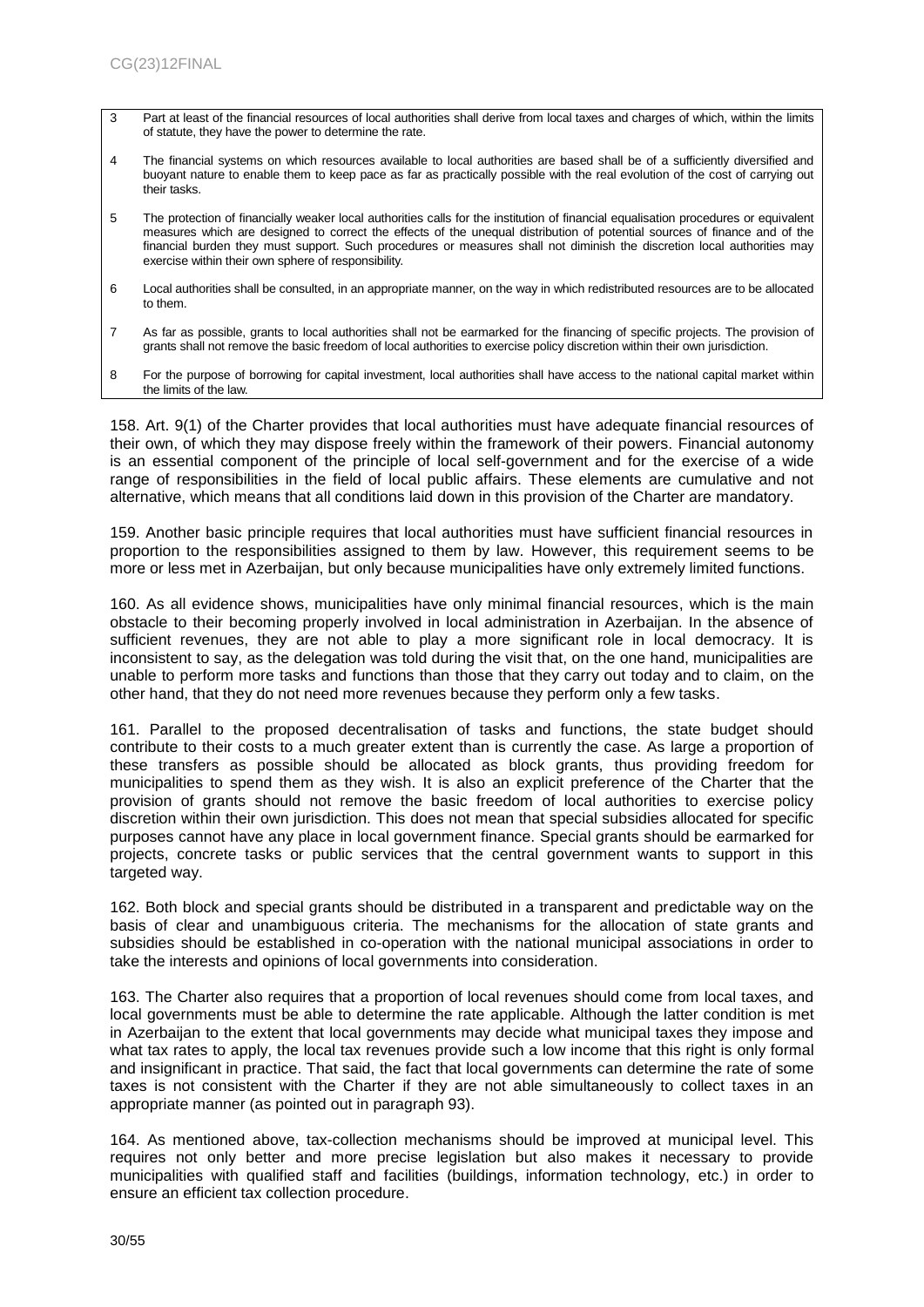| | |
|---|---|
| 3 | Part at least of the financial resources of local authorities shall derive from local taxes and charges of which, within the limits of statute, they have the power to determine the rate. |
| 4 | The financial systems on which resources available to local authorities are based shall be of a sufficiently diversified and buoyant nature to enable them to keep pace as far as practically possible with the real evolution of the cost of carrying out their tasks. |
| 5 | The protection of financially weaker local authorities calls for the institution of financial equalisation procedures or equivalent measures which are designed to correct the effects of the unequal distribution of potential sources of finance and of the financial burden they must support. Such procedures or measures shall not diminish the discretion local authorities may exercise within their own sphere of responsibility. |
| 6 | Local authorities shall be consulted, in an appropriate manner, on the way in which redistributed resources are to be allocated to them. |
| 7 | As far as possible, grants to local authorities shall not be earmarked for the financing of specific projects. The provision of grants shall not remove the basic freedom of local authorities to exercise policy discretion within their own jurisdiction. |
| 8 | For the purpose of borrowing for capital investment, local authorities shall have access to the national capital market within the limits of the law. |

158. Art. 9(1) of the Charter provides that local authorities must have adequate financial resources of their own, of which they may dispose freely within the framework of their powers. Financial autonomy is an essential component of the principle of local self-government and for the exercise of a wide range of responsibilities in the field of local public affairs. These elements are cumulative and not alternative, which means that all conditions laid down in this provision of the Charter are mandatory.

159. Another basic principle requires that local authorities must have sufficient financial resources in proportion to the responsibilities assigned to them by law. However, this requirement seems to be more or less met in Azerbaijan, but only because municipalities have only extremely limited functions.

160. As all evidence shows, municipalities have only minimal financial resources, which is the main obstacle to their becoming properly involved in local administration in Azerbaijan. In the absence of sufficient revenues, they are not able to play a more significant role in local democracy. It is inconsistent to say, as the delegation was told during the visit that, on the one hand, municipalities are unable to perform more tasks and functions than those that they carry out today and to claim, on the other hand, that they do not need more revenues because they perform only a few tasks.

161. Parallel to the proposed decentralisation of tasks and functions, the state budget should contribute to their costs to a much greater extent than is currently the case. As large a proportion of these transfers as possible should be allocated as block grants, thus providing freedom for municipalities to spend them as they wish. It is also an explicit preference of the Charter that the provision of grants should not remove the basic freedom of local authorities to exercise policy discretion within their own jurisdiction. This does not mean that special subsidies allocated for specific purposes cannot have any place in local government finance. Special grants should be earmarked for projects, concrete tasks or public services that the central government wants to support in this targeted way.

162. Both block and special grants should be distributed in a transparent and predictable way on the basis of clear and unambiguous criteria. The mechanisms for the allocation of state grants and subsidies should be established in co-operation with the national municipal associations in order to take the interests and opinions of local governments into consideration.

163. The Charter also requires that a proportion of local revenues should come from local taxes, and local governments must be able to determine the rate applicable. Although the latter condition is met in Azerbaijan to the extent that local governments may decide what municipal taxes they impose and what tax rates to apply, the local tax revenues provide such a low income that this right is only formal and insignificant in practice. That said, the fact that local governments can determine the rate of some taxes is not consistent with the Charter if they are not able simultaneously to collect taxes in an appropriate manner (as pointed out in paragraph 93).

164. As mentioned above, tax-collection mechanisms should be improved at municipal level. This requires not only better and more precise legislation but also makes it necessary to provide municipalities with qualified staff and facilities (buildings, information technology, etc.) in order to ensure an efficient tax collection procedure.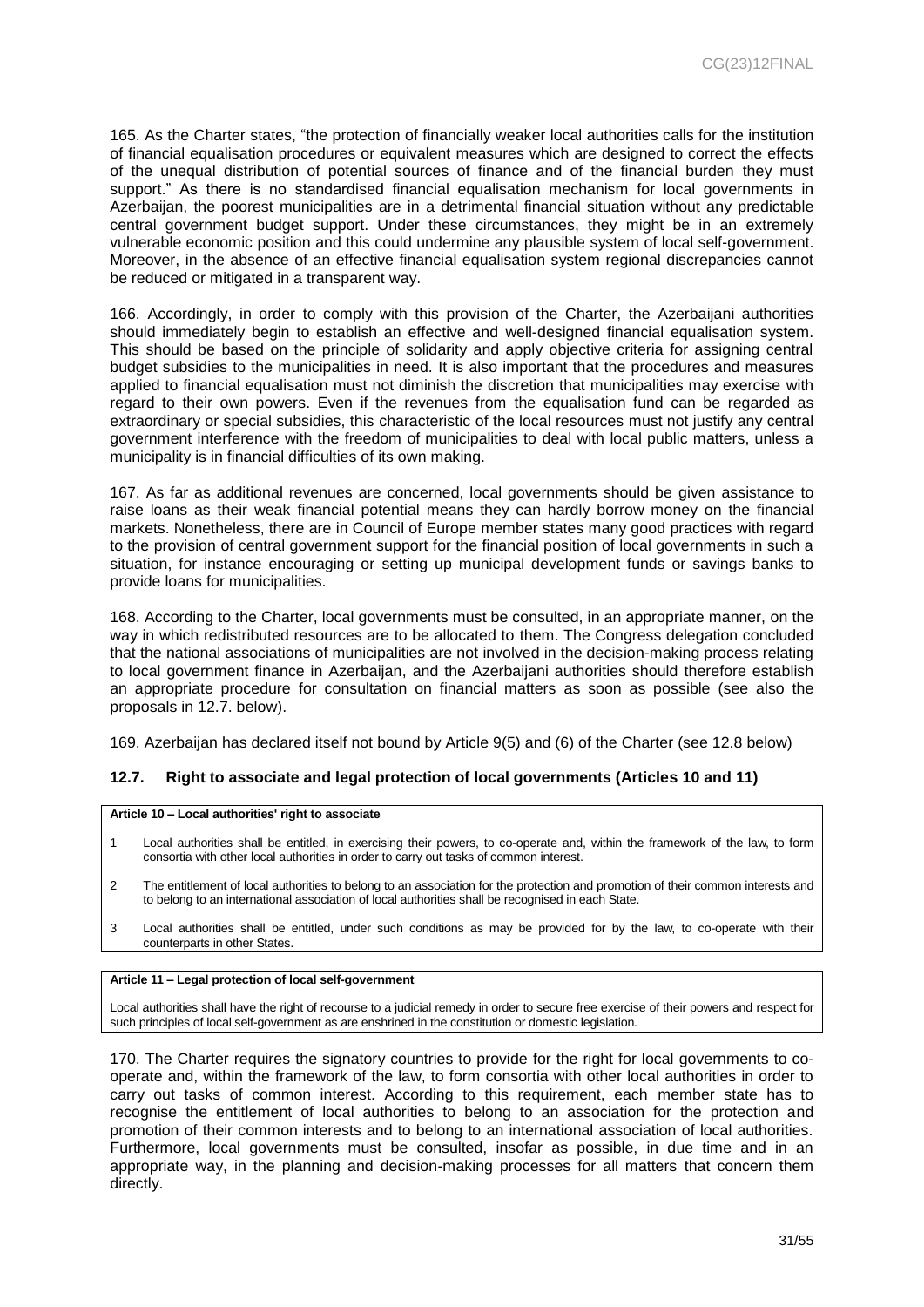165. As the Charter states, "the protection of financially weaker local authorities calls for the institution of financial equalisation procedures or equivalent measures which are designed to correct the effects of the unequal distribution of potential sources of finance and of the financial burden they must support." As there is no standardised financial equalisation mechanism for local governments in Azerbaijan, the poorest municipalities are in a detrimental financial situation without any predictable central government budget support. Under these circumstances, they might be in an extremely vulnerable economic position and this could undermine any plausible system of local self-government. Moreover, in the absence of an effective financial equalisation system regional discrepancies cannot be reduced or mitigated in a transparent way.

166. Accordingly, in order to comply with this provision of the Charter, the Azerbaijani authorities should immediately begin to establish an effective and well-designed financial equalisation system. This should be based on the principle of solidarity and apply objective criteria for assigning central budget subsidies to the municipalities in need. It is also important that the procedures and measures applied to financial equalisation must not diminish the discretion that municipalities may exercise with regard to their own powers. Even if the revenues from the equalisation fund can be regarded as extraordinary or special subsidies, this characteristic of the local resources must not justify any central government interference with the freedom of municipalities to deal with local public matters, unless a municipality is in financial difficulties of its own making.

167. As far as additional revenues are concerned, local governments should be given assistance to raise loans as their weak financial potential means they can hardly borrow money on the financial markets. Nonetheless, there are in Council of Europe member states many good practices with regard to the provision of central government support for the financial position of local governments in such a situation, for instance encouraging or setting up municipal development funds or savings banks to provide loans for municipalities.

168. According to the Charter, local governments must be consulted, in an appropriate manner, on the way in which redistributed resources are to be allocated to them. The Congress delegation concluded that the national associations of municipalities are not involved in the decision-making process relating to local government finance in Azerbaijan, and the Azerbaijani authorities should therefore establish an appropriate procedure for consultation on financial matters as soon as possible (see also the proposals in 12.7. below).

169. Azerbaijan has declared itself not bound by Article 9(5) and (6) of the Charter (see 12.8 below)

### 12.7. Right to associate and legal protection of local governments (Articles 10 and 11)

**Article 10 – Local authorities' right to associate**

1 Local authorities shall be entitled, in exercising their powers, to co-operate and, within the framework of the law, to form consortia with other local authorities in order to carry out tasks of common interest.

2 The entitlement of local authorities to belong to an association for the protection and promotion of their common interests and to belong to an international association of local authorities shall be recognised in each State.

3 Local authorities shall be entitled, under such conditions as may be provided for by the law, to co-operate with their counterparts in other States.

**Article 11 – Legal protection of local self-government**

Local authorities shall have the right of recourse to a judicial remedy in order to secure free exercise of their powers and respect for such principles of local self-government as are enshrined in the constitution or domestic legislation.

170. The Charter requires the signatory countries to provide for the right for local governments to co-operate and, within the framework of the law, to form consortia with other local authorities in order to carry out tasks of common interest. According to this requirement, each member state has to recognise the entitlement of local authorities to belong to an association for the protection and promotion of their common interests and to belong to an international association of local authorities. Furthermore, local governments must be consulted, insofar as possible, in due time and in an appropriate way, in the planning and decision-making processes for all matters that concern them directly.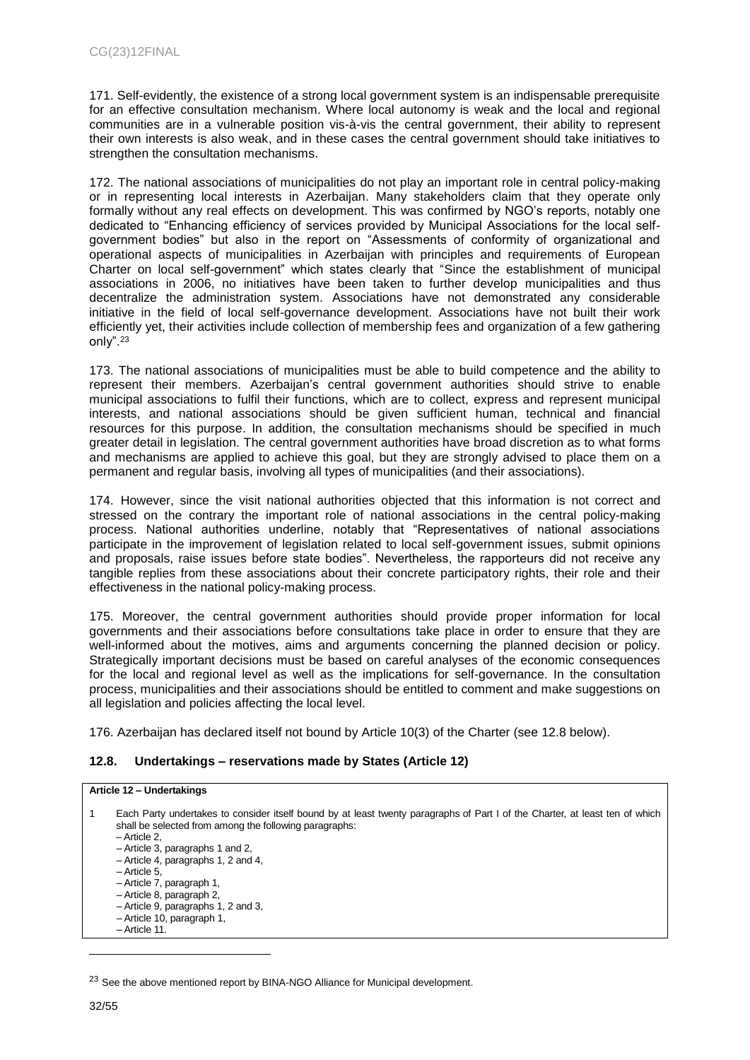171. Self-evidently, the existence of a strong local government system is an indispensable prerequisite for an effective consultation mechanism. Where local autonomy is weak and the local and regional communities are in a vulnerable position vis-à-vis the central government, their ability to represent their own interests is also weak, and in these cases the central government should take initiatives to strengthen the consultation mechanisms.

172. The national associations of municipalities do not play an important role in central policy-making or in representing local interests in Azerbaijan. Many stakeholders claim that they operate only formally without any real effects on development. This was confirmed by NGO's reports, notably one dedicated to "Enhancing efficiency of services provided by Municipal Associations for the local self-government bodies" but also in the report on "Assessments of conformity of organizational and operational aspects of municipalities in Azerbaijan with principles and requirements of European Charter on local self-government" which states clearly that "Since the establishment of municipal associations in 2006, no initiatives have been taken to further develop municipalities and thus decentralize the administration system. Associations have not demonstrated any considerable initiative in the field of local self-governance development. Associations have not built their work efficiently yet, their activities include collection of membership fees and organization of a few gathering only".[23]

173. The national associations of municipalities must be able to build competence and the ability to represent their members. Azerbaijan's central government authorities should strive to enable municipal associations to fulfil their functions, which are to collect, express and represent municipal interests, and national associations should be given sufficient human, technical and financial resources for this purpose. In addition, the consultation mechanisms should be specified in much greater detail in legislation. The central government authorities have broad discretion as to what forms and mechanisms are applied to achieve this goal, but they are strongly advised to place them on a permanent and regular basis, involving all types of municipalities (and their associations).

174. However, since the visit national authorities objected that this information is not correct and stressed on the contrary the important role of national associations in the central policy-making process. National authorities underline, notably that "Representatives of national associations participate in the improvement of legislation related to local self-government issues, submit opinions and proposals, raise issues before state bodies". Nevertheless, the rapporteurs did not receive any tangible replies from these associations about their concrete participatory rights, their role and their effectiveness in the national policy-making process.

175. Moreover, the central government authorities should provide proper information for local governments and their associations before consultations take place in order to ensure that they are well-informed about the motives, aims and arguments concerning the planned decision or policy. Strategically important decisions must be based on careful analyses of the economic consequences for the local and regional level as well as the implications for self-governance. In the consultation process, municipalities and their associations should be entitled to comment and make suggestions on all legislation and policies affecting the local level.

176. Azerbaijan has declared itself not bound by Article 10(3) of the Charter (see 12.8 below).

### 12.8. Undertakings – reservations made by States (Article 12)

**Article 12 – Undertakings**

1 Each Party undertakes to consider itself bound by at least twenty paragraphs of Part I of the Charter, at least ten of which shall be selected from among the following paragraphs:
- – Article 2,
- – Article 3, paragraphs 1 and 2,
- – Article 4, paragraphs 1, 2 and 4,
- – Article 5,
- – Article 7, paragraph 1,
- – Article 8, paragraph 2,
- – Article 9, paragraphs 1, 2 and 3,
- – Article 10, paragraph 1,
- – Article 11.

[23] See the above mentioned report by BINA-NGO Alliance for Municipal development.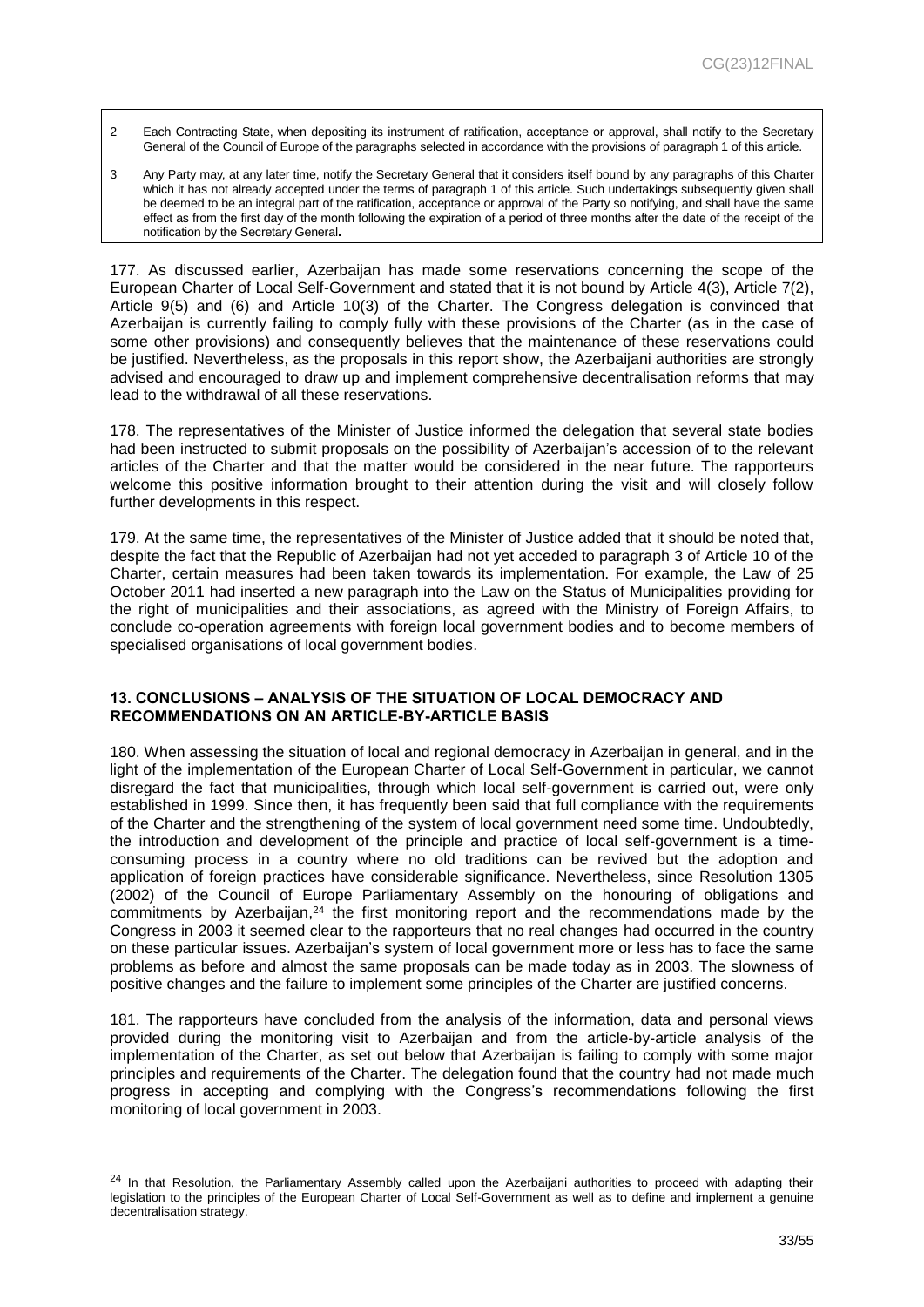| | |
|---|---|
| 2 | Each Contracting State, when depositing its instrument of ratification, acceptance or approval, shall notify to the Secretary General of the Council of Europe of the paragraphs selected in accordance with the provisions of paragraph 1 of this article. |
| 3 | Any Party may, at any later time, notify the Secretary General that it considers itself bound by any paragraphs of this Charter which it has not already accepted under the terms of paragraph 1 of this article. Such undertakings subsequently given shall be deemed to be an integral part of the ratification, acceptance or approval of the Party so notifying, and shall have the same effect as from the first day of the month following the expiration of a period of three months after the date of the receipt of the notification by the Secretary General**.** |

177. As discussed earlier, Azerbaijan has made some reservations concerning the scope of the European Charter of Local Self-Government and stated that it is not bound by Article 4(3), Article 7(2), Article 9(5) and (6) and Article 10(3) of the Charter. The Congress delegation is convinced that Azerbaijan is currently failing to comply fully with these provisions of the Charter (as in the case of some other provisions) and consequently believes that the maintenance of these reservations could be justified. Nevertheless, as the proposals in this report show, the Azerbaijani authorities are strongly advised and encouraged to draw up and implement comprehensive decentralisation reforms that may lead to the withdrawal of all these reservations.

178. The representatives of the Minister of Justice informed the delegation that several state bodies had been instructed to submit proposals on the possibility of Azerbaijan's accession of to the relevant articles of the Charter and that the matter would be considered in the near future. The rapporteurs welcome this positive information brought to their attention during the visit and will closely follow further developments in this respect.

179. At the same time, the representatives of the Minister of Justice added that it should be noted that, despite the fact that the Republic of Azerbaijan had not yet acceded to paragraph 3 of Article 10 of the Charter, certain measures had been taken towards its implementation. For example, the Law of 25 October 2011 had inserted a new paragraph into the Law on the Status of Municipalities providing for the right of municipalities and their associations, as agreed with the Ministry of Foreign Affairs, to conclude co-operation agreements with foreign local government bodies and to become members of specialised organisations of local government bodies.

## 13. CONCLUSIONS – ANALYSIS OF THE SITUATION OF LOCAL DEMOCRACY AND RECOMMENDATIONS ON AN ARTICLE-BY-ARTICLE BASIS

180. When assessing the situation of local and regional democracy in Azerbaijan in general, and in the light of the implementation of the European Charter of Local Self-Government in particular, we cannot disregard the fact that municipalities, through which local self-government is carried out, were only established in 1999. Since then, it has frequently been said that full compliance with the requirements of the Charter and the strengthening of the system of local government need some time. Undoubtedly, the introduction and development of the principle and practice of local self-government is a time-consuming process in a country where no old traditions can be revived but the adoption and application of foreign practices have considerable significance. Nevertheless, since Resolution 1305 (2002) of the Council of Europe Parliamentary Assembly on the honouring of obligations and commitments by Azerbaijan,[24] the first monitoring report and the recommendations made by the Congress in 2003 it seemed clear to the rapporteurs that no real changes had occurred in the country on these particular issues. Azerbaijan's system of local government more or less has to face the same problems as before and almost the same proposals can be made today as in 2003. The slowness of positive changes and the failure to implement some principles of the Charter are justified concerns.

181. The rapporteurs have concluded from the analysis of the information, data and personal views provided during the monitoring visit to Azerbaijan and from the article-by-article analysis of the implementation of the Charter, as set out below that Azerbaijan is failing to comply with some major principles and requirements of the Charter. The delegation found that the country had not made much progress in accepting and complying with the Congress's recommendations following the first monitoring of local government in 2003.

[24] In that Resolution, the Parliamentary Assembly called upon the Azerbaijani authorities to proceed with adapting their legislation to the principles of the European Charter of Local Self-Government as well as to define and implement a genuine decentralisation strategy.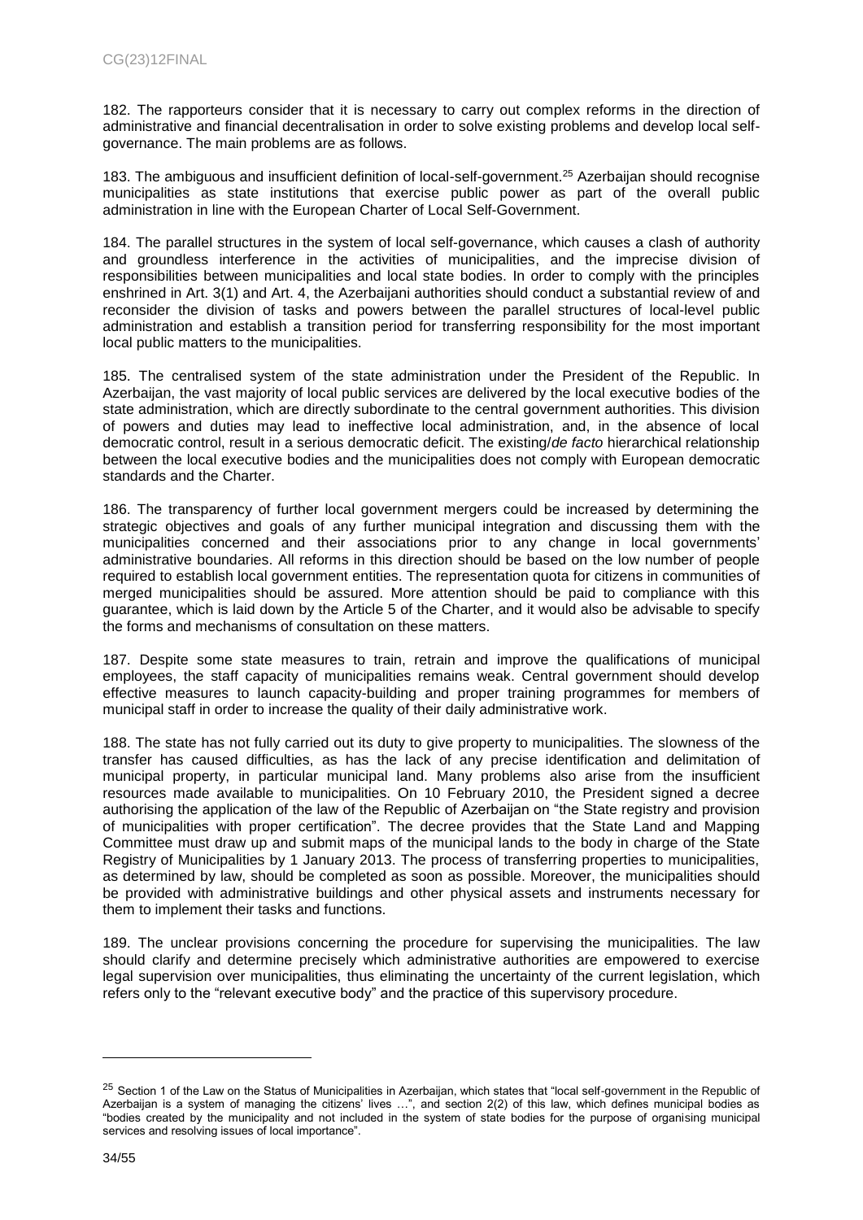182. The rapporteurs consider that it is necessary to carry out complex reforms in the direction of administrative and financial decentralisation in order to solve existing problems and develop local self-governance. The main problems are as follows.

183. The ambiguous and insufficient definition of local-self-government.[25] Azerbaijan should recognise municipalities as state institutions that exercise public power as part of the overall public administration in line with the European Charter of Local Self-Government.

184. The parallel structures in the system of local self-governance, which causes a clash of authority and groundless interference in the activities of municipalities, and the imprecise division of responsibilities between municipalities and local state bodies. In order to comply with the principles enshrined in Art. 3(1) and Art. 4, the Azerbaijani authorities should conduct a substantial review of and reconsider the division of tasks and powers between the parallel structures of local-level public administration and establish a transition period for transferring responsibility for the most important local public matters to the municipalities.

185. The centralised system of the state administration under the President of the Republic. In Azerbaijan, the vast majority of local public services are delivered by the local executive bodies of the state administration, which are directly subordinate to the central government authorities. This division of powers and duties may lead to ineffective local administration, and, in the absence of local democratic control, result in a serious democratic deficit. The existing/*de facto* hierarchical relationship between the local executive bodies and the municipalities does not comply with European democratic standards and the Charter.

186. The transparency of further local government mergers could be increased by determining the strategic objectives and goals of any further municipal integration and discussing them with the municipalities concerned and their associations prior to any change in local governments' administrative boundaries. All reforms in this direction should be based on the low number of people required to establish local government entities. The representation quota for citizens in communities of merged municipalities should be assured. More attention should be paid to compliance with this guarantee, which is laid down by the Article 5 of the Charter, and it would also be advisable to specify the forms and mechanisms of consultation on these matters.

187. Despite some state measures to train, retrain and improve the qualifications of municipal employees, the staff capacity of municipalities remains weak. Central government should develop effective measures to launch capacity-building and proper training programmes for members of municipal staff in order to increase the quality of their daily administrative work.

188. The state has not fully carried out its duty to give property to municipalities. The slowness of the transfer has caused difficulties, as has the lack of any precise identification and delimitation of municipal property, in particular municipal land. Many problems also arise from the insufficient resources made available to municipalities. On 10 February 2010, the President signed a decree authorising the application of the law of the Republic of Azerbaijan on "the State registry and provision of municipalities with proper certification". The decree provides that the State Land and Mapping Committee must draw up and submit maps of the municipal lands to the body in charge of the State Registry of Municipalities by 1 January 2013. The process of transferring properties to municipalities, as determined by law, should be completed as soon as possible. Moreover, the municipalities should be provided with administrative buildings and other physical assets and instruments necessary for them to implement their tasks and functions.

189. The unclear provisions concerning the procedure for supervising the municipalities. The law should clarify and determine precisely which administrative authorities are empowered to exercise legal supervision over municipalities, thus eliminating the uncertainty of the current legislation, which refers only to the "relevant executive body" and the practice of this supervisory procedure.

---

[25] Section 1 of the Law on the Status of Municipalities in Azerbaijan, which states that "local self-government in the Republic of Azerbaijan is a system of managing the citizens' lives …", and section 2(2) of this law, which defines municipal bodies as "bodies created by the municipality and not included in the system of state bodies for the purpose of organising municipal services and resolving issues of local importance".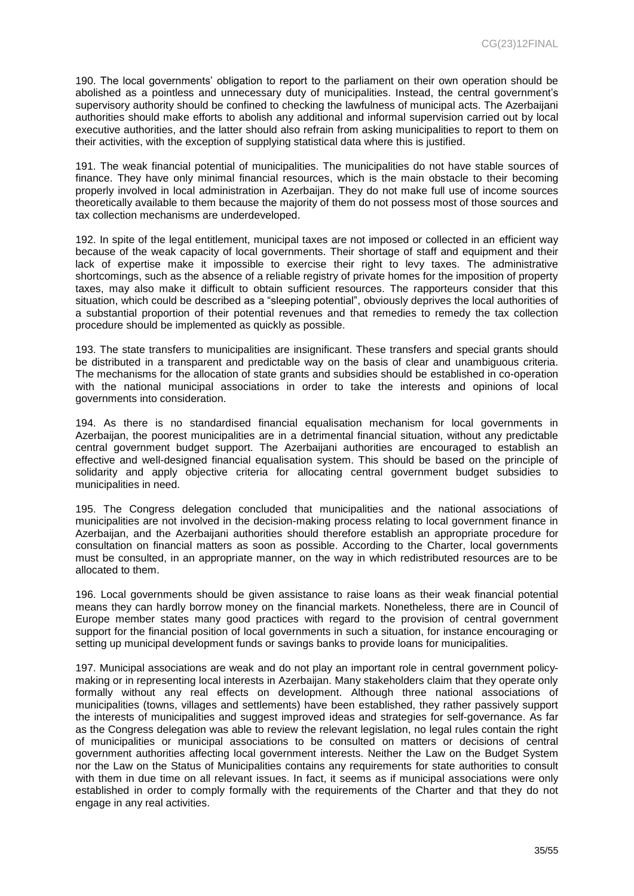190. The local governments' obligation to report to the parliament on their own operation should be abolished as a pointless and unnecessary duty of municipalities. Instead, the central government's supervisory authority should be confined to checking the lawfulness of municipal acts. The Azerbaijani authorities should make efforts to abolish any additional and informal supervision carried out by local executive authorities, and the latter should also refrain from asking municipalities to report to them on their activities, with the exception of supplying statistical data where this is justified.

191. The weak financial potential of municipalities. The municipalities do not have stable sources of finance. They have only minimal financial resources, which is the main obstacle to their becoming properly involved in local administration in Azerbaijan. They do not make full use of income sources theoretically available to them because the majority of them do not possess most of those sources and tax collection mechanisms are underdeveloped.

192. In spite of the legal entitlement, municipal taxes are not imposed or collected in an efficient way because of the weak capacity of local governments. Their shortage of staff and equipment and their lack of expertise make it impossible to exercise their right to levy taxes. The administrative shortcomings, such as the absence of a reliable registry of private homes for the imposition of property taxes, may also make it difficult to obtain sufficient resources. The rapporteurs consider that this situation, which could be described as a "sleeping potential", obviously deprives the local authorities of a substantial proportion of their potential revenues and that remedies to remedy the tax collection procedure should be implemented as quickly as possible.

193. The state transfers to municipalities are insignificant. These transfers and special grants should be distributed in a transparent and predictable way on the basis of clear and unambiguous criteria. The mechanisms for the allocation of state grants and subsidies should be established in co-operation with the national municipal associations in order to take the interests and opinions of local governments into consideration.

194. As there is no standardised financial equalisation mechanism for local governments in Azerbaijan, the poorest municipalities are in a detrimental financial situation, without any predictable central government budget support. The Azerbaijani authorities are encouraged to establish an effective and well-designed financial equalisation system. This should be based on the principle of solidarity and apply objective criteria for allocating central government budget subsidies to municipalities in need.

195. The Congress delegation concluded that municipalities and the national associations of municipalities are not involved in the decision-making process relating to local government finance in Azerbaijan, and the Azerbaijani authorities should therefore establish an appropriate procedure for consultation on financial matters as soon as possible. According to the Charter, local governments must be consulted, in an appropriate manner, on the way in which redistributed resources are to be allocated to them.

196. Local governments should be given assistance to raise loans as their weak financial potential means they can hardly borrow money on the financial markets. Nonetheless, there are in Council of Europe member states many good practices with regard to the provision of central government support for the financial position of local governments in such a situation, for instance encouraging or setting up municipal development funds or savings banks to provide loans for municipalities.

197. Municipal associations are weak and do not play an important role in central government policy-making or in representing local interests in Azerbaijan. Many stakeholders claim that they operate only formally without any real effects on development. Although three national associations of municipalities (towns, villages and settlements) have been established, they rather passively support the interests of municipalities and suggest improved ideas and strategies for self-governance. As far as the Congress delegation was able to review the relevant legislation, no legal rules contain the right of municipalities or municipal associations to be consulted on matters or decisions of central government authorities affecting local government interests. Neither the Law on the Budget System nor the Law on the Status of Municipalities contains any requirements for state authorities to consult with them in due time on all relevant issues. In fact, it seems as if municipal associations were only established in order to comply formally with the requirements of the Charter and that they do not engage in any real activities.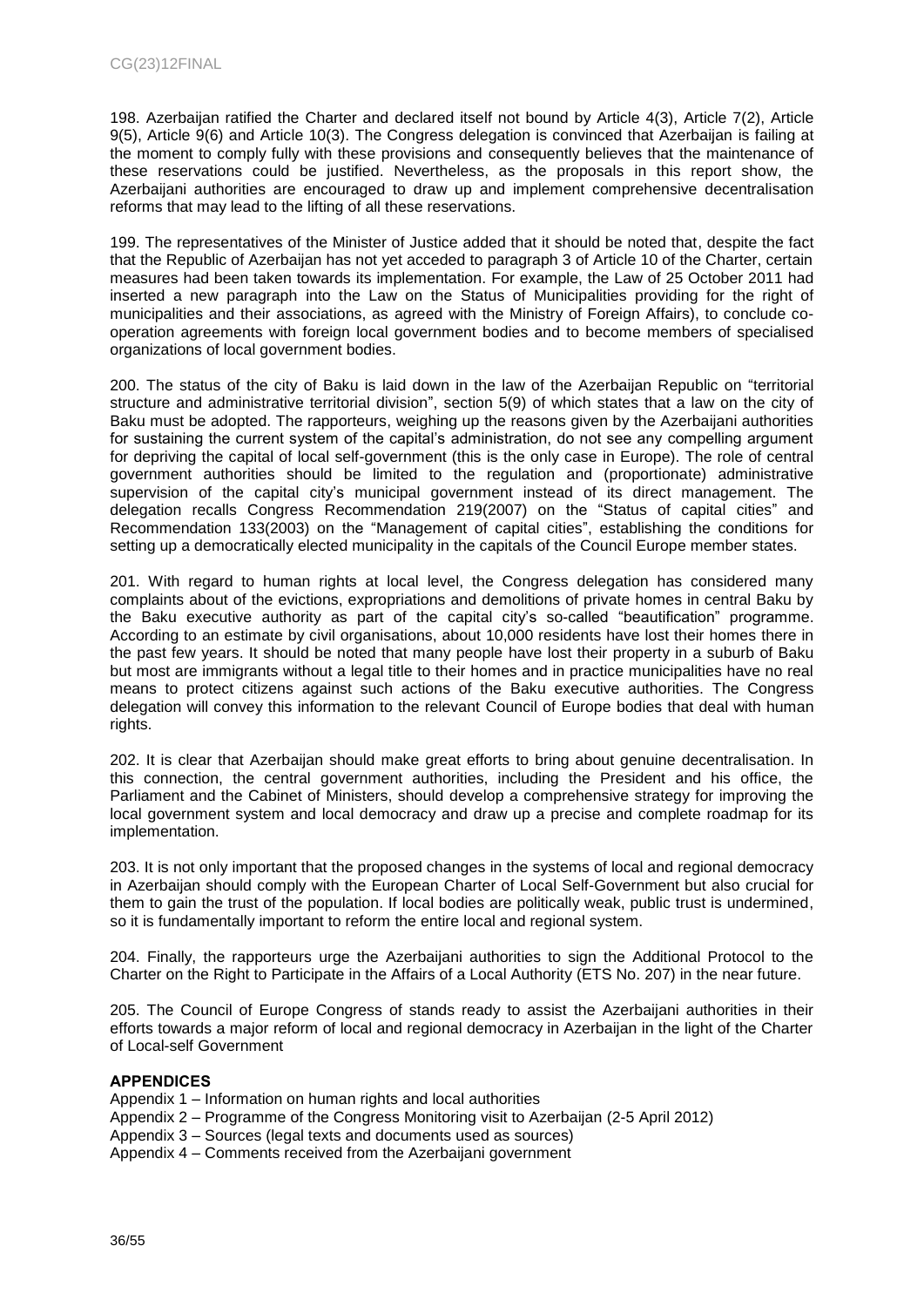198. Azerbaijan ratified the Charter and declared itself not bound by Article 4(3), Article 7(2), Article 9(5), Article 9(6) and Article 10(3). The Congress delegation is convinced that Azerbaijan is failing at the moment to comply fully with these provisions and consequently believes that the maintenance of these reservations could be justified. Nevertheless, as the proposals in this report show, the Azerbaijani authorities are encouraged to draw up and implement comprehensive decentralisation reforms that may lead to the lifting of all these reservations.

199. The representatives of the Minister of Justice added that it should be noted that, despite the fact that the Republic of Azerbaijan has not yet acceded to paragraph 3 of Article 10 of the Charter, certain measures had been taken towards its implementation. For example, the Law of 25 October 2011 had inserted a new paragraph into the Law on the Status of Municipalities providing for the right of municipalities and their associations, as agreed with the Ministry of Foreign Affairs), to conclude co-operation agreements with foreign local government bodies and to become members of specialised organizations of local government bodies.

200. The status of the city of Baku is laid down in the law of the Azerbaijan Republic on "territorial structure and administrative territorial division", section 5(9) of which states that a law on the city of Baku must be adopted. The rapporteurs, weighing up the reasons given by the Azerbaijani authorities for sustaining the current system of the capital's administration, do not see any compelling argument for depriving the capital of local self-government (this is the only case in Europe). The role of central government authorities should be limited to the regulation and (proportionate) administrative supervision of the capital city's municipal government instead of its direct management. The delegation recalls Congress Recommendation 219(2007) on the "Status of capital cities" and Recommendation 133(2003) on the "Management of capital cities", establishing the conditions for setting up a democratically elected municipality in the capitals of the Council Europe member states.

201. With regard to human rights at local level, the Congress delegation has considered many complaints about of the evictions, expropriations and demolitions of private homes in central Baku by the Baku executive authority as part of the capital city's so-called "beautification" programme. According to an estimate by civil organisations, about 10,000 residents have lost their homes there in the past few years. It should be noted that many people have lost their property in a suburb of Baku but most are immigrants without a legal title to their homes and in practice municipalities have no real means to protect citizens against such actions of the Baku executive authorities. The Congress delegation will convey this information to the relevant Council of Europe bodies that deal with human rights.

202. It is clear that Azerbaijan should make great efforts to bring about genuine decentralisation. In this connection, the central government authorities, including the President and his office, the Parliament and the Cabinet of Ministers, should develop a comprehensive strategy for improving the local government system and local democracy and draw up a precise and complete roadmap for its implementation.

203. It is not only important that the proposed changes in the systems of local and regional democracy in Azerbaijan should comply with the European Charter of Local Self-Government but also crucial for them to gain the trust of the population. If local bodies are politically weak, public trust is undermined, so it is fundamentally important to reform the entire local and regional system.

204. Finally, the rapporteurs urge the Azerbaijani authorities to sign the Additional Protocol to the Charter on the Right to Participate in the Affairs of a Local Authority (ETS No. 207) in the near future.

205. The Council of Europe Congress of stands ready to assist the Azerbaijani authorities in their efforts towards a major reform of local and regional democracy in Azerbaijan in the light of the Charter of Local-self Government

**APPENDICES**

Appendix 1 – Information on human rights and local authorities
Appendix 2 – Programme of the Congress Monitoring visit to Azerbaijan (2-5 April 2012)
Appendix 3 – Sources (legal texts and documents used as sources)
Appendix 4 – Comments received from the Azerbaijani government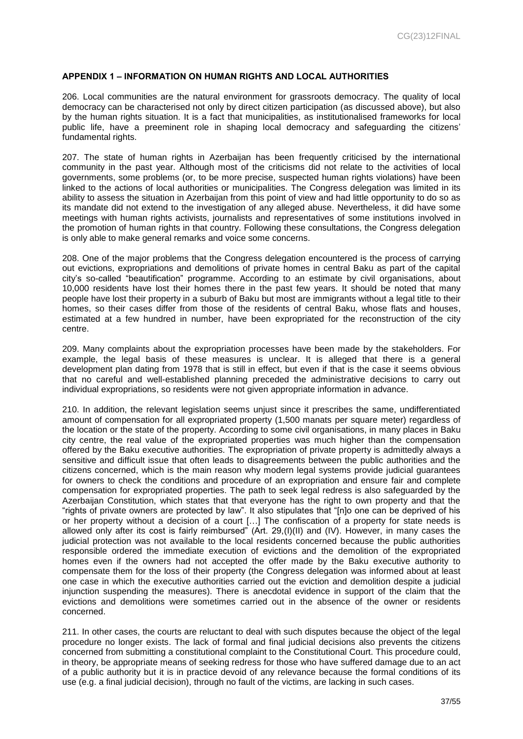## APPENDIX 1 – INFORMATION ON HUMAN RIGHTS AND LOCAL AUTHORITIES

206. Local communities are the natural environment for grassroots democracy. The quality of local democracy can be characterised not only by direct citizen participation (as discussed above), but also by the human rights situation. It is a fact that municipalities, as institutionalised frameworks for local public life, have a preeminent role in shaping local democracy and safeguarding the citizens' fundamental rights.

207. The state of human rights in Azerbaijan has been frequently criticised by the international community in the past year. Although most of the criticisms did not relate to the activities of local governments, some problems (or, to be more precise, suspected human rights violations) have been linked to the actions of local authorities or municipalities. The Congress delegation was limited in its ability to assess the situation in Azerbaijan from this point of view and had little opportunity to do so as its mandate did not extend to the investigation of any alleged abuse. Nevertheless, it did have some meetings with human rights activists, journalists and representatives of some institutions involved in the promotion of human rights in that country. Following these consultations, the Congress delegation is only able to make general remarks and voice some concerns.

208. One of the major problems that the Congress delegation encountered is the process of carrying out evictions, expropriations and demolitions of private homes in central Baku as part of the capital city's so-called "beautification" programme. According to an estimate by civil organisations, about 10,000 residents have lost their homes there in the past few years. It should be noted that many people have lost their property in a suburb of Baku but most are immigrants without a legal title to their homes, so their cases differ from those of the residents of central Baku, whose flats and houses, estimated at a few hundred in number, have been expropriated for the reconstruction of the city centre.

209. Many complaints about the expropriation processes have been made by the stakeholders. For example, the legal basis of these measures is unclear. It is alleged that there is a general development plan dating from 1978 that is still in effect, but even if that is the case it seems obvious that no careful and well-established planning preceded the administrative decisions to carry out individual expropriations, so residents were not given appropriate information in advance.

210. In addition, the relevant legislation seems unjust since it prescribes the same, undifferentiated amount of compensation for all expropriated property (1,500 manats per square meter) regardless of the location or the state of the property. According to some civil organisations, in many places in Baku city centre, the real value of the expropriated properties was much higher than the compensation offered by the Baku executive authorities. The expropriation of private property is admittedly always a sensitive and difficult issue that often leads to disagreements between the public authorities and the citizens concerned, which is the main reason why modern legal systems provide judicial guarantees for owners to check the conditions and procedure of an expropriation and ensure fair and complete compensation for expropriated properties. The path to seek legal redress is also safeguarded by the Azerbaijan Constitution, which states that that everyone has the right to own property and that the "rights of private owners are protected by law". It also stipulates that "[n]o one can be deprived of his or her property without a decision of a court […] The confiscation of a property for state needs is allowed only after its cost is fairly reimbursed" (Art. 29,(I)(II) and (IV). However, in many cases the judicial protection was not available to the local residents concerned because the public authorities responsible ordered the immediate execution of evictions and the demolition of the expropriated homes even if the owners had not accepted the offer made by the Baku executive authority to compensate them for the loss of their property (the Congress delegation was informed about at least one case in which the executive authorities carried out the eviction and demolition despite a judicial injunction suspending the measures). There is anecdotal evidence in support of the claim that the evictions and demolitions were sometimes carried out in the absence of the owner or residents concerned.

211. In other cases, the courts are reluctant to deal with such disputes because the object of the legal procedure no longer exists. The lack of formal and final judicial decisions also prevents the citizens concerned from submitting a constitutional complaint to the Constitutional Court. This procedure could, in theory, be appropriate means of seeking redress for those who have suffered damage due to an act of a public authority but it is in practice devoid of any relevance because the formal conditions of its use (e.g. a final judicial decision), through no fault of the victims, are lacking in such cases.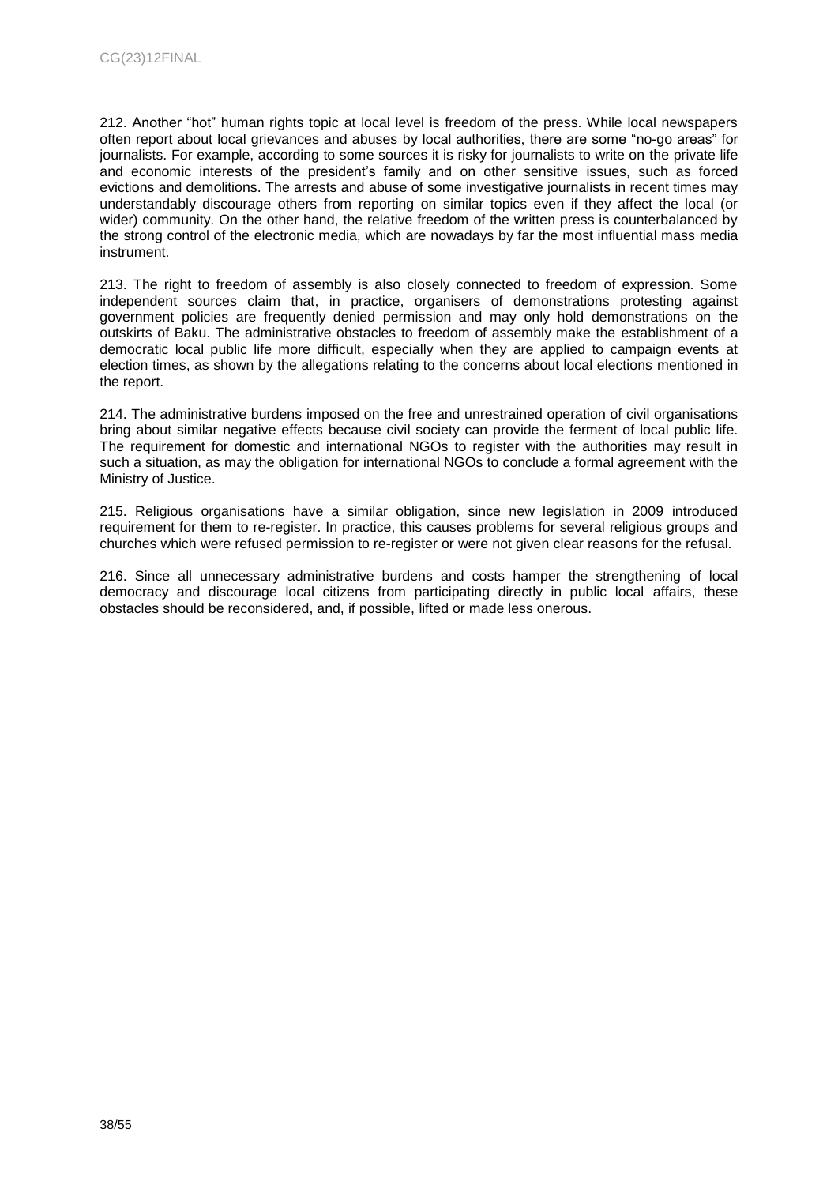212. Another "hot" human rights topic at local level is freedom of the press. While local newspapers often report about local grievances and abuses by local authorities, there are some "no-go areas" for journalists. For example, according to some sources it is risky for journalists to write on the private life and economic interests of the president's family and on other sensitive issues, such as forced evictions and demolitions. The arrests and abuse of some investigative journalists in recent times may understandably discourage others from reporting on similar topics even if they affect the local (or wider) community. On the other hand, the relative freedom of the written press is counterbalanced by the strong control of the electronic media, which are nowadays by far the most influential mass media instrument.

213. The right to freedom of assembly is also closely connected to freedom of expression. Some independent sources claim that, in practice, organisers of demonstrations protesting against government policies are frequently denied permission and may only hold demonstrations on the outskirts of Baku. The administrative obstacles to freedom of assembly make the establishment of a democratic local public life more difficult, especially when they are applied to campaign events at election times, as shown by the allegations relating to the concerns about local elections mentioned in the report.

214. The administrative burdens imposed on the free and unrestrained operation of civil organisations bring about similar negative effects because civil society can provide the ferment of local public life. The requirement for domestic and international NGOs to register with the authorities may result in such a situation, as may the obligation for international NGOs to conclude a formal agreement with the Ministry of Justice.

215. Religious organisations have a similar obligation, since new legislation in 2009 introduced requirement for them to re-register. In practice, this causes problems for several religious groups and churches which were refused permission to re-register or were not given clear reasons for the refusal.

216. Since all unnecessary administrative burdens and costs hamper the strengthening of local democracy and discourage local citizens from participating directly in public local affairs, these obstacles should be reconsidered, and, if possible, lifted or made less onerous.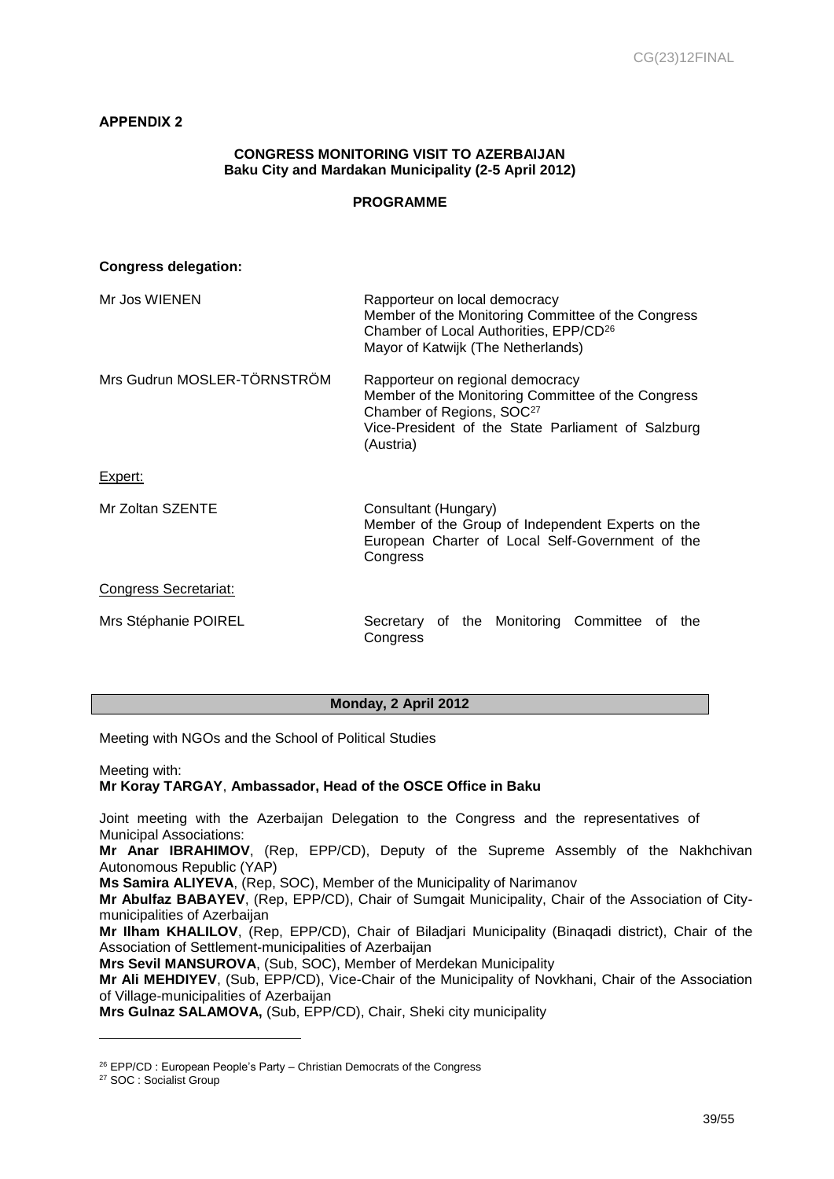**APPENDIX 2**

**CONGRESS MONITORING VISIT TO AZERBAIJAN**
**Baku City and Mardakan Municipality (2-5 April 2012)**

**PROGRAMME**

**Congress delegation:**

| | |
|---|---|
| Mr Jos WIENEN | Rapporteur on local democracy<br>Member of the Monitoring Committee of the Congress<br>Chamber of Local Authorities, EPP/CD[26]<br>Mayor of Katwijk (The Netherlands) |
| Mrs Gudrun MOSLER-TÖRNSTRÖM | Rapporteur on regional democracy<br>Member of the Monitoring Committee of the Congress<br>Chamber of Regions, SOC[27]<br>Vice-President of the State Parliament of Salzburg (Austria) |
| Expert: | |
| Mr Zoltan SZENTE | Consultant (Hungary)<br>Member of the Group of Independent Experts on the European Charter of Local Self-Government of the Congress |
| Congress Secretariat: | |
| Mrs Stéphanie POIREL | Secretary of the Monitoring Committee of the Congress |

**Monday, 2 April 2012**

Meeting with NGOs and the School of Political Studies

Meeting with:
**Mr Koray TARGAY**, **Ambassador, Head of the OSCE Office in Baku**

Joint meeting with the Azerbaijan Delegation to the Congress and the representatives of Municipal Associations:
**Mr Anar IBRAHIMOV**, (Rep, EPP/CD), Deputy of the Supreme Assembly of the Nakhchivan Autonomous Republic (YAP)
**Ms Samira ALIYEVA**, (Rep, SOC), Member of the Municipality of Narimanov
**Mr Abulfaz BABAYEV**, (Rep, EPP/CD), Chair of Sumgait Municipality, Chair of the Association of City-municipalities of Azerbaijan
**Mr Ilham KHALILOV**, (Rep, EPP/CD), Chair of Biladjari Municipality (Binaqadi district), Chair of the Association of Settlement-municipalities of Azerbaijan
**Mrs Sevil MANSUROVA**, (Sub, SOC), Member of Merdekan Municipality
**Mr Ali MEHDIYEV**, (Sub, EPP/CD), Vice-Chair of the Municipality of Novkhani, Chair of the Association of Village-municipalities of Azerbaijan
**Mrs Gulnaz SALAMOVA,** (Sub, EPP/CD), Chair, Sheki city municipality

[26] EPP/CD : European People's Party – Christian Democrats of the Congress
[27] SOC : Socialist Group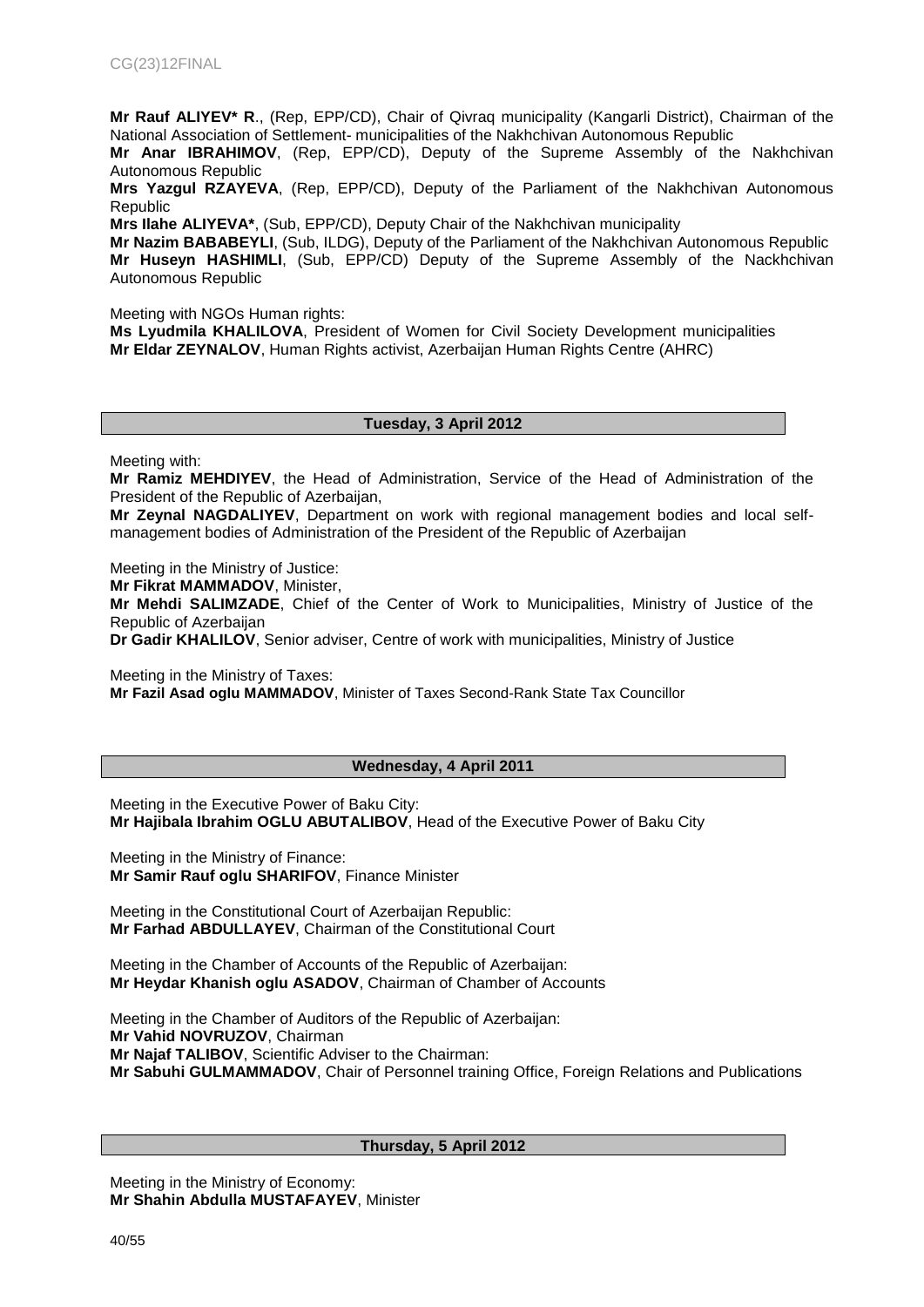**Mr Rauf ALIYEV\* R**., (Rep, EPP/CD), Chair of Qivraq municipality (Kangarli District), Chairman of the National Association of Settlement- municipalities of the Nakhchivan Autonomous Republic
**Mr Anar IBRAHIMOV**, (Rep, EPP/CD), Deputy of the Supreme Assembly of the Nakhchivan Autonomous Republic
**Mrs Yazgul RZAYEVA**, (Rep, EPP/CD), Deputy of the Parliament of the Nakhchivan Autonomous Republic
**Mrs Ilahe ALIYEVA\***, (Sub, EPP/CD), Deputy Chair of the Nakhchivan municipality
**Mr Nazim BABABEYLI**, (Sub, ILDG), Deputy of the Parliament of the Nakhchivan Autonomous Republic
**Mr Huseyn HASHIMLI**, (Sub, EPP/CD) Deputy of the Supreme Assembly of the Nackhchivan Autonomous Republic

Meeting with NGOs Human rights:
**Ms Lyudmila KHALILOVA**, President of Women for Civil Society Development municipalities
**Mr Eldar ZEYNALOV**, Human Rights activist, Azerbaijan Human Rights Centre (AHRC)

**Tuesday, 3 April 2012**

Meeting with:
**Mr Ramiz MEHDIYEV**, the Head of Administration, Service of the Head of Administration of the President of the Republic of Azerbaijan,
**Mr Zeynal NAGDALIYEV**, Department on work with regional management bodies and local self-management bodies of Administration of the President of the Republic of Azerbaijan

Meeting in the Ministry of Justice:
**Mr Fikrat MAMMADOV**, Minister,
**Mr Mehdi SALIMZADE**, Chief of the Center of Work to Municipalities, Ministry of Justice of the Republic of Azerbaijan
**Dr Gadir KHALILOV**, Senior adviser, Centre of work with municipalities, Ministry of Justice

Meeting in the Ministry of Taxes:
**Mr Fazil Asad oglu MAMMADOV**, Minister of Taxes Second-Rank State Tax Councillor

**Wednesday, 4 April 2011**

Meeting in the Executive Power of Baku City:
**Mr Hajibala Ibrahim OGLU ABUTALIBOV**, Head of the Executive Power of Baku City

Meeting in the Ministry of Finance:
**Mr Samir Rauf oglu SHARIFOV**, Finance Minister

Meeting in the Constitutional Court of Azerbaijan Republic:
**Mr Farhad ABDULLAYEV**, Chairman of the Constitutional Court

Meeting in the Chamber of Accounts of the Republic of Azerbaijan:
**Mr Heydar Khanish oglu ASADOV**, Chairman of Chamber of Accounts

Meeting in the Chamber of Auditors of the Republic of Azerbaijan:
**Mr Vahid NOVRUZOV**, Chairman
**Mr Najaf TALIBOV**, Scientific Adviser to the Chairman:
**Mr Sabuhi GULMAMMADOV**, Chair of Personnel training Office, Foreign Relations and Publications

**Thursday, 5 April 2012**

Meeting in the Ministry of Economy:
**Mr Shahin Abdulla MUSTAFAYEV**, Minister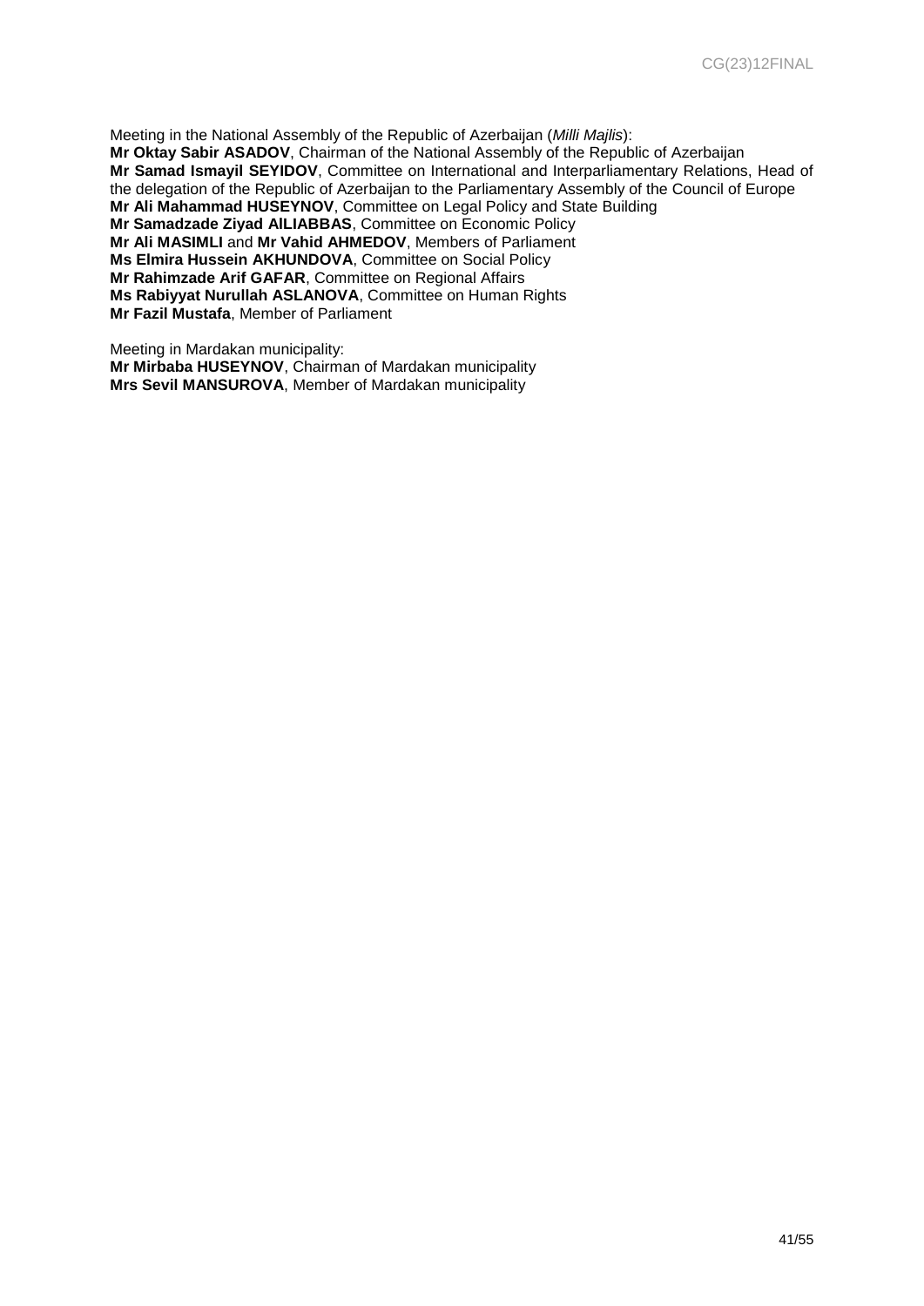Meeting in the National Assembly of the Republic of Azerbaijan (*Milli Majlis*):
**Mr Oktay Sabir ASADOV**, Chairman of the National Assembly of the Republic of Azerbaijan
**Mr Samad Ismayil SEYIDOV**, Committee on International and Interparliamentary Relations, Head of the delegation of the Republic of Azerbaijan to the Parliamentary Assembly of the Council of Europe
**Mr Ali Mahammad HUSEYNOV**, Committee on Legal Policy and State Building
**Mr Samadzade Ziyad AlLIABBAS**, Committee on Economic Policy
**Mr Ali MASIMLI** and **Mr Vahid AHMEDOV**, Members of Parliament
**Ms Elmira Hussein AKHUNDOVA**, Committee on Social Policy
**Mr Rahimzade Arif GAFAR**, Committee on Regional Affairs
**Ms Rabiyyat Nurullah ASLANOVA**, Committee on Human Rights
**Mr Fazil Mustafa**, Member of Parliament

Meeting in Mardakan municipality:
**Mr Mirbaba HUSEYNOV**, Chairman of Mardakan municipality
**Mrs Sevil MANSUROVA**, Member of Mardakan municipality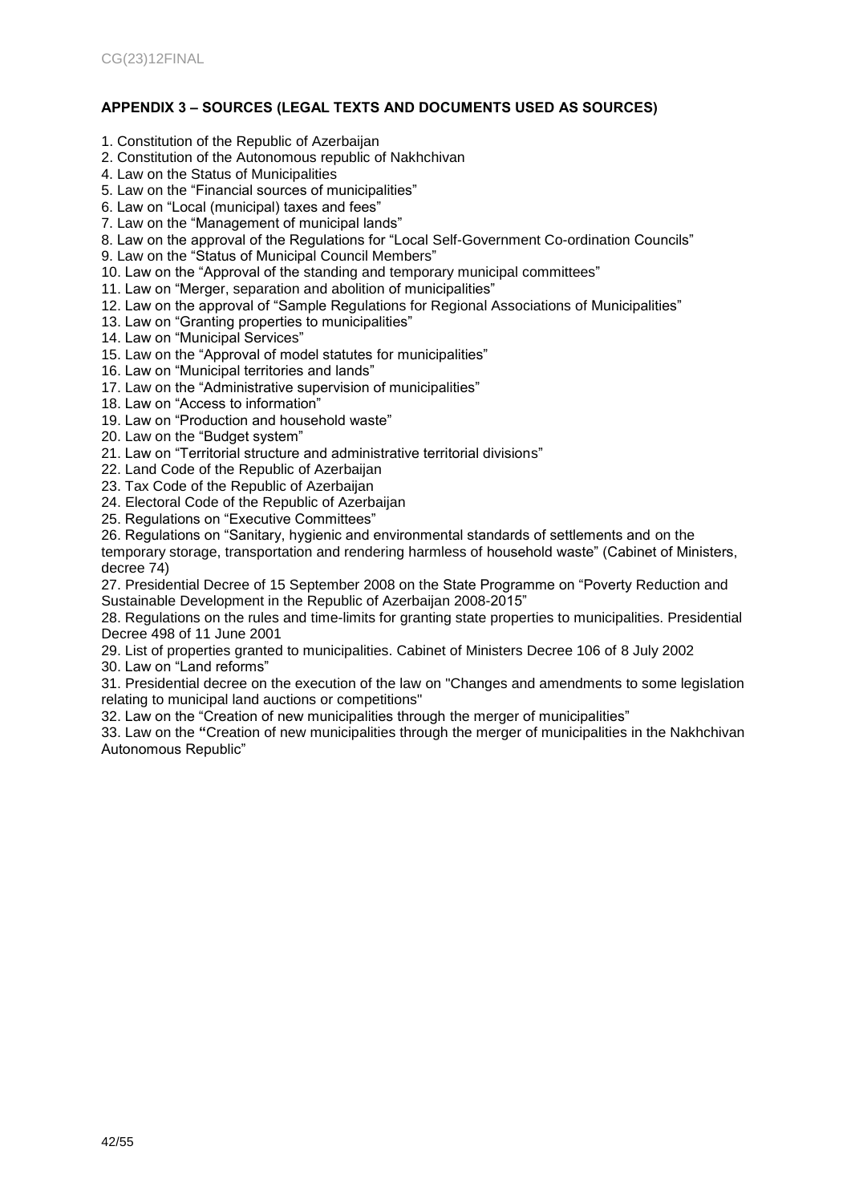## APPENDIX 3 – SOURCES (LEGAL TEXTS AND DOCUMENTS USED AS SOURCES)

1. Constitution of the Republic of Azerbaijan
2. Constitution of the Autonomous republic of Nakhchivan
4. Law on the Status of Municipalities
5. Law on the "Financial sources of municipalities"
6. Law on "Local (municipal) taxes and fees"
7. Law on the "Management of municipal lands"
8. Law on the approval of the Regulations for "Local Self-Government Co-ordination Councils"
9. Law on the "Status of Municipal Council Members"
10. Law on the "Approval of the standing and temporary municipal committees"
11. Law on "Merger, separation and abolition of municipalities"
12. Law on the approval of "Sample Regulations for Regional Associations of Municipalities"
13. Law on "Granting properties to municipalities"
14. Law on "Municipal Services"
15. Law on the "Approval of model statutes for municipalities"
16. Law on "Municipal territories and lands"
17. Law on the "Administrative supervision of municipalities"
18. Law on "Access to information"
19. Law on "Production and household waste"
20. Law on the "Budget system"
21. Law on "Territorial structure and administrative territorial divisions"
22. Land Code of the Republic of Azerbaijan
23. Tax Code of the Republic of Azerbaijan
24. Electoral Code of the Republic of Azerbaijan
25. Regulations on "Executive Committees"
26. Regulations on "Sanitary, hygienic and environmental standards of settlements and on the temporary storage, transportation and rendering harmless of household waste" (Cabinet of Ministers, decree 74)
27. Presidential Decree of 15 September 2008 on the State Programme on "Poverty Reduction and Sustainable Development in the Republic of Azerbaijan 2008-2015"
28. Regulations on the rules and time-limits for granting state properties to municipalities. Presidential Decree 498 of 11 June 2001
29. List of properties granted to municipalities. Cabinet of Ministers Decree 106 of 8 July 2002
30. Law on "Land reforms"
31. Presidential decree on the execution of the law on "Changes and amendments to some legislation relating to municipal land auctions or competitions"
32. Law on the "Creation of new municipalities through the merger of municipalities"
33. Law on the **"**Creation of new municipalities through the merger of municipalities in the Nakhchivan Autonomous Republic"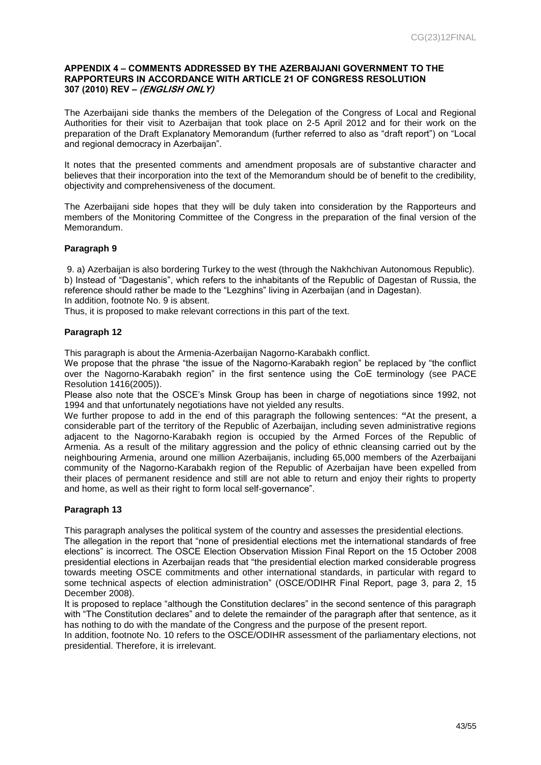## APPENDIX 4 – COMMENTS ADDRESSED BY THE AZERBAIJANI GOVERNMENT TO THE RAPPORTEURS IN ACCORDANCE WITH ARTICLE 21 OF CONGRESS RESOLUTION 307 (2010) REV – *(ENGLISH ONLY)*

The Azerbaijani side thanks the members of the Delegation of the Congress of Local and Regional Authorities for their visit to Azerbaijan that took place on 2-5 April 2012 and for their work on the preparation of the Draft Explanatory Memorandum (further referred to also as "draft report") on "Local and regional democracy in Azerbaijan".

It notes that the presented comments and amendment proposals are of substantive character and believes that their incorporation into the text of the Memorandum should be of benefit to the credibility, objectivity and comprehensiveness of the document.

The Azerbaijani side hopes that they will be duly taken into consideration by the Rapporteurs and members of the Monitoring Committee of the Congress in the preparation of the final version of the Memorandum.

### Paragraph 9

9. a) Azerbaijan is also bordering Turkey to the west (through the Nakhchivan Autonomous Republic).
b) Instead of "Dagestanis", which refers to the inhabitants of the Republic of Dagestan of Russia, the reference should rather be made to the "Lezghins" living in Azerbaijan (and in Dagestan).
In addition, footnote No. 9 is absent.
Thus, it is proposed to make relevant corrections in this part of the text.

### Paragraph 12

This paragraph is about the Armenia-Azerbaijan Nagorno-Karabakh conflict.
We propose that the phrase "the issue of the Nagorno-Karabakh region" be replaced by "the conflict over the Nagorno-Karabakh region" in the first sentence using the CoE terminology (see PACE Resolution 1416(2005)).
Please also note that the OSCE's Minsk Group has been in charge of negotiations since 1992, not 1994 and that unfortunately negotiations have not yielded any results.
We further propose to add in the end of this paragraph the following sentences: **"**At the present, a considerable part of the territory of the Republic of Azerbaijan, including seven administrative regions adjacent to the Nagorno-Karabakh region is occupied by the Armed Forces of the Republic of Armenia. As a result of the military aggression and the policy of ethnic cleansing carried out by the neighbouring Armenia, around one million Azerbaijanis, including 65,000 members of the Azerbaijani community of the Nagorno-Karabakh region of the Republic of Azerbaijan have been expelled from their places of permanent residence and still are not able to return and enjoy their rights to property and home, as well as their right to form local self-governance".

### Paragraph 13

This paragraph analyses the political system of the country and assesses the presidential elections.
The allegation in the report that "none of presidential elections met the international standards of free elections" is incorrect. The OSCE Election Observation Mission Final Report on the 15 October 2008 presidential elections in Azerbaijan reads that "the presidential election marked considerable progress towards meeting OSCE commitments and other international standards, in particular with regard to some technical aspects of election administration" (OSCE/ODIHR Final Report, page 3, para 2, 15 December 2008).
It is proposed to replace "although the Constitution declares" in the second sentence of this paragraph with "The Constitution declares" and to delete the remainder of the paragraph after that sentence, as it has nothing to do with the mandate of the Congress and the purpose of the present report.
In addition, footnote No. 10 refers to the OSCE/ODIHR assessment of the parliamentary elections, not presidential. Therefore, it is irrelevant.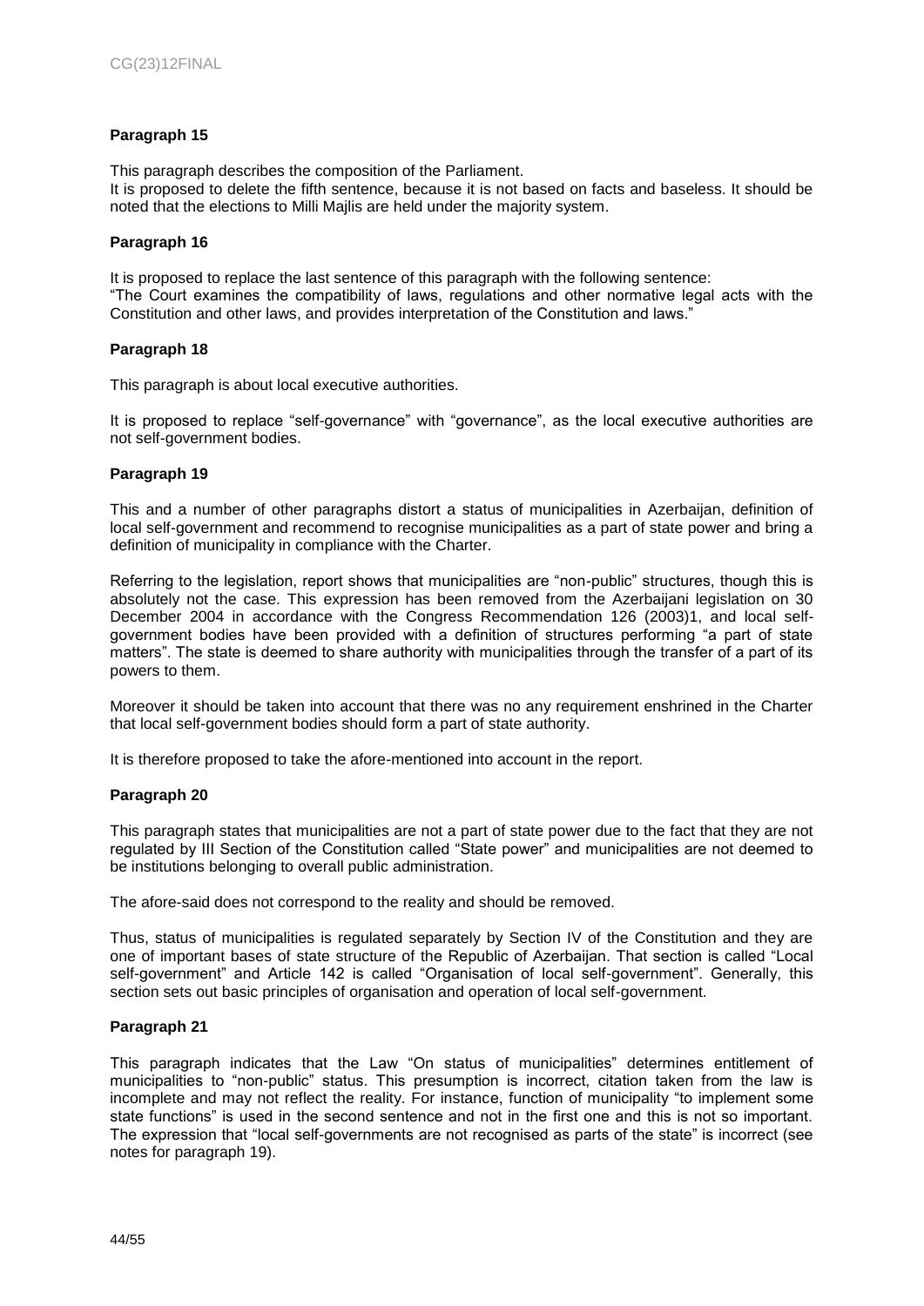### Paragraph 15

This paragraph describes the composition of the Parliament.
It is proposed to delete the fifth sentence, because it is not based on facts and baseless. It should be noted that the elections to Milli Majlis are held under the majority system.

### Paragraph 16

It is proposed to replace the last sentence of this paragraph with the following sentence:
"The Court examines the compatibility of laws, regulations and other normative legal acts with the Constitution and other laws, and provides interpretation of the Constitution and laws."

### Paragraph 18

This paragraph is about local executive authorities.

It is proposed to replace "self-governance" with "governance", as the local executive authorities are not self-government bodies.

### Paragraph 19

This and a number of other paragraphs distort a status of municipalities in Azerbaijan, definition of local self-government and recommend to recognise municipalities as a part of state power and bring a definition of municipality in compliance with the Charter.

Referring to the legislation, report shows that municipalities are "non-public" structures, though this is absolutely not the case. This expression has been removed from the Azerbaijani legislation on 30 December 2004 in accordance with the Congress Recommendation 126 (2003)[1], and local self-government bodies have been provided with a definition of structures performing "a part of state matters". The state is deemed to share authority with municipalities through the transfer of a part of its powers to them.

Moreover it should be taken into account that there was no any requirement enshrined in the Charter that local self-government bodies should form a part of state authority.

It is therefore proposed to take the afore-mentioned into account in the report.

### Paragraph 20

This paragraph states that municipalities are not a part of state power due to the fact that they are not regulated by III Section of the Constitution called "State power" and municipalities are not deemed to be institutions belonging to overall public administration.

The afore-said does not correspond to the reality and should be removed.

Thus, status of municipalities is regulated separately by Section IV of the Constitution and they are one of important bases of state structure of the Republic of Azerbaijan. That section is called "Local self-government" and Article 142 is called "Organisation of local self-government". Generally, this section sets out basic principles of organisation and operation of local self-government.

### Paragraph 21

This paragraph indicates that the Law "On status of municipalities" determines entitlement of municipalities to "non-public" status. This presumption is incorrect, citation taken from the law is incomplete and may not reflect the reality. For instance, function of municipality "to implement some state functions" is used in the second sentence and not in the first one and this is not so important. The expression that "local self-governments are not recognised as parts of the state" is incorrect (see notes for paragraph 19).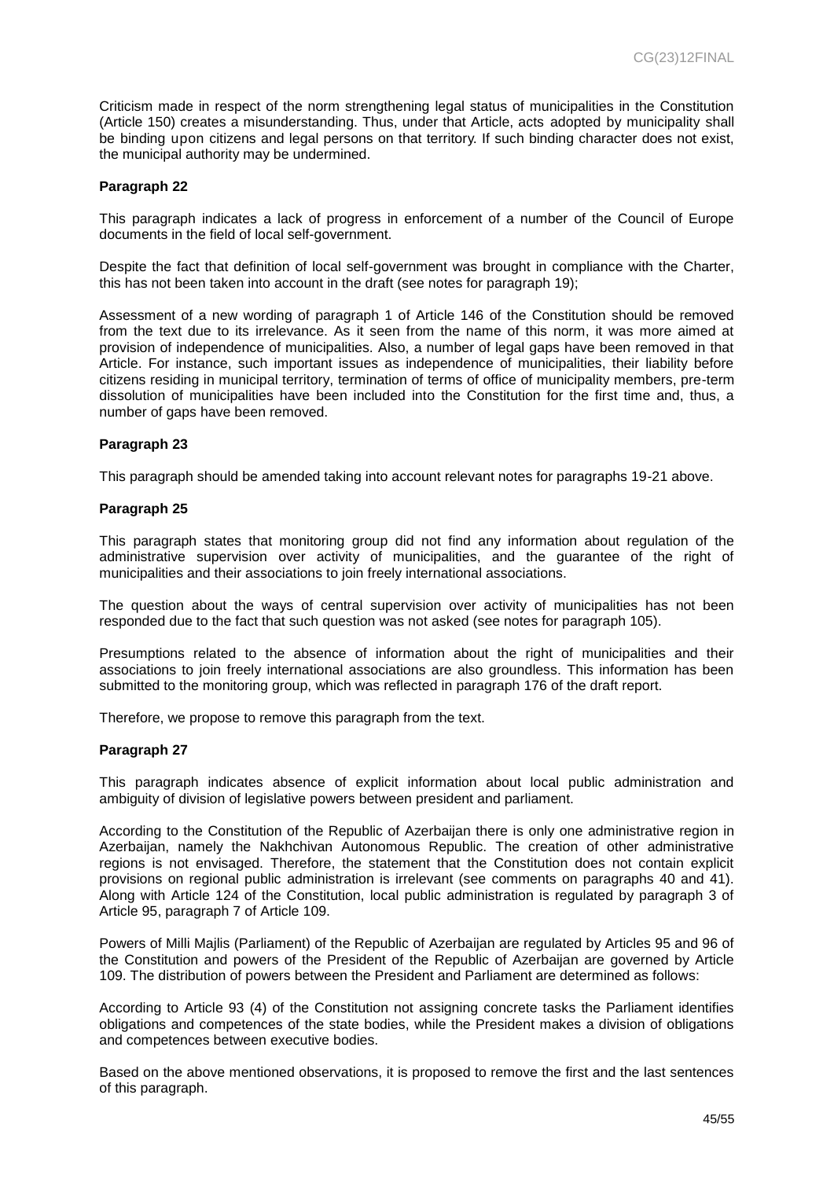Criticism made in respect of the norm strengthening legal status of municipalities in the Constitution (Article 150) creates a misunderstanding. Thus, under that Article, acts adopted by municipality shall be binding upon citizens and legal persons on that territory. If such binding character does not exist, the municipal authority may be undermined.

**Paragraph 22**

This paragraph indicates a lack of progress in enforcement of a number of the Council of Europe documents in the field of local self-government.

Despite the fact that definition of local self-government was brought in compliance with the Charter, this has not been taken into account in the draft (see notes for paragraph 19);

Assessment of a new wording of paragraph 1 of Article 146 of the Constitution should be removed from the text due to its irrelevance. As it seen from the name of this norm, it was more aimed at provision of independence of municipalities. Also, a number of legal gaps have been removed in that Article. For instance, such important issues as independence of municipalities, their liability before citizens residing in municipal territory, termination of terms of office of municipality members, pre-term dissolution of municipalities have been included into the Constitution for the first time and, thus, a number of gaps have been removed.

**Paragraph 23**

This paragraph should be amended taking into account relevant notes for paragraphs 19-21 above.

**Paragraph 25**

This paragraph states that monitoring group did not find any information about regulation of the administrative supervision over activity of municipalities, and the guarantee of the right of municipalities and their associations to join freely international associations.

The question about the ways of central supervision over activity of municipalities has not been responded due to the fact that such question was not asked (see notes for paragraph 105).

Presumptions related to the absence of information about the right of municipalities and their associations to join freely international associations are also groundless. This information has been submitted to the monitoring group, which was reflected in paragraph 176 of the draft report.

Therefore, we propose to remove this paragraph from the text.

**Paragraph 27**

This paragraph indicates absence of explicit information about local public administration and ambiguity of division of legislative powers between president and parliament.

According to the Constitution of the Republic of Azerbaijan there is only one administrative region in Azerbaijan, namely the Nakhchivan Autonomous Republic. The creation of other administrative regions is not envisaged. Therefore, the statement that the Constitution does not contain explicit provisions on regional public administration is irrelevant (see comments on paragraphs 40 and 41). Along with Article 124 of the Constitution, local public administration is regulated by paragraph 3 of Article 95, paragraph 7 of Article 109.

Powers of Milli Majlis (Parliament) of the Republic of Azerbaijan are regulated by Articles 95 and 96 of the Constitution and powers of the President of the Republic of Azerbaijan are governed by Article 109. The distribution of powers between the President and Parliament are determined as follows:

According to Article 93 (4) of the Constitution not assigning concrete tasks the Parliament identifies obligations and competences of the state bodies, while the President makes a division of obligations and competences between executive bodies.

Based on the above mentioned observations, it is proposed to remove the first and the last sentences of this paragraph.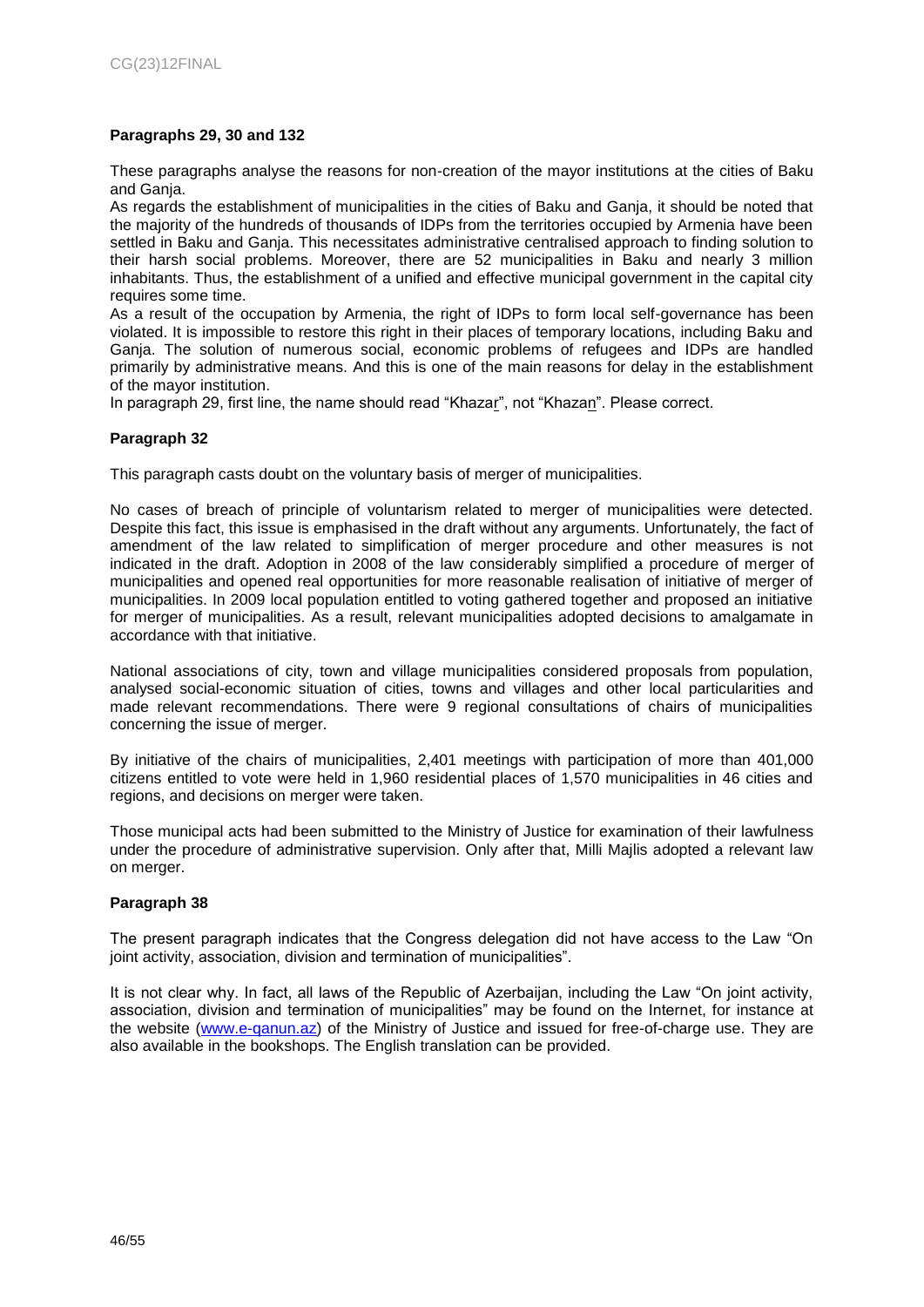**Paragraphs 29, 30 and 132**

These paragraphs analyse the reasons for non-creation of the mayor institutions at the cities of Baku and Ganja.

As regards the establishment of municipalities in the cities of Baku and Ganja, it should be noted that the majority of the hundreds of thousands of IDPs from the territories occupied by Armenia have been settled in Baku and Ganja. This necessitates administrative centralised approach to finding solution to their harsh social problems. Moreover, there are 52 municipalities in Baku and nearly 3 million inhabitants. Thus, the establishment of a unified and effective municipal government in the capital city requires some time.

As a result of the occupation by Armenia, the right of IDPs to form local self-governance has been violated. It is impossible to restore this right in their places of temporary locations, including Baku and Ganja. The solution of numerous social, economic problems of refugees and IDPs are handled primarily by administrative means. And this is one of the main reasons for delay in the establishment of the mayor institution.

In paragraph 29, first line, the name should read "Khaza<u>r</u>", not "Khaza<u>n</u>". Please correct.

**Paragraph 32**

This paragraph casts doubt on the voluntary basis of merger of municipalities.

No cases of breach of principle of voluntarism related to merger of municipalities were detected. Despite this fact, this issue is emphasised in the draft without any arguments. Unfortunately, the fact of amendment of the law related to simplification of merger procedure and other measures is not indicated in the draft. Adoption in 2008 of the law considerably simplified a procedure of merger of municipalities and opened real opportunities for more reasonable realisation of initiative of merger of municipalities. In 2009 local population entitled to voting gathered together and proposed an initiative for merger of municipalities. As a result, relevant municipalities adopted decisions to amalgamate in accordance with that initiative.

National associations of city, town and village municipalities considered proposals from population, analysed social-economic situation of cities, towns and villages and other local particularities and made relevant recommendations. There were 9 regional consultations of chairs of municipalities concerning the issue of merger.

By initiative of the chairs of municipalities, 2,401 meetings with participation of more than 401,000 citizens entitled to vote were held in 1,960 residential places of 1,570 municipalities in 46 cities and regions, and decisions on merger were taken.

Those municipal acts had been submitted to the Ministry of Justice for examination of their lawfulness under the procedure of administrative supervision. Only after that, Milli Majlis adopted a relevant law on merger.

**Paragraph 38**

The present paragraph indicates that the Congress delegation did not have access to the Law "On joint activity, association, division and termination of municipalities".

It is not clear why. In fact, all laws of the Republic of Azerbaijan, including the Law "On joint activity, association, division and termination of municipalities" may be found on the Internet, for instance at the website (www.e-qanun.az) of the Ministry of Justice and issued for free-of-charge use. They are also available in the bookshops. The English translation can be provided.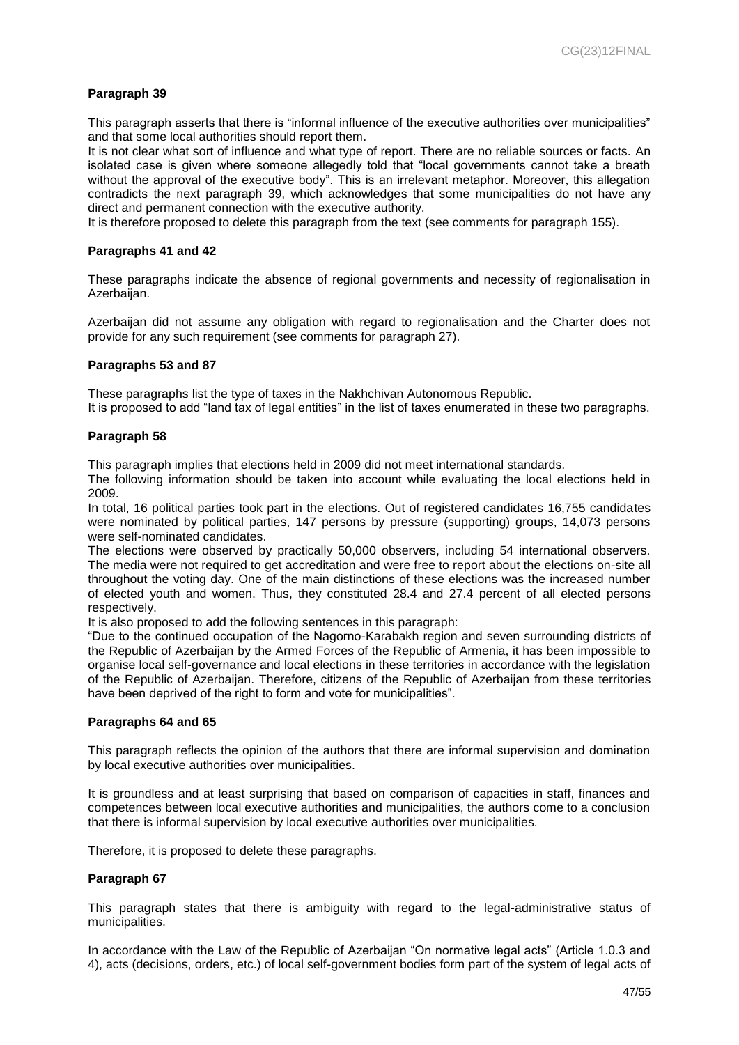**Paragraph 39**

This paragraph asserts that there is "informal influence of the executive authorities over municipalities" and that some local authorities should report them.

It is not clear what sort of influence and what type of report. There are no reliable sources or facts. An isolated case is given where someone allegedly told that "local governments cannot take a breath without the approval of the executive body". This is an irrelevant metaphor. Moreover, this allegation contradicts the next paragraph 39, which acknowledges that some municipalities do not have any direct and permanent connection with the executive authority.

It is therefore proposed to delete this paragraph from the text (see comments for paragraph 155).

**Paragraphs 41 and 42**

These paragraphs indicate the absence of regional governments and necessity of regionalisation in Azerbaijan.

Azerbaijan did not assume any obligation with regard to regionalisation and the Charter does not provide for any such requirement (see comments for paragraph 27).

**Paragraphs 53 and 87**

These paragraphs list the type of taxes in the Nakhchivan Autonomous Republic.

It is proposed to add "land tax of legal entities" in the list of taxes enumerated in these two paragraphs.

**Paragraph 58**

This paragraph implies that elections held in 2009 did not meet international standards.

The following information should be taken into account while evaluating the local elections held in 2009.

In total, 16 political parties took part in the elections. Out of registered candidates 16,755 candidates were nominated by political parties, 147 persons by pressure (supporting) groups, 14,073 persons were self-nominated candidates.

The elections were observed by practically 50,000 observers, including 54 international observers. The media were not required to get accreditation and were free to report about the elections on-site all throughout the voting day. One of the main distinctions of these elections was the increased number of elected youth and women. Thus, they constituted 28.4 and 27.4 percent of all elected persons respectively.

It is also proposed to add the following sentences in this paragraph:

"Due to the continued occupation of the Nagorno-Karabakh region and seven surrounding districts of the Republic of Azerbaijan by the Armed Forces of the Republic of Armenia, it has been impossible to organise local self-governance and local elections in these territories in accordance with the legislation of the Republic of Azerbaijan. Therefore, citizens of the Republic of Azerbaijan from these territories have been deprived of the right to form and vote for municipalities".

**Paragraphs 64 and 65**

This paragraph reflects the opinion of the authors that there are informal supervision and domination by local executive authorities over municipalities.

It is groundless and at least surprising that based on comparison of capacities in staff, finances and competences between local executive authorities and municipalities, the authors come to a conclusion that there is informal supervision by local executive authorities over municipalities.

Therefore, it is proposed to delete these paragraphs.

**Paragraph 67**

This paragraph states that there is ambiguity with regard to the legal-administrative status of municipalities.

In accordance with the Law of the Republic of Azerbaijan "On normative legal acts" (Article 1.0.3 and 4), acts (decisions, orders, etc.) of local self-government bodies form part of the system of legal acts of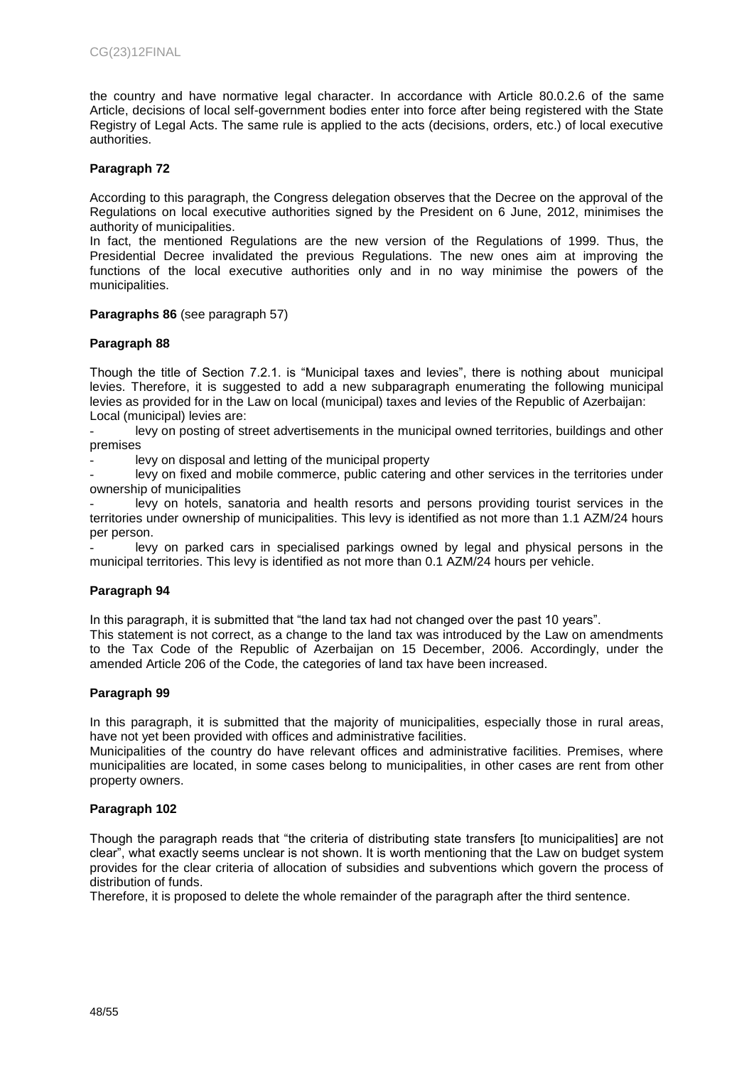the country and have normative legal character. In accordance with Article 80.0.2.6 of the same Article, decisions of local self-government bodies enter into force after being registered with the State Registry of Legal Acts. The same rule is applied to the acts (decisions, orders, etc.) of local executive authorities.

**Paragraph 72**

According to this paragraph, the Congress delegation observes that the Decree on the approval of the Regulations on local executive authorities signed by the President on 6 June, 2012, minimises the authority of municipalities.

In fact, the mentioned Regulations are the new version of the Regulations of 1999. Thus, the Presidential Decree invalidated the previous Regulations. The new ones aim at improving the functions of the local executive authorities only and in no way minimise the powers of the municipalities.

**Paragraphs 86** (see paragraph 57)

**Paragraph 88**

Though the title of Section 7.2.1. is "Municipal taxes and levies", there is nothing about municipal levies. Therefore, it is suggested to add a new subparagraph enumerating the following municipal levies as provided for in the Law on local (municipal) taxes and levies of the Republic of Azerbaijan:

Local (municipal) levies are:

- levy on posting of street advertisements in the municipal owned territories, buildings and other premises
- levy on disposal and letting of the municipal property
- levy on fixed and mobile commerce, public catering and other services in the territories under ownership of municipalities
- levy on hotels, sanatoria and health resorts and persons providing tourist services in the territories under ownership of municipalities. This levy is identified as not more than 1.1 AZM/24 hours per person.
- levy on parked cars in specialised parkings owned by legal and physical persons in the municipal territories. This levy is identified as not more than 0.1 AZM/24 hours per vehicle.

**Paragraph 94**

In this paragraph, it is submitted that "the land tax had not changed over the past 10 years".

This statement is not correct, as a change to the land tax was introduced by the Law on amendments to the Tax Code of the Republic of Azerbaijan on 15 December, 2006. Accordingly, under the amended Article 206 of the Code, the categories of land tax have been increased.

**Paragraph 99**

In this paragraph, it is submitted that the majority of municipalities, especially those in rural areas, have not yet been provided with offices and administrative facilities.

Municipalities of the country do have relevant offices and administrative facilities. Premises, where municipalities are located, in some cases belong to municipalities, in other cases are rent from other property owners.

**Paragraph 102**

Though the paragraph reads that "the criteria of distributing state transfers [to municipalities] are not clear", what exactly seems unclear is not shown. It is worth mentioning that the Law on budget system provides for the clear criteria of allocation of subsidies and subventions which govern the process of distribution of funds.

Therefore, it is proposed to delete the whole remainder of the paragraph after the third sentence.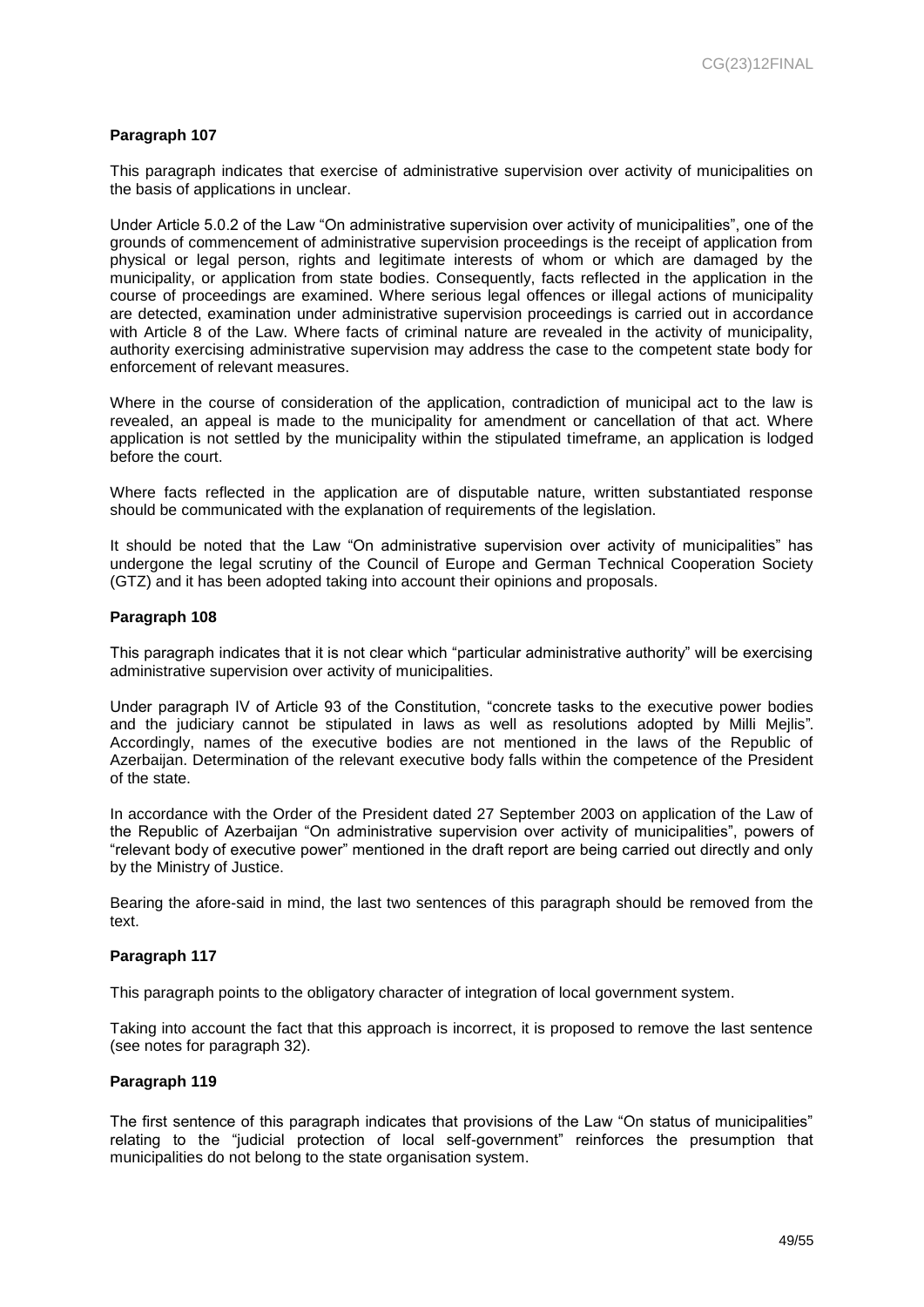**Paragraph 107**

This paragraph indicates that exercise of administrative supervision over activity of municipalities on the basis of applications in unclear.

Under Article 5.0.2 of the Law "On administrative supervision over activity of municipalities", one of the grounds of commencement of administrative supervision proceedings is the receipt of application from physical or legal person, rights and legitimate interests of whom or which are damaged by the municipality, or application from state bodies. Consequently, facts reflected in the application in the course of proceedings are examined. Where serious legal offences or illegal actions of municipality are detected, examination under administrative supervision proceedings is carried out in accordance with Article 8 of the Law. Where facts of criminal nature are revealed in the activity of municipality, authority exercising administrative supervision may address the case to the competent state body for enforcement of relevant measures.

Where in the course of consideration of the application, contradiction of municipal act to the law is revealed, an appeal is made to the municipality for amendment or cancellation of that act. Where application is not settled by the municipality within the stipulated timeframe, an application is lodged before the court.

Where facts reflected in the application are of disputable nature, written substantiated response should be communicated with the explanation of requirements of the legislation.

It should be noted that the Law "On administrative supervision over activity of municipalities" has undergone the legal scrutiny of the Council of Europe and German Technical Cooperation Society (GTZ) and it has been adopted taking into account their opinions and proposals.

**Paragraph 108**

This paragraph indicates that it is not clear which "particular administrative authority" will be exercising administrative supervision over activity of municipalities.

Under paragraph IV of Article 93 of the Constitution, "concrete tasks to the executive power bodies and the judiciary cannot be stipulated in laws as well as resolutions adopted by Milli Mejlis". Accordingly, names of the executive bodies are not mentioned in the laws of the Republic of Azerbaijan. Determination of the relevant executive body falls within the competence of the President of the state.

In accordance with the Order of the President dated 27 September 2003 on application of the Law of the Republic of Azerbaijan "On administrative supervision over activity of municipalities", powers of "relevant body of executive power" mentioned in the draft report are being carried out directly and only by the Ministry of Justice.

Bearing the afore-said in mind, the last two sentences of this paragraph should be removed from the text.

**Paragraph 117**

This paragraph points to the obligatory character of integration of local government system.

Taking into account the fact that this approach is incorrect, it is proposed to remove the last sentence (see notes for paragraph 32).

**Paragraph 119**

The first sentence of this paragraph indicates that provisions of the Law "On status of municipalities" relating to the "judicial protection of local self-government" reinforces the presumption that municipalities do not belong to the state organisation system.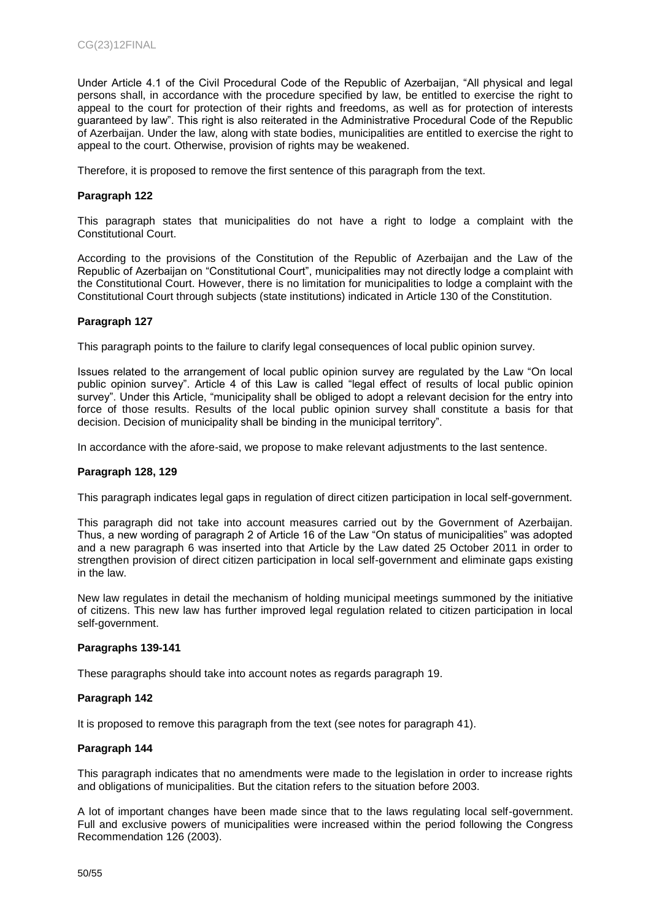Under Article 4.1 of the Civil Procedural Code of the Republic of Azerbaijan, "All physical and legal persons shall, in accordance with the procedure specified by law, be entitled to exercise the right to appeal to the court for protection of their rights and freedoms, as well as for protection of interests guaranteed by law". This right is also reiterated in the Administrative Procedural Code of the Republic of Azerbaijan. Under the law, along with state bodies, municipalities are entitled to exercise the right to appeal to the court. Otherwise, provision of rights may be weakened.

Therefore, it is proposed to remove the first sentence of this paragraph from the text.

**Paragraph 122**

This paragraph states that municipalities do not have a right to lodge a complaint with the Constitutional Court.

According to the provisions of the Constitution of the Republic of Azerbaijan and the Law of the Republic of Azerbaijan on "Constitutional Court", municipalities may not directly lodge a complaint with the Constitutional Court. However, there is no limitation for municipalities to lodge a complaint with the Constitutional Court through subjects (state institutions) indicated in Article 130 of the Constitution.

**Paragraph 127**

This paragraph points to the failure to clarify legal consequences of local public opinion survey.

Issues related to the arrangement of local public opinion survey are regulated by the Law "On local public opinion survey". Article 4 of this Law is called "legal effect of results of local public opinion survey". Under this Article, "municipality shall be obliged to adopt a relevant decision for the entry into force of those results. Results of the local public opinion survey shall constitute a basis for that decision. Decision of municipality shall be binding in the municipal territory".

In accordance with the afore-said, we propose to make relevant adjustments to the last sentence.

**Paragraph 128, 129**

This paragraph indicates legal gaps in regulation of direct citizen participation in local self-government.

This paragraph did not take into account measures carried out by the Government of Azerbaijan. Thus, a new wording of paragraph 2 of Article 16 of the Law "On status of municipalities" was adopted and a new paragraph 6 was inserted into that Article by the Law dated 25 October 2011 in order to strengthen provision of direct citizen participation in local self-government and eliminate gaps existing in the law.

New law regulates in detail the mechanism of holding municipal meetings summoned by the initiative of citizens. This new law has further improved legal regulation related to citizen participation in local self-government.

**Paragraphs 139-141**

These paragraphs should take into account notes as regards paragraph 19.

**Paragraph 142**

It is proposed to remove this paragraph from the text (see notes for paragraph 41).

**Paragraph 144**

This paragraph indicates that no amendments were made to the legislation in order to increase rights and obligations of municipalities. But the citation refers to the situation before 2003.

A lot of important changes have been made since that to the laws regulating local self-government. Full and exclusive powers of municipalities were increased within the period following the Congress Recommendation 126 (2003).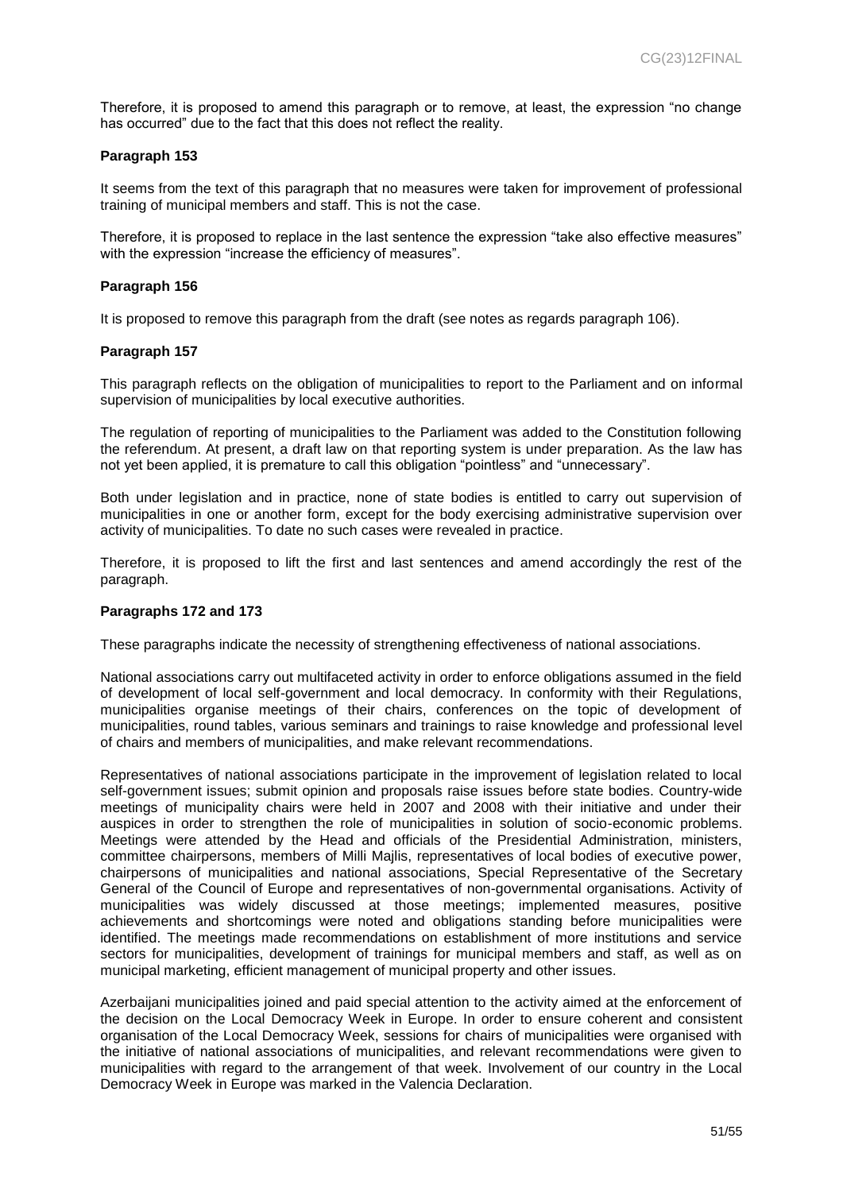Therefore, it is proposed to amend this paragraph or to remove, at least, the expression “no change has occurred” due to the fact that this does not reflect the reality.

**Paragraph 153**

It seems from the text of this paragraph that no measures were taken for improvement of professional training of municipal members and staff. This is not the case.

Therefore, it is proposed to replace in the last sentence the expression “take also effective measures” with the expression “increase the efficiency of measures”.

**Paragraph 156**

It is proposed to remove this paragraph from the draft (see notes as regards paragraph 106).

**Paragraph 157**

This paragraph reflects on the obligation of municipalities to report to the Parliament and on informal supervision of municipalities by local executive authorities.

The regulation of reporting of municipalities to the Parliament was added to the Constitution following the referendum. At present, a draft law on that reporting system is under preparation. As the law has not yet been applied, it is premature to call this obligation “pointless” and “unnecessary”.

Both under legislation and in practice, none of state bodies is entitled to carry out supervision of municipalities in one or another form, except for the body exercising administrative supervision over activity of municipalities. To date no such cases were revealed in practice.

Therefore, it is proposed to lift the first and last sentences and amend accordingly the rest of the paragraph.

**Paragraphs 172 and 173**

These paragraphs indicate the necessity of strengthening effectiveness of national associations.

National associations carry out multifaceted activity in order to enforce obligations assumed in the field of development of local self-government and local democracy. In conformity with their Regulations, municipalities organise meetings of their chairs, conferences on the topic of development of municipalities, round tables, various seminars and trainings to raise knowledge and professional level of chairs and members of municipalities, and make relevant recommendations.

Representatives of national associations participate in the improvement of legislation related to local self-government issues; submit opinion and proposals raise issues before state bodies. Country-wide meetings of municipality chairs were held in 2007 and 2008 with their initiative and under their auspices in order to strengthen the role of municipalities in solution of socio-economic problems. Meetings were attended by the Head and officials of the Presidential Administration, ministers, committee chairpersons, members of Milli Majlis, representatives of local bodies of executive power, chairpersons of municipalities and national associations, Special Representative of the Secretary General of the Council of Europe and representatives of non-governmental organisations. Activity of municipalities was widely discussed at those meetings; implemented measures, positive achievements and shortcomings were noted and obligations standing before municipalities were identified. The meetings made recommendations on establishment of more institutions and service sectors for municipalities, development of trainings for municipal members and staff, as well as on municipal marketing, efficient management of municipal property and other issues.

Azerbaijani municipalities joined and paid special attention to the activity aimed at the enforcement of the decision on the Local Democracy Week in Europe. In order to ensure coherent and consistent organisation of the Local Democracy Week, sessions for chairs of municipalities were organised with the initiative of national associations of municipalities, and relevant recommendations were given to municipalities with regard to the arrangement of that week. Involvement of our country in the Local Democracy Week in Europe was marked in the Valencia Declaration.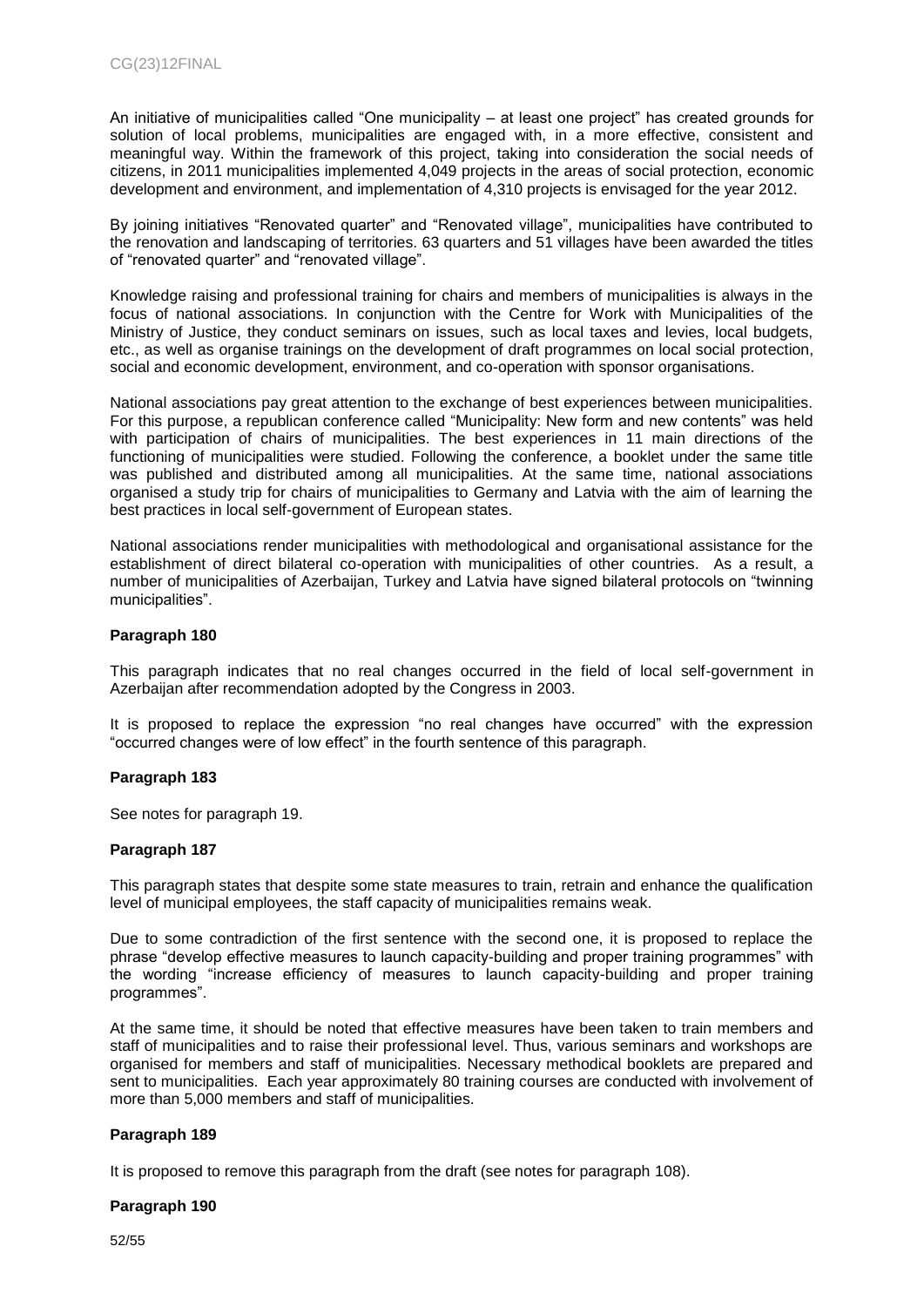An initiative of municipalities called "One municipality – at least one project" has created grounds for solution of local problems, municipalities are engaged with, in a more effective, consistent and meaningful way. Within the framework of this project, taking into consideration the social needs of citizens, in 2011 municipalities implemented 4,049 projects in the areas of social protection, economic development and environment, and implementation of 4,310 projects is envisaged for the year 2012.

By joining initiatives "Renovated quarter" and "Renovated village", municipalities have contributed to the renovation and landscaping of territories. 63 quarters and 51 villages have been awarded the titles of "renovated quarter" and "renovated village".

Knowledge raising and professional training for chairs and members of municipalities is always in the focus of national associations. In conjunction with the Centre for Work with Municipalities of the Ministry of Justice, they conduct seminars on issues, such as local taxes and levies, local budgets, etc., as well as organise trainings on the development of draft programmes on local social protection, social and economic development, environment, and co-operation with sponsor organisations.

National associations pay great attention to the exchange of best experiences between municipalities. For this purpose, a republican conference called "Municipality: New form and new contents" was held with participation of chairs of municipalities. The best experiences in 11 main directions of the functioning of municipalities were studied. Following the conference, a booklet under the same title was published and distributed among all municipalities. At the same time, national associations organised a study trip for chairs of municipalities to Germany and Latvia with the aim of learning the best practices in local self-government of European states.

National associations render municipalities with methodological and organisational assistance for the establishment of direct bilateral co-operation with municipalities of other countries. As a result, a number of municipalities of Azerbaijan, Turkey and Latvia have signed bilateral protocols on "twinning municipalities".

**Paragraph 180**

This paragraph indicates that no real changes occurred in the field of local self-government in Azerbaijan after recommendation adopted by the Congress in 2003.

It is proposed to replace the expression "no real changes have occurred" with the expression "occurred changes were of low effect" in the fourth sentence of this paragraph.

**Paragraph 183**

See notes for paragraph 19.

**Paragraph 187**

This paragraph states that despite some state measures to train, retrain and enhance the qualification level of municipal employees, the staff capacity of municipalities remains weak.

Due to some contradiction of the first sentence with the second one, it is proposed to replace the phrase "develop effective measures to launch capacity-building and proper training programmes" with the wording "increase efficiency of measures to launch capacity-building and proper training programmes".

At the same time, it should be noted that effective measures have been taken to train members and staff of municipalities and to raise their professional level. Thus, various seminars and workshops are organised for members and staff of municipalities. Necessary methodical booklets are prepared and sent to municipalities. Each year approximately 80 training courses are conducted with involvement of more than 5,000 members and staff of municipalities.

**Paragraph 189**

It is proposed to remove this paragraph from the draft (see notes for paragraph 108).

**Paragraph 190**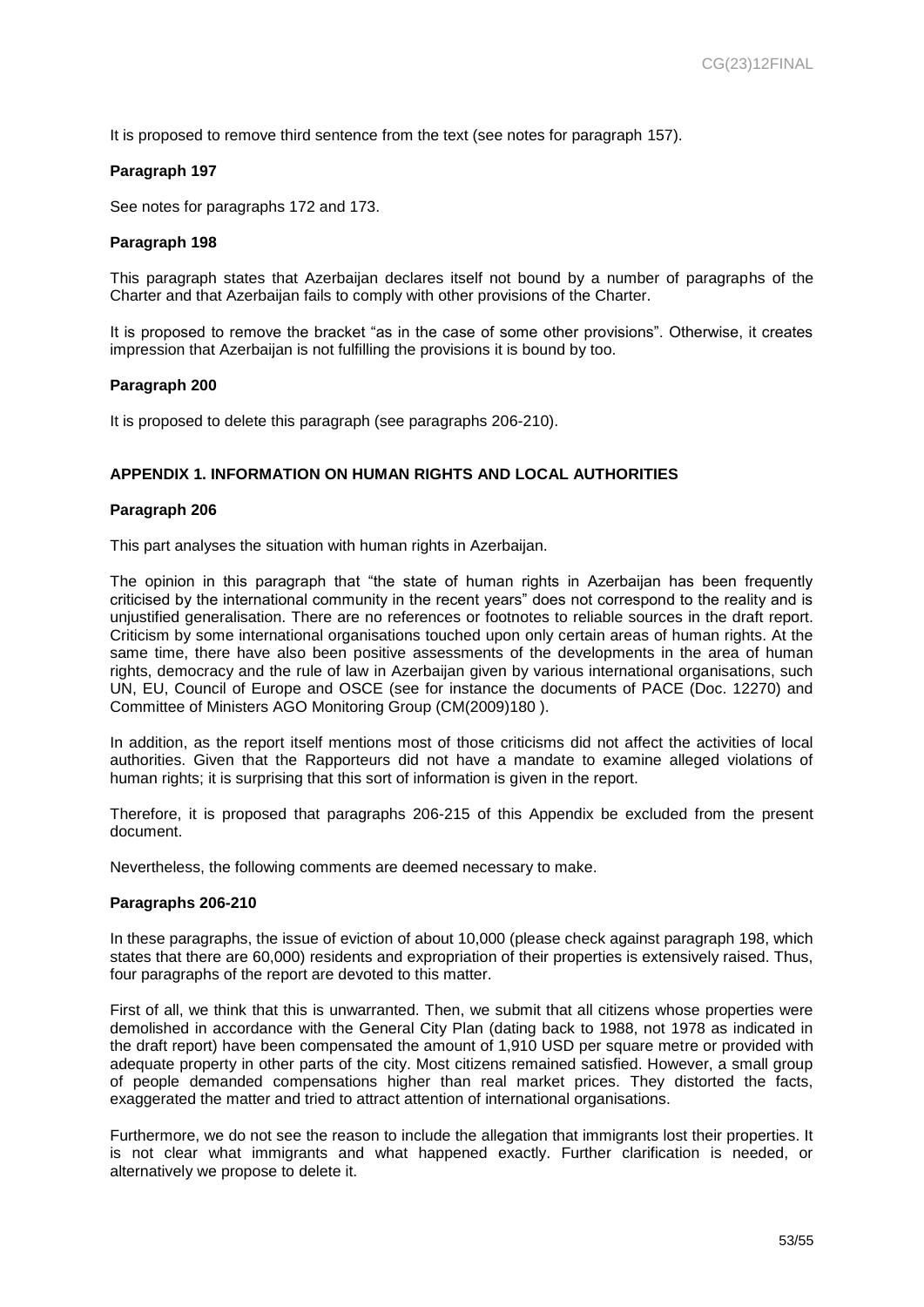It is proposed to remove third sentence from the text (see notes for paragraph 157).

**Paragraph 197**

See notes for paragraphs 172 and 173.

**Paragraph 198**

This paragraph states that Azerbaijan declares itself not bound by a number of paragraphs of the Charter and that Azerbaijan fails to comply with other provisions of the Charter.

It is proposed to remove the bracket “as in the case of some other provisions”. Otherwise, it creates impression that Azerbaijan is not fulfilling the provisions it is bound by too.

**Paragraph 200**

It is proposed to delete this paragraph (see paragraphs 206-210).

## APPENDIX 1. INFORMATION ON HUMAN RIGHTS AND LOCAL AUTHORITIES

**Paragraph 206**

This part analyses the situation with human rights in Azerbaijan.

The opinion in this paragraph that “the state of human rights in Azerbaijan has been frequently criticised by the international community in the recent years” does not correspond to the reality and is unjustified generalisation. There are no references or footnotes to reliable sources in the draft report. Criticism by some international organisations touched upon only certain areas of human rights. At the same time, there have also been positive assessments of the developments in the area of human rights, democracy and the rule of law in Azerbaijan given by various international organisations, such UN, EU, Council of Europe and OSCE (see for instance the documents of PACE (Doc. 12270) and Committee of Ministers AGO Monitoring Group (CM(2009)180 ).

In addition, as the report itself mentions most of those criticisms did not affect the activities of local authorities. Given that the Rapporteurs did not have a mandate to examine alleged violations of human rights; it is surprising that this sort of information is given in the report.

Therefore, it is proposed that paragraphs 206-215 of this Appendix be excluded from the present document.

Nevertheless, the following comments are deemed necessary to make.

**Paragraphs 206-210**

In these paragraphs, the issue of eviction of about 10,000 (please check against paragraph 198, which states that there are 60,000) residents and expropriation of their properties is extensively raised. Thus, four paragraphs of the report are devoted to this matter.

First of all, we think that this is unwarranted. Then, we submit that all citizens whose properties were demolished in accordance with the General City Plan (dating back to 1988, not 1978 as indicated in the draft report) have been compensated the amount of 1,910 USD per square metre or provided with adequate property in other parts of the city. Most citizens remained satisfied. However, a small group of people demanded compensations higher than real market prices. They distorted the facts, exaggerated the matter and tried to attract attention of international organisations.

Furthermore, we do not see the reason to include the allegation that immigrants lost their properties. It is not clear what immigrants and what happened exactly. Further clarification is needed, or alternatively we propose to delete it.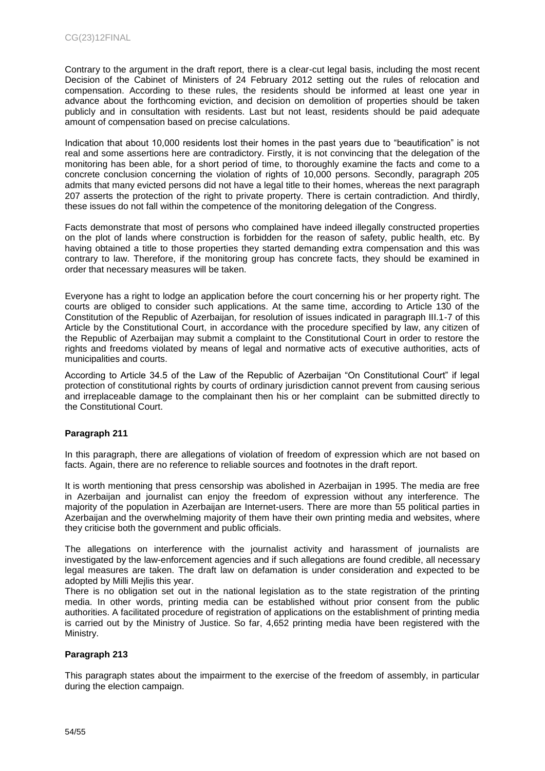Contrary to the argument in the draft report, there is a clear-cut legal basis, including the most recent Decision of the Cabinet of Ministers of 24 February 2012 setting out the rules of relocation and compensation. According to these rules, the residents should be informed at least one year in advance about the forthcoming eviction, and decision on demolition of properties should be taken publicly and in consultation with residents. Last but not least, residents should be paid adequate amount of compensation based on precise calculations.

Indication that about 10,000 residents lost their homes in the past years due to "beautification" is not real and some assertions here are contradictory. Firstly, it is not convincing that the delegation of the monitoring has been able, for a short period of time, to thoroughly examine the facts and come to a concrete conclusion concerning the violation of rights of 10,000 persons. Secondly, paragraph 205 admits that many evicted persons did not have a legal title to their homes, whereas the next paragraph 207 asserts the protection of the right to private property. There is certain contradiction. And thirdly, these issues do not fall within the competence of the monitoring delegation of the Congress.

Facts demonstrate that most of persons who complained have indeed illegally constructed properties on the plot of lands where construction is forbidden for the reason of safety, public health, etc. By having obtained a title to those properties they started demanding extra compensation and this was contrary to law. Therefore, if the monitoring group has concrete facts, they should be examined in order that necessary measures will be taken.

Everyone has a right to lodge an application before the court concerning his or her property right. The courts are obliged to consider such applications. At the same time, according to Article 130 of the Constitution of the Republic of Azerbaijan, for resolution of issues indicated in paragraph III.1-7 of this Article by the Constitutional Court, in accordance with the procedure specified by law, any citizen of the Republic of Azerbaijan may submit a complaint to the Constitutional Court in order to restore the rights and freedoms violated by means of legal and normative acts of executive authorities, acts of municipalities and courts.

According to Article 34.5 of the Law of the Republic of Azerbaijan "On Constitutional Court" if legal protection of constitutional rights by courts of ordinary jurisdiction cannot prevent from causing serious and irreplaceable damage to the complainant then his or her complaint can be submitted directly to the Constitutional Court.

**Paragraph 211**

In this paragraph, there are allegations of violation of freedom of expression which are not based on facts. Again, there are no reference to reliable sources and footnotes in the draft report.

It is worth mentioning that press censorship was abolished in Azerbaijan in 1995. The media are free in Azerbaijan and journalist can enjoy the freedom of expression without any interference. The majority of the population in Azerbaijan are Internet-users. There are more than 55 political parties in Azerbaijan and the overwhelming majority of them have their own printing media and websites, where they criticise both the government and public officials.

The allegations on interference with the journalist activity and harassment of journalists are investigated by the law-enforcement agencies and if such allegations are found credible, all necessary legal measures are taken. The draft law on defamation is under consideration and expected to be adopted by Milli Mejlis this year.

There is no obligation set out in the national legislation as to the state registration of the printing media. In other words, printing media can be established without prior consent from the public authorities. A facilitated procedure of registration of applications on the establishment of printing media is carried out by the Ministry of Justice. So far, 4,652 printing media have been registered with the Ministry.

**Paragraph 213**

This paragraph states about the impairment to the exercise of the freedom of assembly, in particular during the election campaign.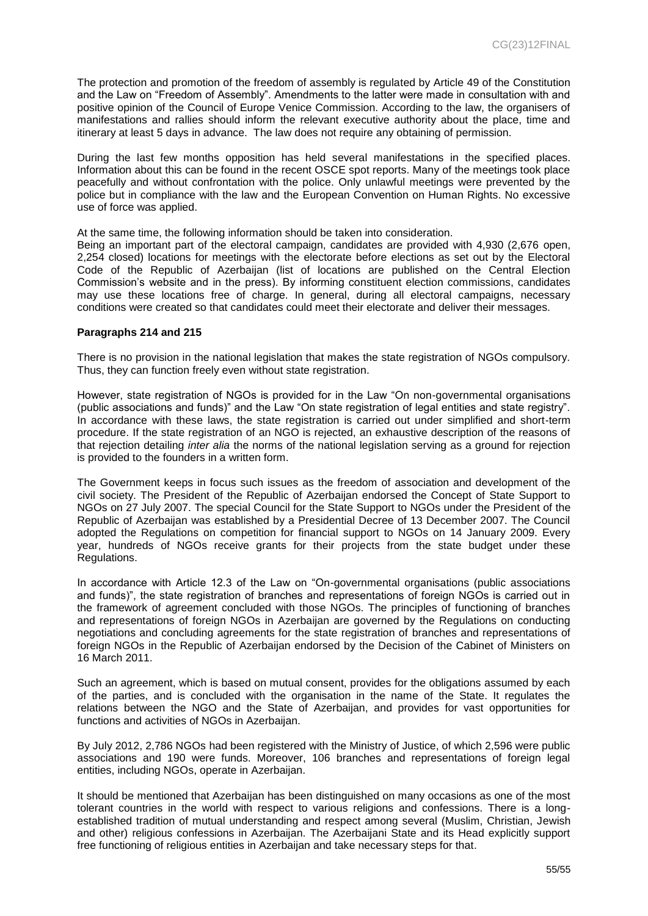The protection and promotion of the freedom of assembly is regulated by Article 49 of the Constitution and the Law on "Freedom of Assembly". Amendments to the latter were made in consultation with and positive opinion of the Council of Europe Venice Commission. According to the law, the organisers of manifestations and rallies should inform the relevant executive authority about the place, time and itinerary at least 5 days in advance. The law does not require any obtaining of permission.

During the last few months opposition has held several manifestations in the specified places. Information about this can be found in the recent OSCE spot reports. Many of the meetings took place peacefully and without confrontation with the police. Only unlawful meetings were prevented by the police but in compliance with the law and the European Convention on Human Rights. No excessive use of force was applied.

At the same time, the following information should be taken into consideration.

Being an important part of the electoral campaign, candidates are provided with 4,930 (2,676 open, 2,254 closed) locations for meetings with the electorate before elections as set out by the Electoral Code of the Republic of Azerbaijan (list of locations are published on the Central Election Commission's website and in the press). By informing constituent election commissions, candidates may use these locations free of charge. In general, during all electoral campaigns, necessary conditions were created so that candidates could meet their electorate and deliver their messages.

**Paragraphs 214 and 215**

There is no provision in the national legislation that makes the state registration of NGOs compulsory. Thus, they can function freely even without state registration.

However, state registration of NGOs is provided for in the Law "On non-governmental organisations (public associations and funds)" and the Law "On state registration of legal entities and state registry". In accordance with these laws, the state registration is carried out under simplified and short-term procedure. If the state registration of an NGO is rejected, an exhaustive description of the reasons of that rejection detailing *inter alia* the norms of the national legislation serving as a ground for rejection is provided to the founders in a written form.

The Government keeps in focus such issues as the freedom of association and development of the civil society. The President of the Republic of Azerbaijan endorsed the Concept of State Support to NGOs on 27 July 2007. The special Council for the State Support to NGOs under the President of the Republic of Azerbaijan was established by a Presidential Decree of 13 December 2007. The Council adopted the Regulations on competition for financial support to NGOs on 14 January 2009. Every year, hundreds of NGOs receive grants for their projects from the state budget under these Regulations.

In accordance with Article 12.3 of the Law on "On-governmental organisations (public associations and funds)", the state registration of branches and representations of foreign NGOs is carried out in the framework of agreement concluded with those NGOs. The principles of functioning of branches and representations of foreign NGOs in Azerbaijan are governed by the Regulations on conducting negotiations and concluding agreements for the state registration of branches and representations of foreign NGOs in the Republic of Azerbaijan endorsed by the Decision of the Cabinet of Ministers on 16 March 2011.

Such an agreement, which is based on mutual consent, provides for the obligations assumed by each of the parties, and is concluded with the organisation in the name of the State. It regulates the relations between the NGO and the State of Azerbaijan, and provides for vast opportunities for functions and activities of NGOs in Azerbaijan.

By July 2012, 2,786 NGOs had been registered with the Ministry of Justice, of which 2,596 were public associations and 190 were funds. Moreover, 106 branches and representations of foreign legal entities, including NGOs, operate in Azerbaijan.

It should be mentioned that Azerbaijan has been distinguished on many occasions as one of the most tolerant countries in the world with respect to various religions and confessions. There is a long-established tradition of mutual understanding and respect among several (Muslim, Christian, Jewish and other) religious confessions in Azerbaijan. The Azerbaijani State and its Head explicitly support free functioning of religious entities in Azerbaijan and take necessary steps for that.